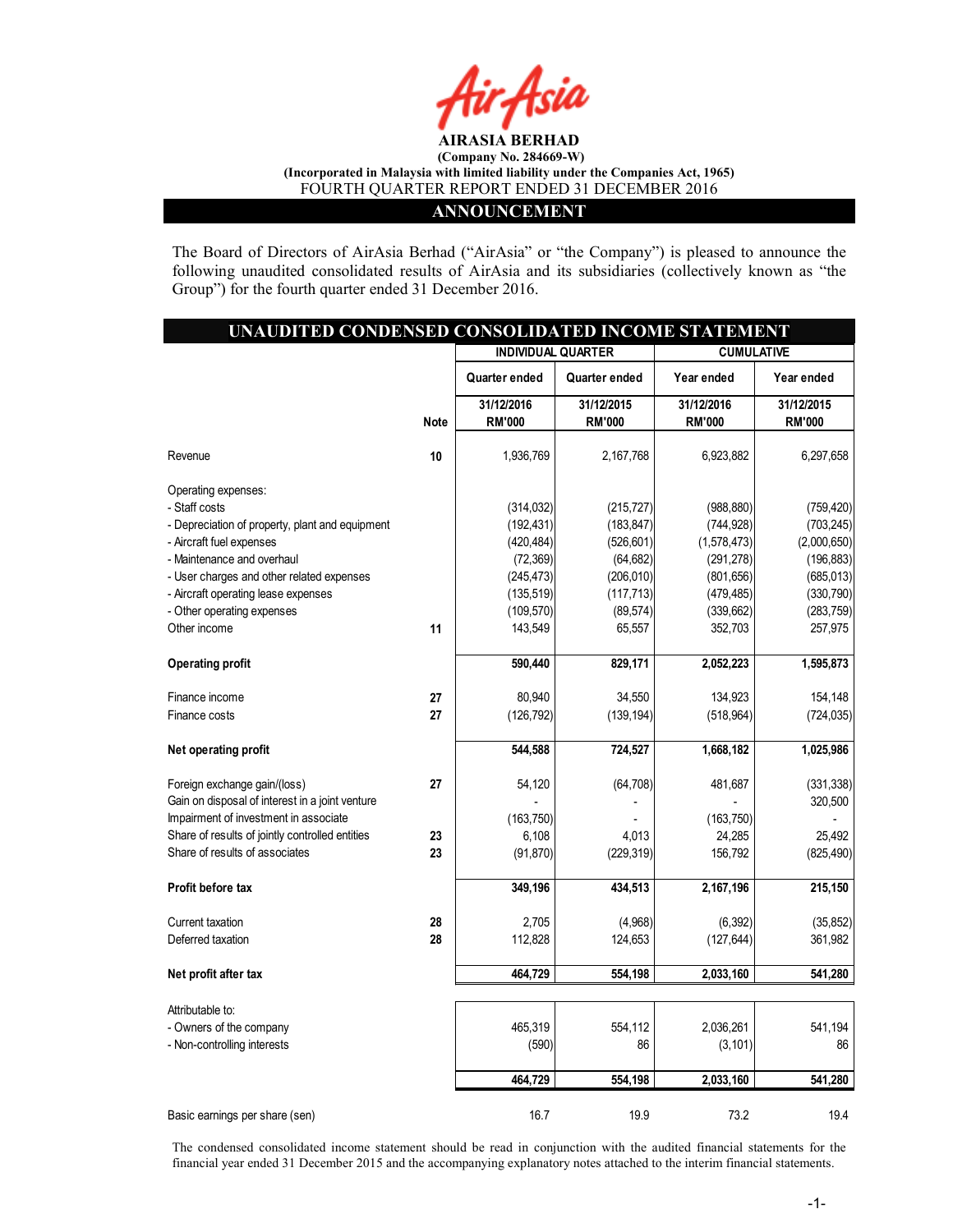# AIRASIA BERHAD

**(Company No. 284669-W)**

**(Incorporated in Malaysia with limited liability under the Companies Act, 1965)**

FOURTH QUARTER REPORT ENDED 31 DECEMBER 2016

## ANNOUNCEMENT

The Board of Directors of AirAsia Berhad ("AirAsia" or "the Company") is pleased to announce the following unaudited consolidated results of AirAsia and its subsidiaries (collectively known as "the Group") for the fourth quarter ended 31 December 2016.

## UNAUDITED CONDENSED CONSOLIDATED INCOME STATEMENT

| | | INDIVIDUAL QUARTER | | CUMULATIVE | |
|---|---|---|---|---|---|
| | | Quarter ended | Quarter ended | Year ended | Year ended |
| | Note | 31/12/2016 RM'000 | 31/12/2015 RM'000 | 31/12/2016 RM'000 | 31/12/2015 RM'000 |
| Revenue | 10 | 1,936,769 | 2,167,768 | 6,923,882 | 6,297,658 |
| Operating expenses: | | | | | |
| - Staff costs | | (314,032) | (215,727) | (988,880) | (759,420) |
| - Depreciation of property, plant and equipment | | (192,431) | (183,847) | (744,928) | (703,245) |
| - Aircraft fuel expenses | | (420,484) | (526,601) | (1,578,473) | (2,000,650) |
| - Maintenance and overhaul | | (72,369) | (64,682) | (291,278) | (196,883) |
| - User charges and other related expenses | | (245,473) | (206,010) | (801,656) | (685,013) |
| - Aircraft operating lease expenses | | (135,519) | (117,713) | (479,485) | (330,790) |
| - Other operating expenses | | (109,570) | (89,574) | (339,662) | (283,759) |
| Other income | 11 | 143,549 | 65,557 | 352,703 | 257,975 |
| **Operating profit** | | **590,440** | **829,171** | **2,052,223** | **1,595,873** |
| Finance income | 27 | 80,940 | 34,550 | 134,923 | 154,148 |
| Finance costs | 27 | (126,792) | (139,194) | (518,964) | (724,035) |
| **Net operating profit** | | **544,588** | **724,527** | **1,668,182** | **1,025,986** |
| Foreign exchange gain/(loss) | 27 | 54,120 | (64,708) | 481,687 | (331,338) |
| Gain on disposal of interest in a joint venture | | - | - | - | 320,500 |
| Impairment of investment in associate | | (163,750) | - | (163,750) | - |
| Share of results of jointly controlled entities | 23 | 6,108 | 4,013 | 24,285 | 25,492 |
| Share of results of associates | 23 | (91,870) | (229,319) | 156,792 | (825,490) |
| **Profit before tax** | | **349,196** | **434,513** | **2,167,196** | **215,150** |
| Current taxation | 28 | 2,705 | (4,968) | (6,392) | (35,852) |
| Deferred taxation | 28 | 112,828 | 124,653 | (127,644) | 361,982 |
| **Net profit after tax** | | **464,729** | **554,198** | **2,033,160** | **541,280** |
| Attributable to: | | | | | |
| - Owners of the company | | 465,319 | 554,112 | 2,036,261 | 541,194 |
| - Non-controlling interests | | (590) | 86 | (3,101) | 86 |
| | | **464,729** | **554,198** | **2,033,160** | **541,280** |
| Basic earnings per share (sen) | | 16.7 | 19.9 | 73.2 | 19.4 |

The condensed consolidated income statement should be read in conjunction with the audited financial statements for the financial year ended 31 December 2015 and the accompanying explanatory notes attached to the interim financial statements.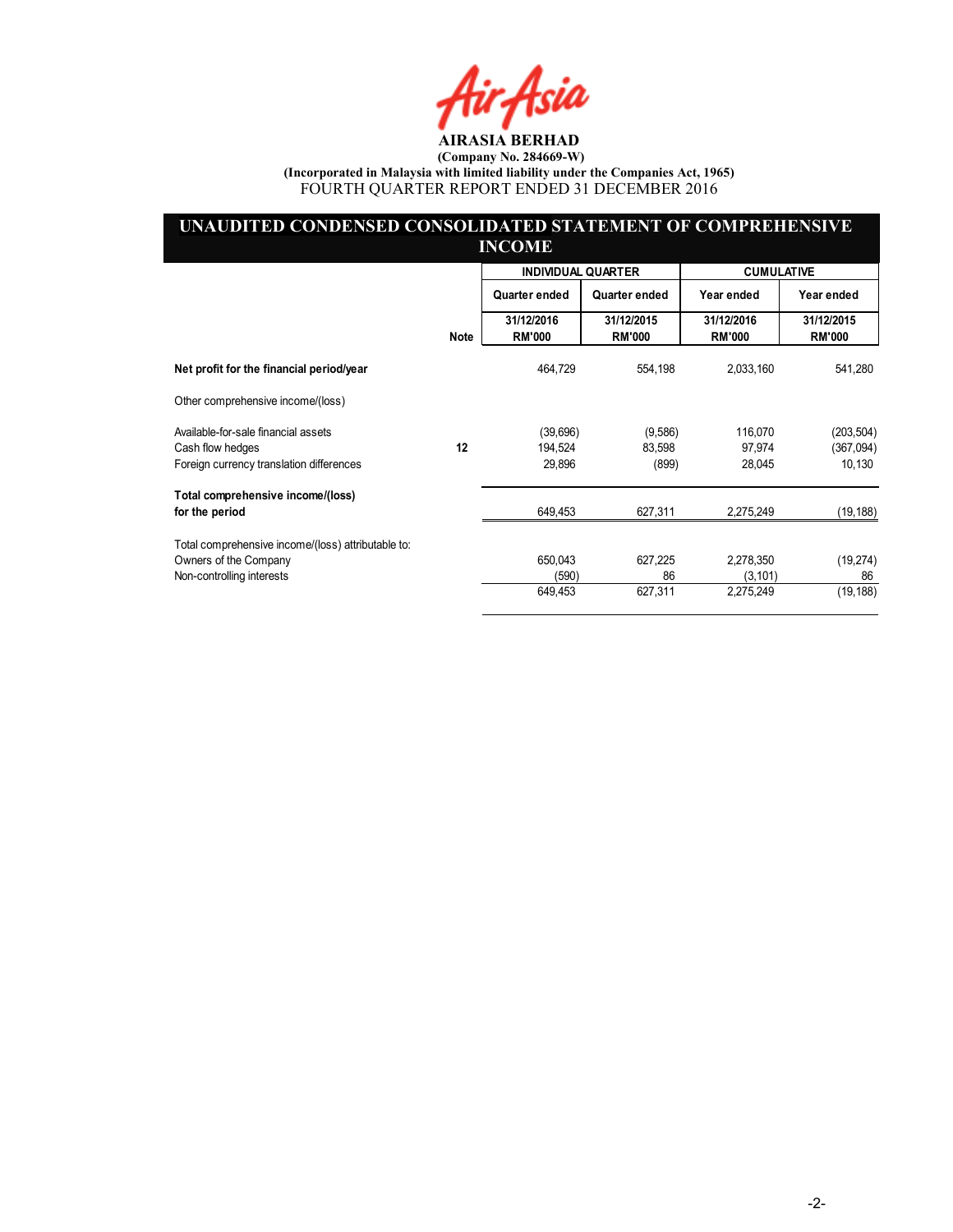**AIRASIA BERHAD**

**(Company No. 284669-W)**

**(Incorporated in Malaysia with limited liability under the Companies Act, 1965)**

FOURTH QUARTER REPORT ENDED 31 DECEMBER 2016

## UNAUDITED CONDENSED CONSOLIDATED STATEMENT OF COMPREHENSIVE INCOME

| | Note | INDIVIDUAL QUARTER | | CUMULATIVE | |
|---|---|---|---|---|---|
| | | Quarter ended | Quarter ended | Year ended | Year ended |
| | | 31/12/2016 RM'000 | 31/12/2015 RM'000 | 31/12/2016 RM'000 | 31/12/2015 RM'000 |
| **Net profit for the financial period/year** | | 464,729 | 554,198 | 2,033,160 | 541,280 |
| Other comprehensive income/(loss) | | | | | |
| Available-for-sale financial assets | | (39,696) | (9,586) | 116,070 | (203,504) |
| Cash flow hedges | **12** | 194,524 | 83,598 | 97,974 | (367,094) |
| Foreign currency translation differences | | 29,896 | (899) | 28,045 | 10,130 |
| **Total comprehensive income/(loss) for the period** | | 649,453 | 627,311 | 2,275,249 | (19,188) |
| Total comprehensive income/(loss) attributable to: | | | | | |
| Owners of the Company | | 650,043 | 627,225 | 2,278,350 | (19,274) |
| Non-controlling interests | | (590) | 86 | (3,101) | 86 |
| | | 649,453 | 627,311 | 2,275,249 | (19,188) |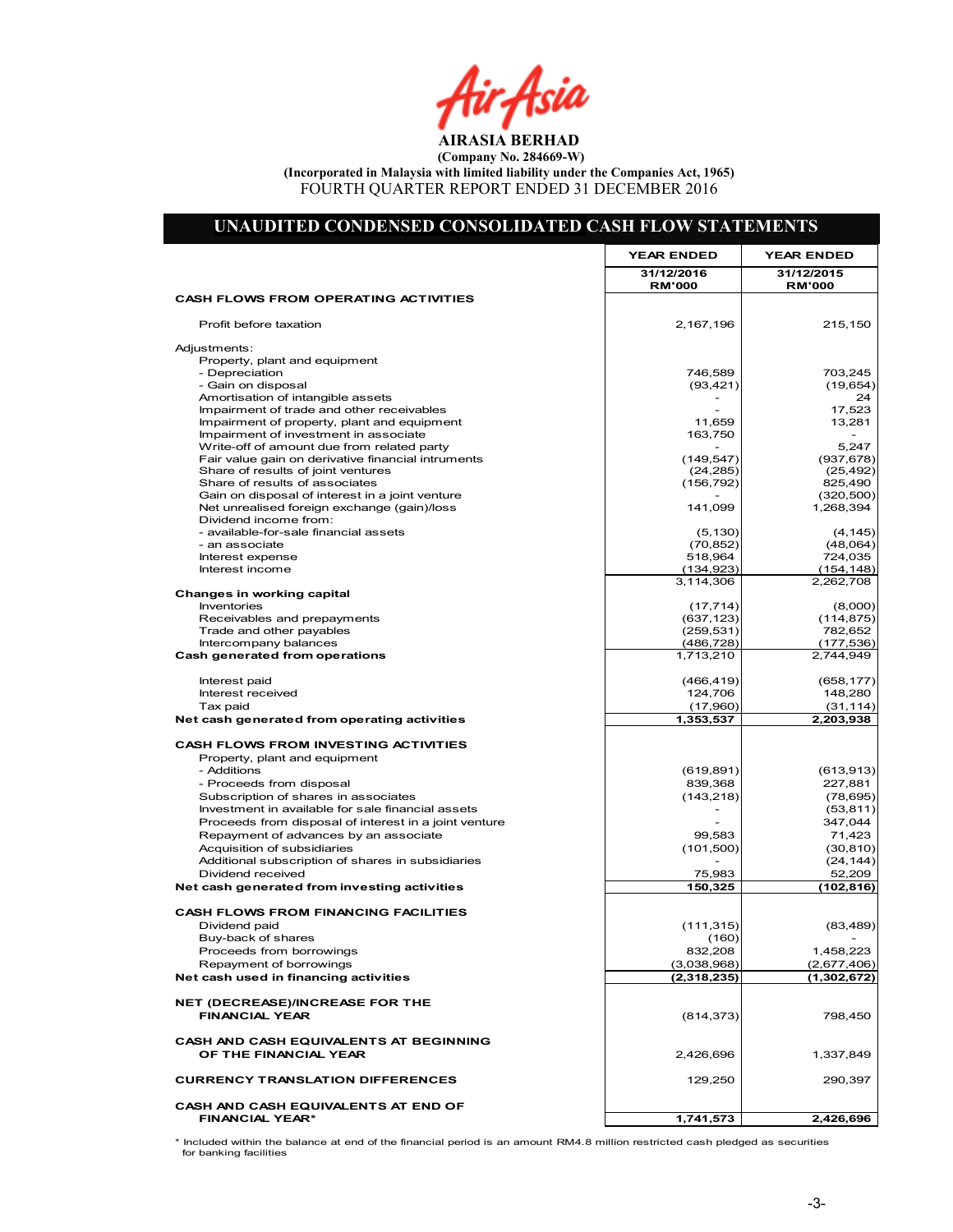**AIRASIA BERHAD**

**(Company No. 284669-W)**

**(Incorporated in Malaysia with limited liability under the Companies Act, 1965)**

FOURTH QUARTER REPORT ENDED 31 DECEMBER 2016

## UNAUDITED CONDENSED CONSOLIDATED CASH FLOW STATEMENTS

| | YEAR ENDED | YEAR ENDED |
|---|---|---|
| | 31/12/2016 RM'000 | 31/12/2015 RM'000 |
| **CASH FLOWS FROM OPERATING ACTIVITIES** | | |
| Profit before taxation | 2,167,196 | 215,150 |
| Adjustments: | | |
| Property, plant and equipment | | |
| - Depreciation | 746,589 | 703,245 |
| - Gain on disposal | (93,421) | (19,654) |
| Amortisation of intangible assets | - | 24 |
| Impairment of trade and other receivables | - | 17,523 |
| Impairment of property, plant and equipment | 11,659 | 13,281 |
| Impairment of investment in associate | 163,750 | - |
| Write-off of amount due from related party | - | 5,247 |
| Fair value gain on derivative financial intruments | (149,547) | (937,678) |
| Share of results of joint ventures | (24,285) | (25,492) |
| Share of results of associates | (156,792) | 825,490 |
| Gain on disposal of interest in a joint venture | - | (320,500) |
| Net unrealised foreign exchange (gain)/loss | 141,099 | 1,268,394 |
| Dividend income from: | | |
| - available-for-sale financial assets | (5,130) | (4,145) |
| - an associate | (70,852) | (48,064) |
| Interest expense | 518,964 | 724,035 |
| Interest income | (134,923) | (154,148) |
| | 3,114,306 | 2,262,708 |
| **Changes in working capital** | | |
| Inventories | (17,714) | (8,000) |
| Receivables and prepayments | (637,123) | (114,875) |
| Trade and other payables | (259,531) | 782,652 |
| Intercompany balances | (486,728) | (177,536) |
| **Cash generated from operations** | 1,713,210 | 2,744,949 |
| Interest paid | (466,419) | (658,177) |
| Interest received | 124,706 | 148,280 |
| Tax paid | (17,960) | (31,114) |
| **Net cash generated from operating activities** | **1,353,537** | **2,203,938** |
| **CASH FLOWS FROM INVESTING ACTIVITIES** | | |
| Property, plant and equipment | | |
| - Additions | (619,891) | (613,913) |
| - Proceeds from disposal | 839,368 | 227,881 |
| Subscription of shares in associates | (143,218) | (78,695) |
| Investment in available for sale financial assets | - | (53,811) |
| Proceeds from disposal of interest in a joint venture | - | 347,044 |
| Repayment of advances by an associate | 99,583 | 71,423 |
| Acquisition of subsidiaries | (101,500) | (30,810) |
| Additional subscription of shares in subsidiaries | - | (24,144) |
| Dividend received | 75,983 | 52,209 |
| **Net cash generated from investing activities** | **150,325** | **(102,816)** |
| **CASH FLOWS FROM FINANCING FACILITIES** | | |
| Dividend paid | (111,315) | (83,489) |
| Buy-back of shares | (160) | - |
| Proceeds from borrowings | 832,208 | 1,458,223 |
| Repayment of borrowings | (3,038,968) | (2,677,406) |
| **Net cash used in financing activities** | **(2,318,235)** | **(1,302,672)** |
| **NET (DECREASE)/INCREASE FOR THE FINANCIAL YEAR** | (814,373) | 798,450 |
| **CASH AND CASH EQUIVALENTS AT BEGINNING OF THE FINANCIAL YEAR** | 2,426,696 | 1,337,849 |
| **CURRENCY TRANSLATION DIFFERENCES** | 129,250 | 290,397 |
| **CASH AND CASH EQUIVALENTS AT END OF FINANCIAL YEAR*** | **1,741,573** | **2,426,696** |

\* Included within the balance at end of the financial period is an amount RM4.8 million restricted cash pledged as securities for banking facilities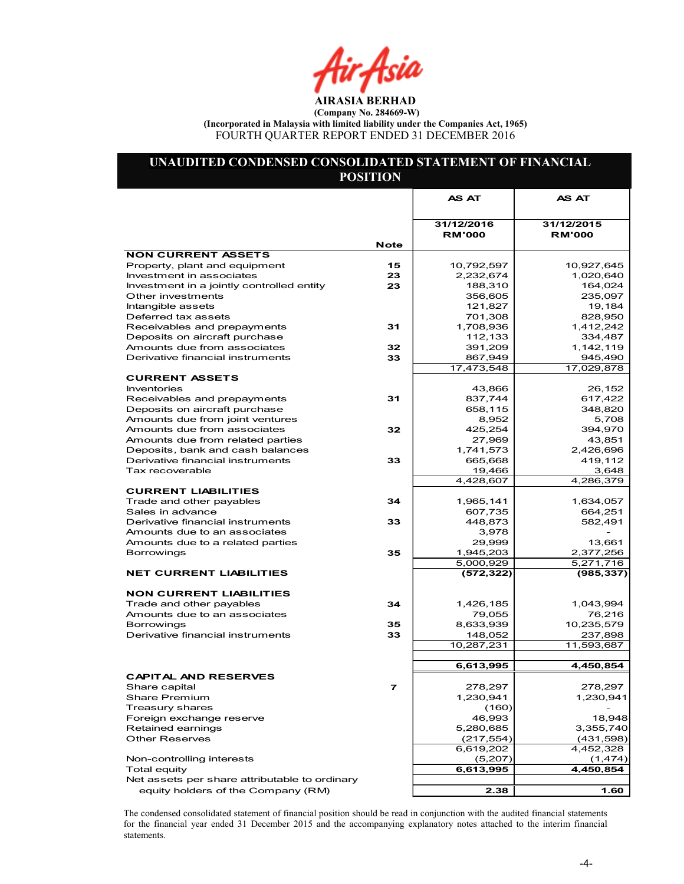**AIRASIA BERHAD**

**(Company No. 284669-W)**

**(Incorporated in Malaysia with limited liability under the Companies Act, 1965)**

FOURTH QUARTER REPORT ENDED 31 DECEMBER 2016

## UNAUDITED CONDENSED CONSOLIDATED STATEMENT OF FINANCIAL POSITION

| | Note | AS AT 31/12/2016 RM'000 | AS AT 31/12/2015 RM'000 |
|---|---|---|---|
| **NON CURRENT ASSETS** | | | |
| Property, plant and equipment | 15 | 10,792,597 | 10,927,645 |
| Investment in associates | 23 | 2,232,674 | 1,020,640 |
| Investment in a jointly controlled entity | 23 | 188,310 | 164,024 |
| Other investments | | 356,605 | 235,097 |
| Intangible assets | | 121,827 | 19,184 |
| Deferred tax assets | | 701,308 | 828,950 |
| Receivables and prepayments | 31 | 1,708,936 | 1,412,242 |
| Deposits on aircraft purchase | | 112,133 | 334,487 |
| Amounts due from associates | 32 | 391,209 | 1,142,119 |
| Derivative financial instruments | 33 | 867,949 | 945,490 |
| | | 17,473,548 | 17,029,878 |
| **CURRENT ASSETS** | | | |
| Inventories | | 43,866 | 26,152 |
| Receivables and prepayments | 31 | 837,744 | 617,422 |
| Deposits on aircraft purchase | | 658,115 | 348,820 |
| Amounts due from joint ventures | | 8,952 | 5,708 |
| Amounts due from associates | 32 | 425,254 | 394,970 |
| Amounts due from related parties | | 27,969 | 43,851 |
| Deposits, bank and cash balances | | 1,741,573 | 2,426,696 |
| Derivative financial instruments | 33 | 665,668 | 419,112 |
| Tax recoverable | | 19,466 | 3,648 |
| | | 4,428,607 | 4,286,379 |
| **CURRENT LIABILITIES** | | | |
| Trade and other payables | 34 | 1,965,141 | 1,634,057 |
| Sales in advance | | 607,735 | 664,251 |
| Derivative financial instruments | 33 | 448,873 | 582,491 |
| Amounts due to an associates | | 3,978 | - |
| Amounts due to a related parties | | 29,999 | 13,661 |
| Borrowings | 35 | 1,945,203 | 2,377,256 |
| | | 5,000,929 | 5,271,716 |
| **NET CURRENT LIABILITIES** | | **(572,322)** | **(985,337)** |
| **NON CURRENT LIABILITIES** | | | |
| Trade and other payables | 34 | 1,426,185 | 1,043,994 |
| Amounts due to an associates | | 79,055 | 76,216 |
| Borrowings | 35 | 8,633,939 | 10,235,579 |
| Derivative financial instruments | 33 | 148,052 | 237,898 |
| | | 10,287,231 | 11,593,687 |
| | | **6,613,995** | **4,450,854** |
| **CAPITAL AND RESERVES** | | | |
| Share capital | 7 | 278,297 | 278,297 |
| Share Premium | | 1,230,941 | 1,230,941 |
| Treasury shares | | (160) | - |
| Foreign exchange reserve | | 46,993 | 18,948 |
| Retained earnings | | 5,280,685 | 3,355,740 |
| Other Reserves | | (217,554) | (431,598) |
| | | 6,619,202 | 4,452,328 |
| Non-controlling interests | | (5,207) | (1,474) |
| Total equity | | **6,613,995** | **4,450,854** |
| Net assets per share attributable to ordinary equity holders of the Company (RM) | | **2.38** | **1.60** |

The condensed consolidated statement of financial position should be read in conjunction with the audited financial statements for the financial year ended 31 December 2015 and the accompanying explanatory notes attached to the interim financial statements.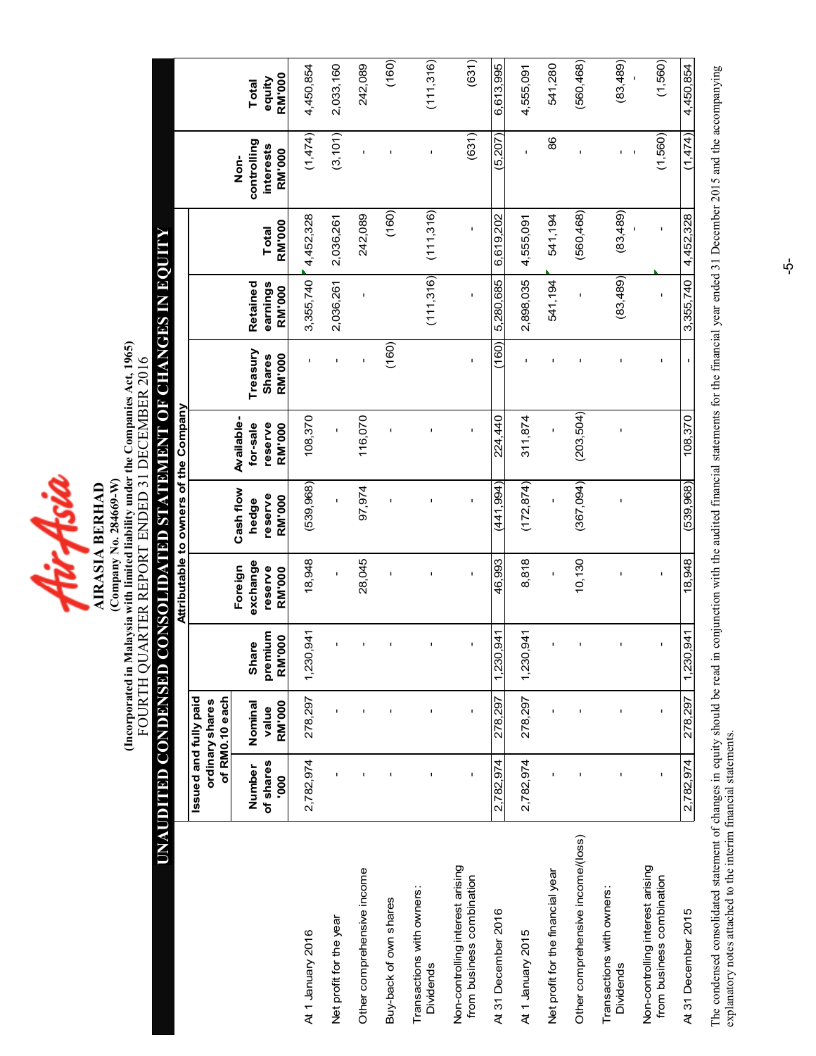**AIRASIA BERHAD**
**(Company No. 284669-W)**
**(Incorporated in Malaysia with limited liability under the Companies Act, 1965)**
FOURTH QUARTER REPORT ENDED 31 DECEMBER 2016

# UNAUDITED CONDENSED CONSOLIDATED STATEMENT OF CHANGES IN EQUITY

| | Attributable to owners of the Company | | | | | | | | | | | |
|---|---|---|---|---|---|---|---|---|---|---|---|---|
| | Issued and fully paid ordinary shares of RM0.10 each | | | | | | | | | | | |
| | Number of shares '000 | Nominal value RM'000 | Share premium RM'000 | Foreign exchange reserve RM'000 | Cash flow hedge reserve RM'000 | Available-for-sale reserve RM'000 | Treasury Shares RM'000 | Retained earnings RM'000 | Total RM'000 | Non-controlling interests RM'000 | Total equity RM'000 |
| At 1 January 2016 | 2,782,974 | 278,297 | 1,230,941 | 18,948 | (539,968) | 108,370 | - | 3,355,740 | 4,452,328 | (1,474) | 4,450,854 |
| Net profit for the year | - | - | - | - | - | - | - | 2,036,261 | 2,036,261 | (3,101) | 2,033,160 |
| Other comprehensive income | - | - | - | 28,045 | 97,974 | 116,070 | - | - | 242,089 | - | 242,089 |
| Buy-back of own shares | - | - | - | - | - | - | (160) | - | (160) | - | (160) |
| Transactions with owners: Dividends | - | - | - | - | - | - | - | (111,316) | (111,316) | - | (111,316) |
| Non-controlling interest arising from business combination | - | - | - | - | - | - | - | - | - | (631) | (631) |
| At 31 December 2016 | 2,782,974 | 278,297 | 1,230,941 | 46,993 | (441,994) | 224,440 | (160) | 5,280,685 | 6,619,202 | (5,207) | 6,613,995 |
| At 1 January 2015 | 2,782,974 | 278,297 | 1,230,941 | 8,818 | (172,874) | 311,874 | - | 2,898,035 | 4,555,091 | - | 4,555,091 |
| Net profit for the financial year | - | - | - | - | - | - | - | 541,194 | 541,194 | 86 | 541,280 |
| Other comprehensive income/(loss) | - | - | - | 10,130 | (367,094) | (203,504) | - | - | (560,468) | - | (560,468) |
| Transactions with owners: Dividends | - | - | - | - | - | - | - | (83,489) | (83,489) | - | (83,489) |
| Non-controlling interest arising from business combination | - | - | - | - | - | - | - | - | - | (1,560) | (1,560) |
| At 31 December 2015 | 2,782,974 | 278,297 | 1,230,941 | 18,948 | (539,968) | 108,370 | - | 3,355,740 | 4,452,328 | (1,474) | 4,450,854 |

The condensed consolidated statement of changes in equity should be read in conjunction with the audited financial statements for the financial year ended 31 December 2015 and the accompanying explanatory notes attached to the interim financial statements.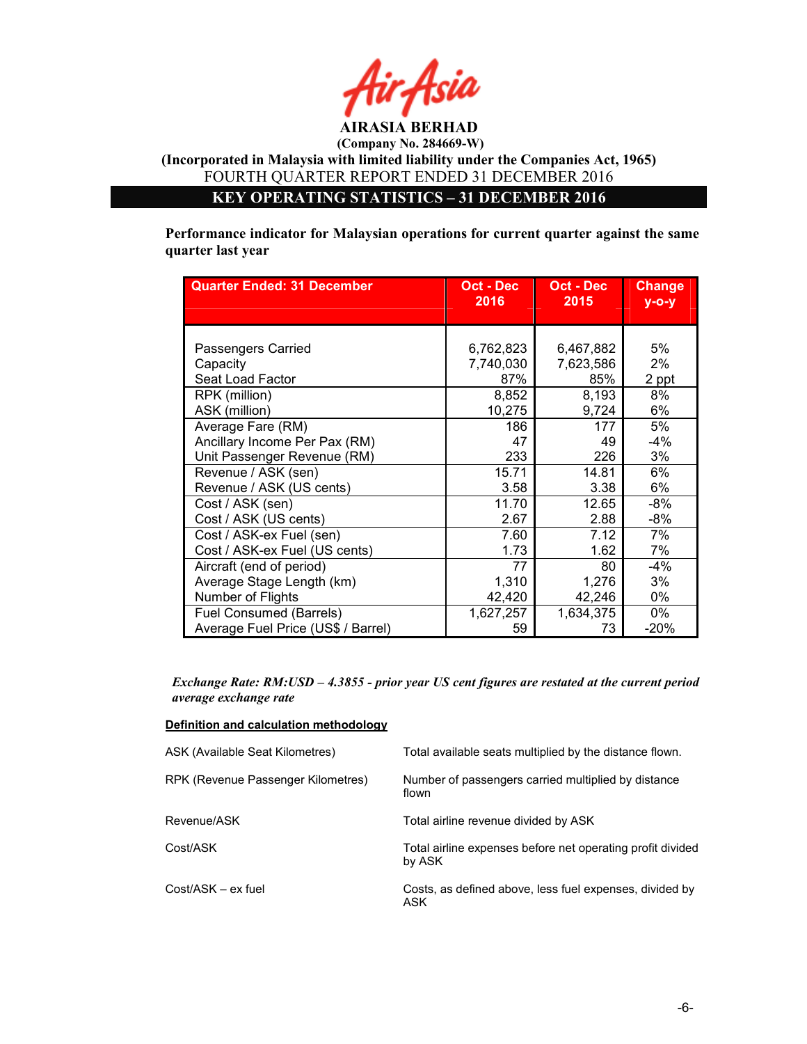# AIRASIA BERHAD

**(Company No. 284669-W)**

**(Incorporated in Malaysia with limited liability under the Companies Act, 1965)**

FOURTH QUARTER REPORT ENDED 31 DECEMBER 2016

## KEY OPERATING STATISTICS – 31 DECEMBER 2016

**Performance indicator for Malaysian operations for current quarter against the same quarter last year**

| Quarter Ended: 31 December | Oct - Dec 2016 | Oct - Dec 2015 | Change y-o-y |
|---|---|---|---|
| Passengers Carried | 6,762,823 | 6,467,882 | 5% |
| Capacity | 7,740,030 | 7,623,586 | 2% |
| Seat Load Factor | 87% | 85% | 2 ppt |
| RPK (million) | 8,852 | 8,193 | 8% |
| ASK (million) | 10,275 | 9,724 | 6% |
| Average Fare (RM) | 186 | 177 | 5% |
| Ancillary Income Per Pax (RM) | 47 | 49 | -4% |
| Unit Passenger Revenue (RM) | 233 | 226 | 3% |
| Revenue / ASK (sen) | 15.71 | 14.81 | 6% |
| Revenue / ASK (US cents) | 3.58 | 3.38 | 6% |
| Cost / ASK (sen) | 11.70 | 12.65 | -8% |
| Cost / ASK (US cents) | 2.67 | 2.88 | -8% |
| Cost / ASK-ex Fuel (sen) | 7.60 | 7.12 | 7% |
| Cost / ASK-ex Fuel (US cents) | 1.73 | 1.62 | 7% |
| Aircraft (end of period) | 77 | 80 | -4% |
| Average Stage Length (km) | 1,310 | 1,276 | 3% |
| Number of Flights | 42,420 | 42,246 | 0% |
| Fuel Consumed (Barrels) | 1,627,257 | 1,634,375 | 0% |
| Average Fuel Price (US$ / Barrel) | 59 | 73 | -20% |

***Exchange Rate: RM:USD – 4.3855 - prior year US cent figures are restated at the current period average exchange rate***

**Definition and calculation methodology**

| | |
|---|---|
| ASK (Available Seat Kilometres) | Total available seats multiplied by the distance flown. |
| RPK (Revenue Passenger Kilometres) | Number of passengers carried multiplied by distance flown |
| Revenue/ASK | Total airline revenue divided by ASK |
| Cost/ASK | Total airline expenses before net operating profit divided by ASK |
| Cost/ASK – ex fuel | Costs, as defined above, less fuel expenses, divided by ASK |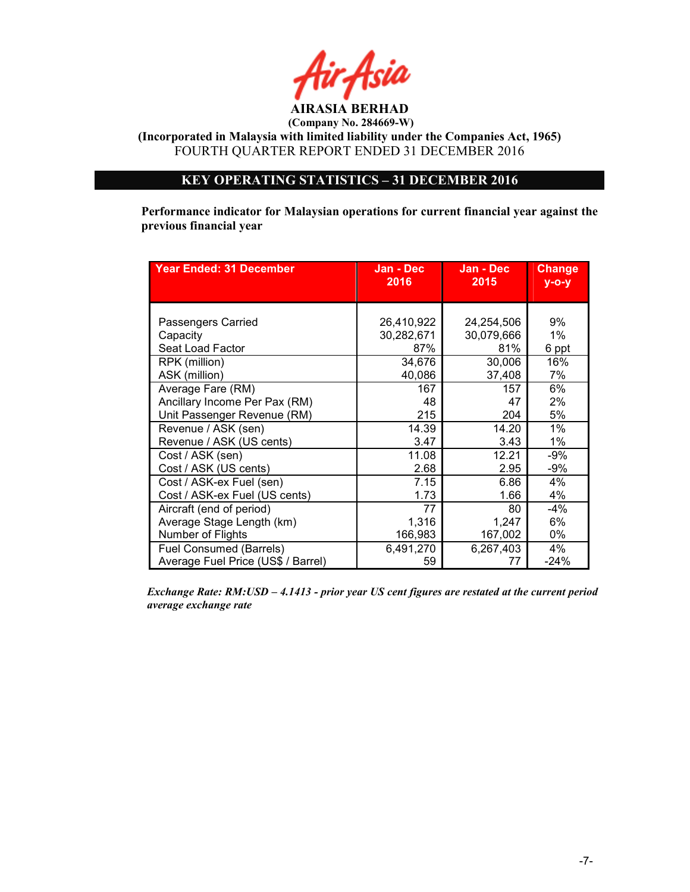AIRASIA BERHAD

**(Company No. 284669-W)**

**(Incorporated in Malaysia with limited liability under the Companies Act, 1965)**

FOURTH QUARTER REPORT ENDED 31 DECEMBER 2016

## KEY OPERATING STATISTICS – 31 DECEMBER 2016

**Performance indicator for Malaysian operations for current financial year against the previous financial year**

| Year Ended: 31 December | Jan - Dec 2016 | Jan - Dec 2015 | Change y-o-y |
|---|---|---|---|
| Passengers Carried | 26,410,922 | 24,254,506 | 9% |
| Capacity | 30,282,671 | 30,079,666 | 1% |
| Seat Load Factor | 87% | 81% | 6 ppt |
| RPK (million) | 34,676 | 30,006 | 16% |
| ASK (million) | 40,086 | 37,408 | 7% |
| Average Fare (RM) | 167 | 157 | 6% |
| Ancillary Income Per Pax (RM) | 48 | 47 | 2% |
| Unit Passenger Revenue (RM) | 215 | 204 | 5% |
| Revenue / ASK (sen) | 14.39 | 14.20 | 1% |
| Revenue / ASK (US cents) | 3.47 | 3.43 | 1% |
| Cost / ASK (sen) | 11.08 | 12.21 | -9% |
| Cost / ASK (US cents) | 2.68 | 2.95 | -9% |
| Cost / ASK-ex Fuel (sen) | 7.15 | 6.86 | 4% |
| Cost / ASK-ex Fuel (US cents) | 1.73 | 1.66 | 4% |
| Aircraft (end of period) | 77 | 80 | -4% |
| Average Stage Length (km) | 1,316 | 1,247 | 6% |
| Number of Flights | 166,983 | 167,002 | 0% |
| Fuel Consumed (Barrels) | 6,491,270 | 6,267,403 | 4% |
| Average Fuel Price (US$ / Barrel) | 59 | 77 | -24% |

***Exchange Rate: RM:USD – 4.1413 - prior year US cent figures are restated at the current period average exchange rate***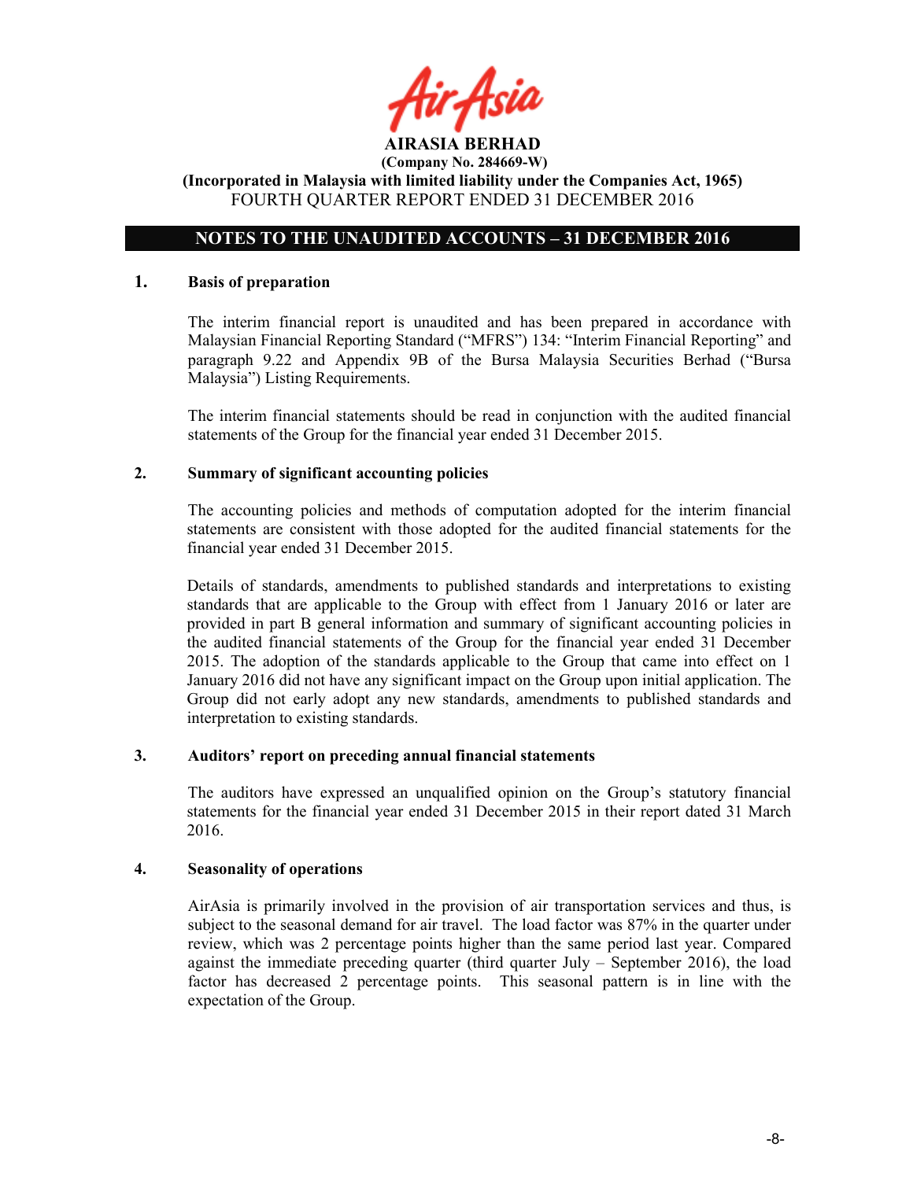**AIRASIA BERHAD**
**(Company No. 284669-W)**
**(Incorporated in Malaysia with limited liability under the Companies Act, 1965)**
FOURTH QUARTER REPORT ENDED 31 DECEMBER 2016

## NOTES TO THE UNAUDITED ACCOUNTS – 31 DECEMBER 2016

### 1. Basis of preparation

The interim financial report is unaudited and has been prepared in accordance with Malaysian Financial Reporting Standard ("MFRS") 134: "Interim Financial Reporting" and paragraph 9.22 and Appendix 9B of the Bursa Malaysia Securities Berhad ("Bursa Malaysia") Listing Requirements.

The interim financial statements should be read in conjunction with the audited financial statements of the Group for the financial year ended 31 December 2015.

### 2. Summary of significant accounting policies

The accounting policies and methods of computation adopted for the interim financial statements are consistent with those adopted for the audited financial statements for the financial year ended 31 December 2015.

Details of standards, amendments to published standards and interpretations to existing standards that are applicable to the Group with effect from 1 January 2016 or later are provided in part B general information and summary of significant accounting policies in the audited financial statements of the Group for the financial year ended 31 December 2015. The adoption of the standards applicable to the Group that came into effect on 1 January 2016 did not have any significant impact on the Group upon initial application. The Group did not early adopt any new standards, amendments to published standards and interpretation to existing standards.

### 3. Auditors' report on preceding annual financial statements

The auditors have expressed an unqualified opinion on the Group's statutory financial statements for the financial year ended 31 December 2015 in their report dated 31 March 2016.

### 4. Seasonality of operations

AirAsia is primarily involved in the provision of air transportation services and thus, is subject to the seasonal demand for air travel. The load factor was 87% in the quarter under review, which was 2 percentage points higher than the same period last year. Compared against the immediate preceding quarter (third quarter July – September 2016), the load factor has decreased 2 percentage points. This seasonal pattern is in line with the expectation of the Group.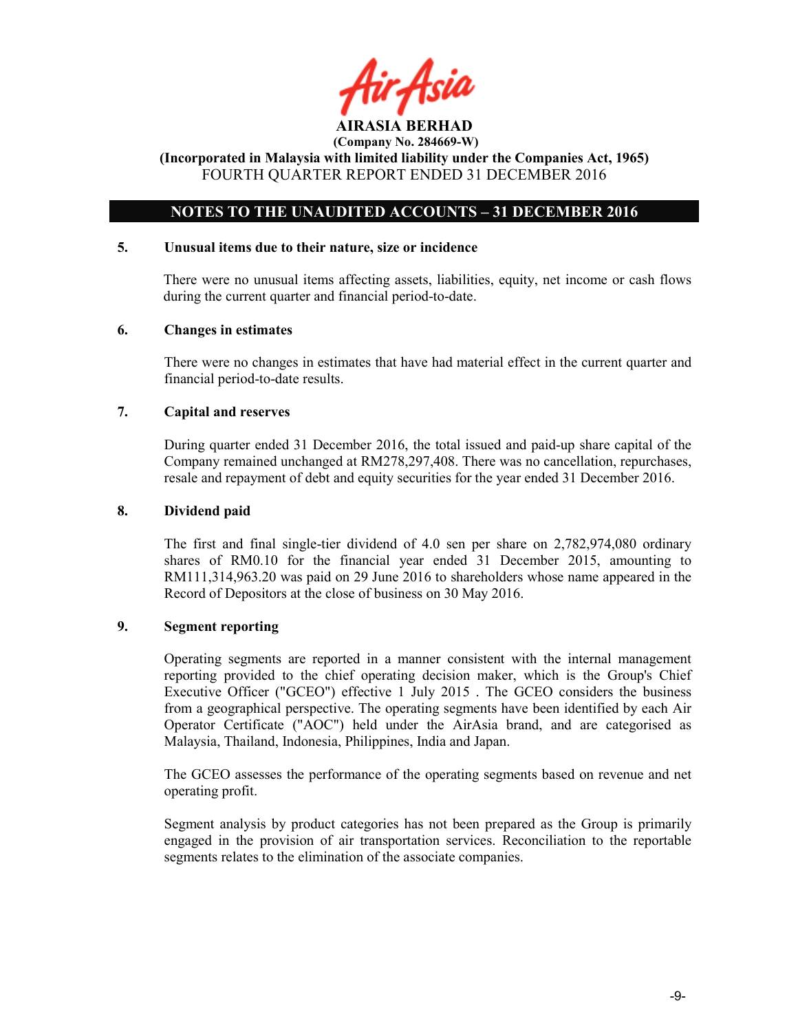**AIRASIA BERHAD**
**(Company No. 284669-W)**
**(Incorporated in Malaysia with limited liability under the Companies Act, 1965)**
FOURTH QUARTER REPORT ENDED 31 DECEMBER 2016

## NOTES TO THE UNAUDITED ACCOUNTS – 31 DECEMBER 2016

### 5. Unusual items due to their nature, size or incidence

There were no unusual items affecting assets, liabilities, equity, net income or cash flows during the current quarter and financial period-to-date.

### 6. Changes in estimates

There were no changes in estimates that have had material effect in the current quarter and financial period-to-date results.

### 7. Capital and reserves

During quarter ended 31 December 2016, the total issued and paid-up share capital of the Company remained unchanged at RM278,297,408. There was no cancellation, repurchases, resale and repayment of debt and equity securities for the year ended 31 December 2016.

### 8. Dividend paid

The first and final single-tier dividend of 4.0 sen per share on 2,782,974,080 ordinary shares of RM0.10 for the financial year ended 31 December 2015, amounting to RM111,314,963.20 was paid on 29 June 2016 to shareholders whose name appeared in the Record of Depositors at the close of business on 30 May 2016.

### 9. Segment reporting

Operating segments are reported in a manner consistent with the internal management reporting provided to the chief operating decision maker, which is the Group's Chief Executive Officer ("GCEO") effective 1 July 2015 . The GCEO considers the business from a geographical perspective. The operating segments have been identified by each Air Operator Certificate ("AOC") held under the AirAsia brand, and are categorised as Malaysia, Thailand, Indonesia, Philippines, India and Japan.

The GCEO assesses the performance of the operating segments based on revenue and net operating profit.

Segment analysis by product categories has not been prepared as the Group is primarily engaged in the provision of air transportation services. Reconciliation to the reportable segments relates to the elimination of the associate companies.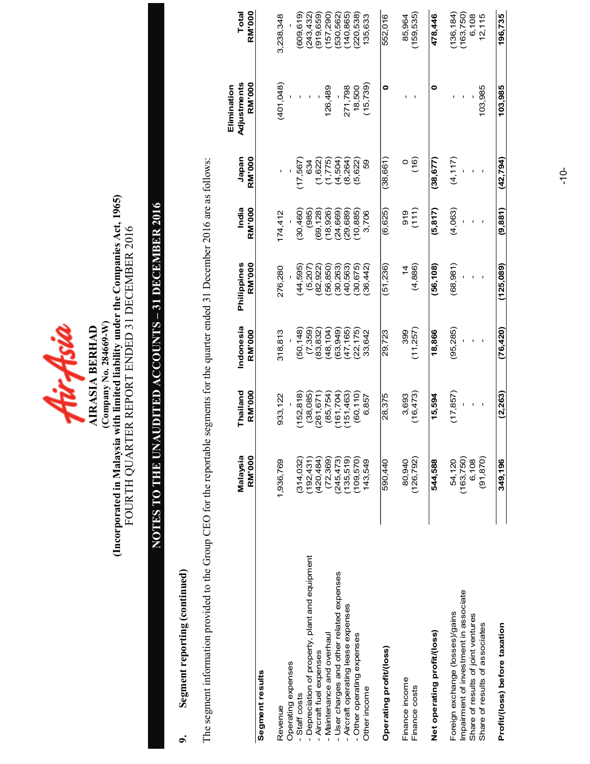**AIRASIA BERHAD**
**(Company No. 284669-W)**
**(Incorporated in Malaysia with limited liability under the Companies Act, 1965)**
FOURTH QUARTER REPORT ENDED 31 DECEMBER 2016

## NOTES TO THE UNAUDITED ACCOUNTS – 31 DECEMBER 2016

### 9. Segment reporting (continued)

The segment information provided to the Group CEO for the reportable segments for the quarter ended 31 December 2016 are as follows:

| | Malaysia RM'000 | Thailand RM'000 | Indonesia RM'000 | Philippines RM'000 | India RM'000 | Japan RM'000 | Elimination Adjustments RM'000 | Total RM'000 |
|---|---|---|---|---|---|---|---|---|
| **Segment results** | | | | | | | | |
| Revenue | 1,936,769 | 933,122 | 318,813 | 276,280 | 174,412 | - | (401,048) | 3,238,348 |
| Operating expenses | - | - | - | - | - | - | - | - |
| - Staff costs | (314,032) | (152,818) | (50,148) | (44,595) | (30,460) | (17,567) | - | (609,619) |
| - Depreciation of property, plant and equipment | (192,431) | (38,085) | (7,359) | (5,207) | (985) | 634 | - | (243,432) |
| - Aircraft fuel expenses | (420,484) | (261,671) | (83,832) | (82,922) | (69,128) | (1,622) | - | (919,659) |
| - Maintenance and overhaul | (72,369) | (85,754) | (48,104) | (56,850) | (18,926) | (1,775) | 126,489 | (157,290) |
| - User charges and other related expenses | (245,473) | (161,704) | (63,949) | (30,263) | (24,669) | (4,504) | - | (530,562) |
| - Aircraft operating lease expenses | (135,519) | (151,463) | (47,165) | (40,563) | (29,689) | (8,264) | 271,798 | (140,865) |
| - Other operating expenses | (109,570) | (60,110) | (22,175) | (30,675) | (10,885) | (5,622) | 18,500 | (220,538) |
| Other income | 143,549 | 6,857 | 33,642 | (36,442) | 3,706 | 59 | (15,739) | 135,633 |
| **Operating profit/(loss)** | 590,440 | 28,375 | 29,723 | (51,236) | (6,625) | (38,661) | 0 | 552,016 |
| Finance income | 80,940 | 3,693 | 399 | 14 | 919 | 0 | - | 85,964 |
| Finance costs | (126,792) | (16,473) | (11,257) | (4,886) | (111) | (16) | - | (159,535) |
| **Net operating profit/(loss)** | **544,588** | **15,594** | **18,866** | **(56,108)** | **(5,817)** | **(38,677)** | **0** | **478,446** |
| Foreign exchange (losses)/gains | 54,120 | (17,857) | (95,285) | (68,981) | (4,063) | (4,117) | - | (136,184) |
| Impairment of investment in associate | (163,750) | - | - | - | - | - | - | (163,750) |
| Share of results of joint ventures | 6,108 | - | - | - | - | - | - | 6,108 |
| Share of results of associates | (91,870) | - | - | - | - | - | 103,985 | 12,115 |
| **Profit/(loss) before taxation** | **349,196** | **(2,263)** | **(76,420)** | **(125,089)** | **(9,881)** | **(42,794)** | **103,985** | **196,735** |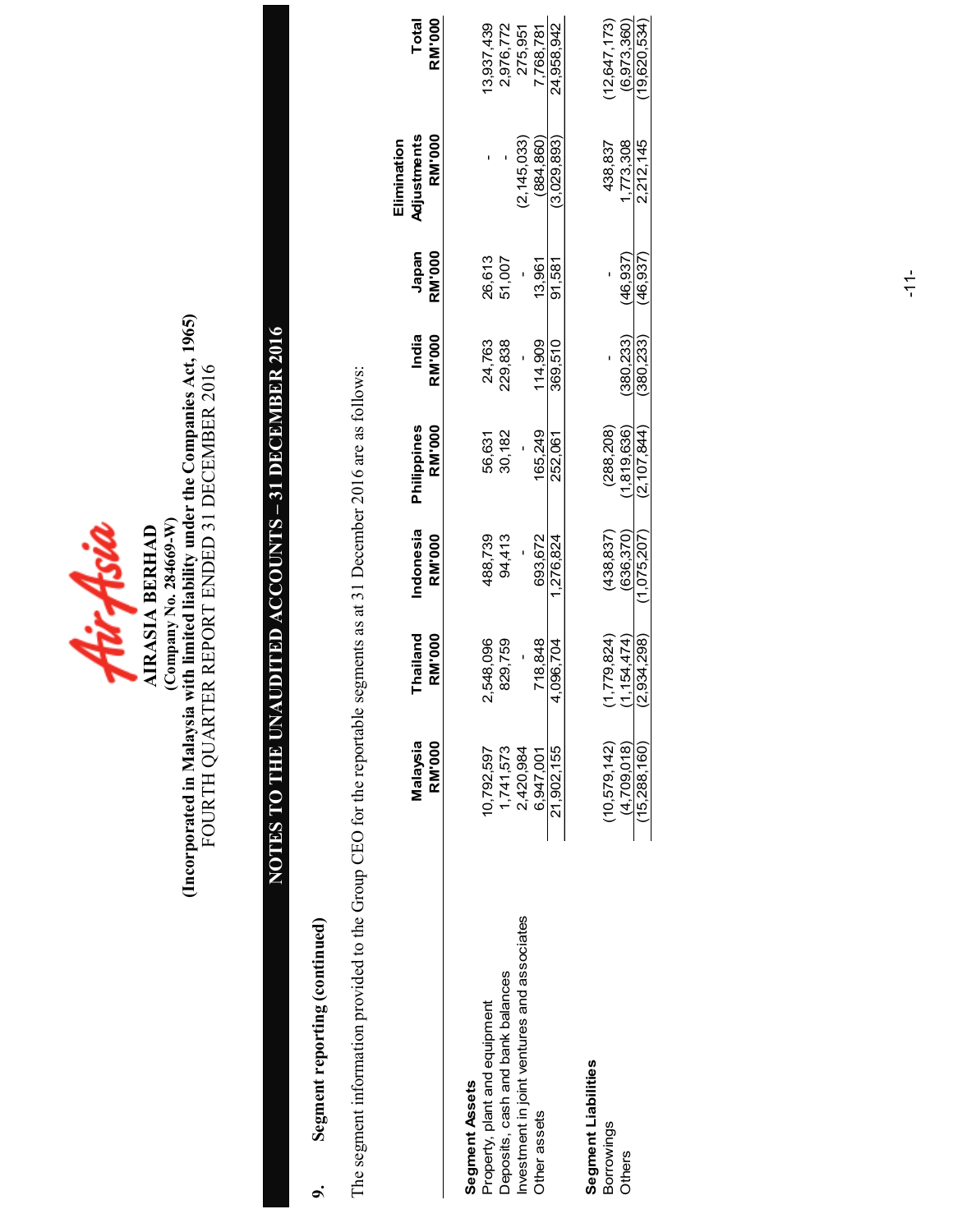**AIRASIA BERHAD**
**(Company No. 284669-W)**
**(Incorporated in Malaysia with limited liability under the Companies Act, 1965)**
FOURTH QUARTER REPORT ENDED 31 DECEMBER 2016

# NOTES TO THE UNAUDITED ACCOUNTS – 31 DECEMBER 2016

## 9. Segment reporting (continued)

The segment information provided to the Group CEO for the reportable segments as at 31 December 2016 are as follows:

| | Malaysia RM'000 | Thailand RM'000 | Indonesia RM'000 | Philippines RM'000 | India RM'000 | Japan RM'000 | Elimination Adjustments RM'000 | Total RM'000 |
|---|---|---|---|---|---|---|---|---|
| **Segment Assets** | | | | | | | | |
| Property, plant and equipment | 10,792,597 | 2,548,096 | 488,739 | 56,631 | 24,763 | 26,613 | - | 13,937,439 |
| Deposits, cash and bank balances | 1,741,573 | 829,759 | 94,413 | 30,182 | 229,838 | 51,007 | - | 2,976,772 |
| Investment in joint ventures and associates | 2,420,984 | - | - | - | - | - | (2,145,033) | 275,951 |
| Other assets | 6,947,001 | 718,848 | 693,672 | 165,249 | 114,909 | 13,961 | (884,860) | 7,768,781 |
| | 21,902,155 | 4,096,704 | 1,276,824 | 252,061 | 369,510 | 91,581 | (3,029,893) | 24,958,942 |
| **Segment Liabilities** | | | | | | | | |
| Borrowings | (10,579,142) | (1,779,824) | (438,837) | (288,208) | - | - | 438,837 | (12,647,173) |
| Others | (4,709,018) | (1,154,474) | (636,370) | (1,819,636) | (380,233) | (46,937) | 1,773,308 | (6,973,360) |
| | (15,288,160) | (2,934,298) | (1,075,207) | (2,107,844) | (380,233) | (46,937) | 2,212,145 | (19,620,534) |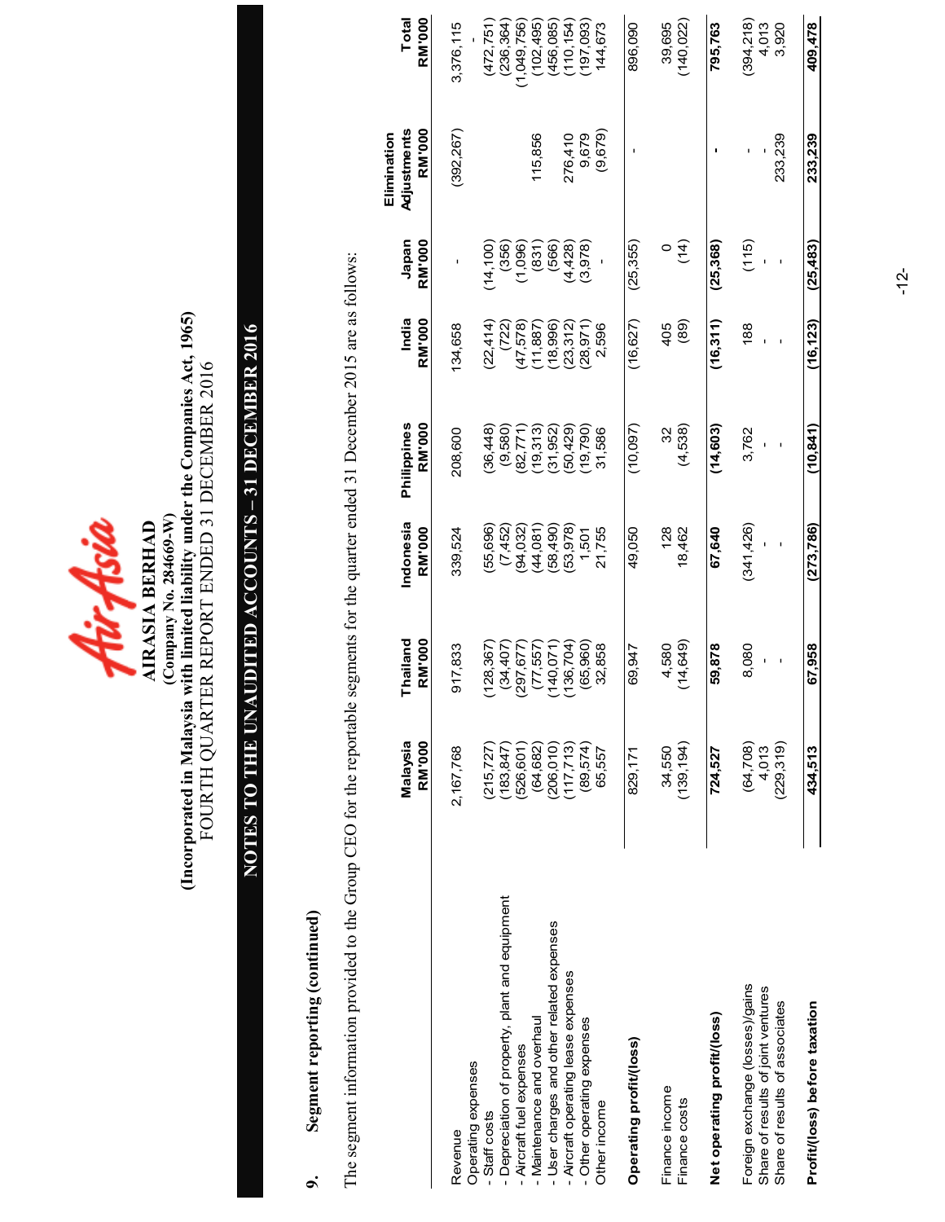**AIRASIA BERHAD**
**(Company No. 284669-W)**
**(Incorporated in Malaysia with limited liability under the Companies Act, 1965)**
FOURTH QUARTER REPORT ENDED 31 DECEMBER 2016

# NOTES TO THE UNAUDITED ACCOUNTS – 31 DECEMBER 2016

## 9. Segment reporting (continued)

The segment information provided to the Group CEO for the reportable segments for the quarter ended 31 December 2015 are as follows:

| | Malaysia RM'000 | Thailand RM'000 | Indonesia RM'000 | Philippines RM'000 | India RM'000 | Japan RM'000 | Elimination Adjustments RM'000 | Total RM'000 |
|---|---|---|---|---|---|---|---|---|
| Revenue | 2,167,768 | 917,833 | 339,524 | 208,600 | 134,658 | - | (392,267) | 3,376,115 |
| Operating expenses | | | | | | | | - |
| - Staff costs | (215,727) | (128,367) | (55,696) | (36,448) | (22,414) | (14,100) | | (472,751) |
| - Depreciation of property, plant and equipment | (183,847) | (34,407) | (7,452) | (9,580) | (722) | (356) | | (236,364) |
| - Aircraft fuel expenses | (526,601) | (297,677) | (94,032) | (82,771) | (47,578) | (1,096) | | (1,049,756) |
| - Maintenance and overhaul | (64,682) | (77,557) | (44,081) | (19,313) | (11,887) | (831) | 115,856 | (102,495) |
| - User charges and other related expenses | (206,010) | (140,071) | (58,490) | (31,952) | (18,996) | (566) | | (456,085) |
| - Aircraft operating lease expenses | (117,713) | (136,704) | (53,978) | (50,429) | (23,312) | (4,428) | 276,410 | (110,154) |
| - Other operating expenses | (89,574) | (65,960) | 1,501 | (19,790) | (28,971) | (3,978) | 9,679 | (197,093) |
| Other income | 65,557 | 32,858 | 21,755 | 31,586 | 2,596 | - | (9,679) | 144,673 |
| **Operating profit/(loss)** | 829,171 | 69,947 | 49,050 | (10,097) | (16,627) | (25,355) | - | 896,090 |
| Finance income | 34,550 | 4,580 | 128 | 32 | 405 | 0 | | 39,695 |
| Finance costs | (139,194) | (14,649) | 18,462 | (4,538) | (89) | (14) | | (140,022) |
| **Net operating profit/(loss)** | **724,527** | **59,878** | **67,640** | **(14,603)** | **(16,311)** | **(25,368)** | **-** | **795,763** |
| Foreign exchange (losses)/gains | (64,708) | 8,080 | (341,426) | 3,762 | 188 | (115) | - | (394,218) |
| Share of results of joint ventures | 4,013 | - | - | - | - | - | - | 4,013 |
| Share of results of associates | (229,319) | - | - | - | - | - | 233,239 | 3,920 |
| **Profit/(loss) before taxation** | **434,513** | **67,958** | **(273,786)** | **(10,841)** | **(16,123)** | **(25,483)** | **233,239** | **409,478** |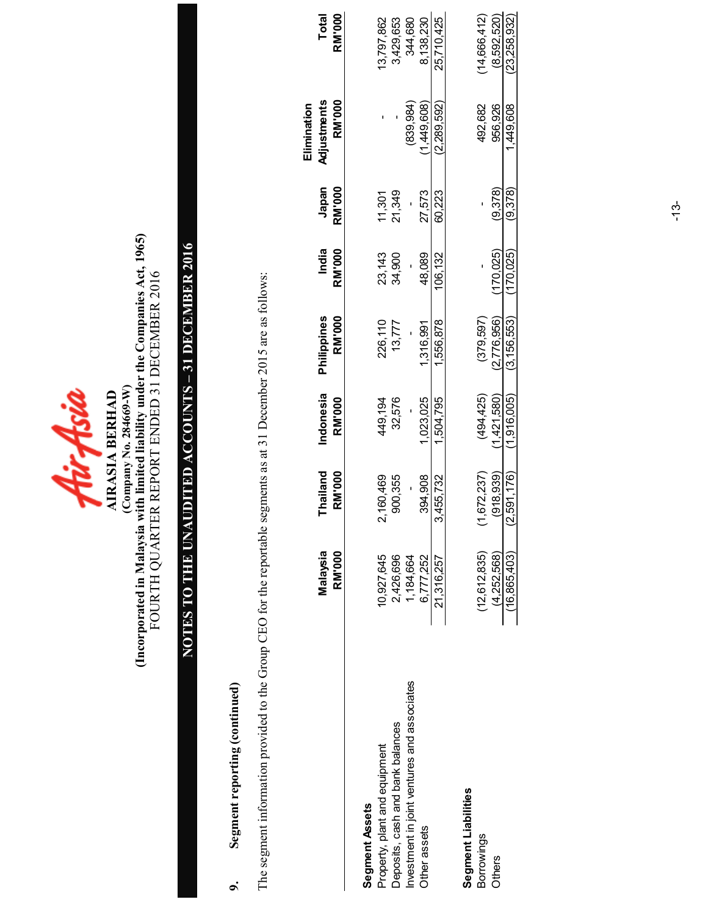**AIRASIA BERHAD**
**(Company No. 284669-W)**
**(Incorporated in Malaysia with limited liability under the Companies Act, 1965)**
FOURTH QUARTER REPORT ENDED 31 DECEMBER 2016

## NOTES TO THE UNAUDITED ACCOUNTS – 31 DECEMBER 2016

### 9. Segment reporting (continued)

The segment information provided to the Group CEO for the reportable segments as at 31 December 2015 are as follows:

| | Malaysia RM'000 | Thailand RM'000 | Indonesia RM'000 | Philippines RM'000 | India RM'000 | Japan RM'000 | Elimination Adjustments RM'000 | Total RM'000 |
|---|---|---|---|---|---|---|---|---|
| **Segment Assets** | | | | | | | | |
| Property, plant and equipment | 10,927,645 | 2,160,469 | 449,194 | 226,110 | 23,143 | 11,301 | - | 13,797,862 |
| Deposits, cash and bank balances | 2,426,696 | 900,355 | 32,576 | 13,777 | 34,900 | 21,349 | - | 3,429,653 |
| Investment in joint ventures and associates | 1,184,664 | - | - | - | - | - | (839,984) | 344,680 |
| Other assets | 6,777,252 | 394,908 | 1,023,025 | 1,316,991 | 48,089 | 27,573 | (1,449,608) | 8,138,230 |
| | 21,316,257 | 3,455,732 | 1,504,795 | 1,556,878 | 106,132 | 60,223 | (2,289,592) | 25,710,425 |
| **Segment Liabilities** | | | | | | | | |
| Borrowings | (12,612,835) | (1,672,237) | (494,425) | (379,597) | - | - | 492,682 | (14,666,412) |
| Others | (4,252,568) | (918,939) | (1,421,580) | (2,776,956) | (170,025) | (9,378) | 956,926 | (8,592,520) |
| | (16,865,403) | (2,591,176) | (1,916,005) | (3,156,553) | (170,025) | (9,378) | 1,449,608 | (23,258,932) |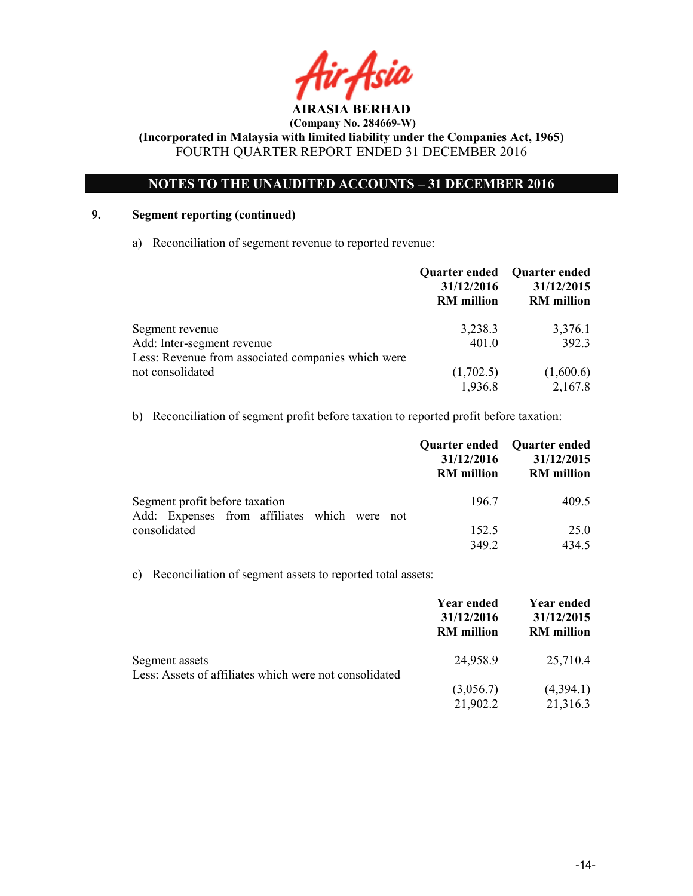**AIRASIA BERHAD**
**(Company No. 284669-W)**
**(Incorporated in Malaysia with limited liability under the Companies Act, 1965)**
FOURTH QUARTER REPORT ENDED 31 DECEMBER 2016

**NOTES TO THE UNAUDITED ACCOUNTS – 31 DECEMBER 2016**

**9. Segment reporting (continued)**

a) Reconciliation of segement revenue to reported revenue:

| | Quarter ended 31/12/2016 RM million | Quarter ended 31/12/2015 RM million |
|---|---|---|
| Segment revenue | 3,238.3 | 3,376.1 |
| Add: Inter-segment revenue | 401.0 | 392.3 |
| Less: Revenue from associated companies which were not consolidated | (1,702.5) | (1,600.6) |
| | 1,936.8 | 2,167.8 |

b) Reconciliation of segment profit before taxation to reported profit before taxation:

| | Quarter ended 31/12/2016 RM million | Quarter ended 31/12/2015 RM million |
|---|---|---|
| Segment profit before taxation | 196.7 | 409.5 |
| Add: Expenses from affiliates which were not consolidated | 152.5 | 25.0 |
| | 349.2 | 434.5 |

c) Reconciliation of segment assets to reported total assets:

| | Year ended 31/12/2016 RM million | Year ended 31/12/2015 RM million |
|---|---|---|
| Segment assets | 24,958.9 | 25,710.4 |
| Less: Assets of affiliates which were not consolidated | (3,056.7) | (4,394.1) |
| | 21,902.2 | 21,316.3 |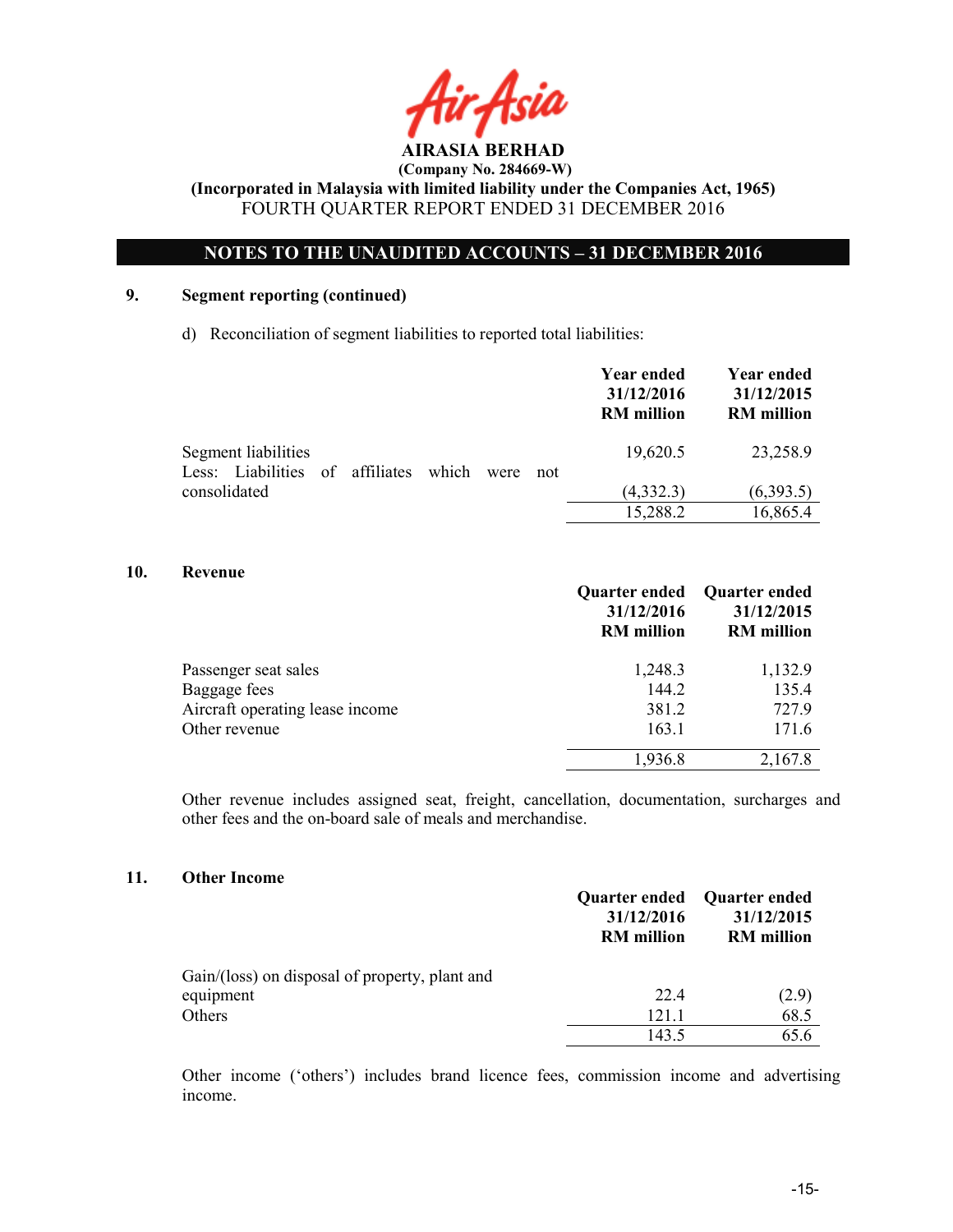# AIRASIA BERHAD

**(Company No. 284669-W)**

**(Incorporated in Malaysia with limited liability under the Companies Act, 1965)**

FOURTH QUARTER REPORT ENDED 31 DECEMBER 2016

**NOTES TO THE UNAUDITED ACCOUNTS – 31 DECEMBER 2016**

## 9. Segment reporting (continued)

d) Reconciliation of segment liabilities to reported total liabilities:

| | Year ended 31/12/2016 RM million | Year ended 31/12/2015 RM million |
|---|---|---|
| Segment liabilities | 19,620.5 | 23,258.9 |
| Less: Liabilities of affiliates which were not consolidated | (4,332.3) | (6,393.5) |
| | 15,288.2 | 16,865.4 |

## 10. Revenue

| | Quarter ended 31/12/2016 RM million | Quarter ended 31/12/2015 RM million |
|---|---|---|
| Passenger seat sales | 1,248.3 | 1,132.9 |
| Baggage fees | 144.2 | 135.4 |
| Aircraft operating lease income | 381.2 | 727.9 |
| Other revenue | 163.1 | 171.6 |
| | 1,936.8 | 2,167.8 |

Other revenue includes assigned seat, freight, cancellation, documentation, surcharges and other fees and the on-board sale of meals and merchandise.

## 11. Other Income

| | Quarter ended 31/12/2016 RM million | Quarter ended 31/12/2015 RM million |
|---|---|---|
| Gain/(loss) on disposal of property, plant and equipment | 22.4 | (2.9) |
| Others | 121.1 | 68.5 |
| | 143.5 | 65.6 |

Other income ('others') includes brand licence fees, commission income and advertising income.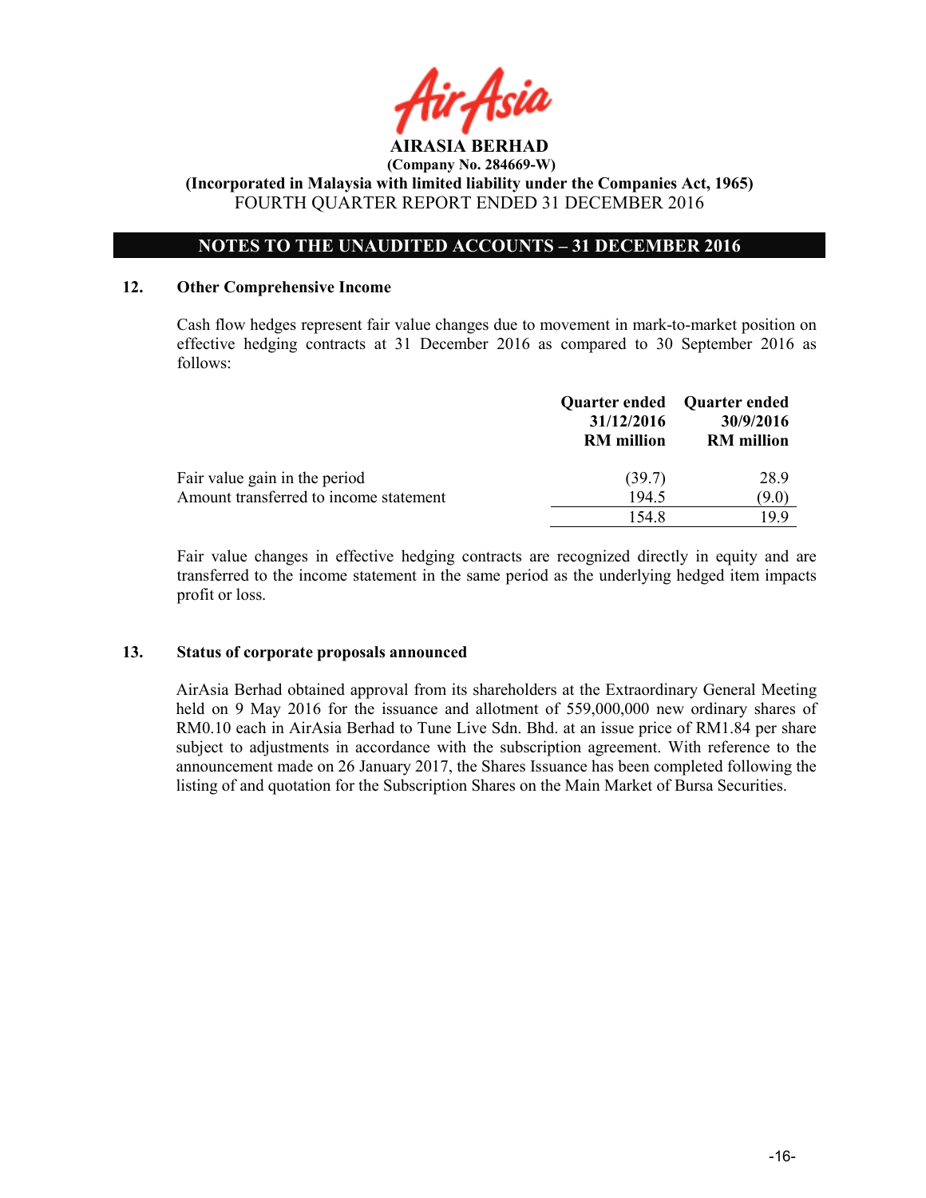**AIRASIA BERHAD**
**(Company No. 284669-W)**
**(Incorporated in Malaysia with limited liability under the Companies Act, 1965)**
FOURTH QUARTER REPORT ENDED 31 DECEMBER 2016

## NOTES TO THE UNAUDITED ACCOUNTS – 31 DECEMBER 2016

### 12. Other Comprehensive Income

Cash flow hedges represent fair value changes due to movement in mark-to-market position on effective hedging contracts at 31 December 2016 as compared to 30 September 2016 as follows:

| | Quarter ended 31/12/2016 RM million | Quarter ended 30/9/2016 RM million |
|---|---|---|
| Fair value gain in the period | (39.7) | 28.9 |
| Amount transferred to income statement | 194.5 | (9.0) |
| | 154.8 | 19.9 |

Fair value changes in effective hedging contracts are recognized directly in equity and are transferred to the income statement in the same period as the underlying hedged item impacts profit or loss.

### 13. Status of corporate proposals announced

AirAsia Berhad obtained approval from its shareholders at the Extraordinary General Meeting held on 9 May 2016 for the issuance and allotment of 559,000,000 new ordinary shares of RM0.10 each in AirAsia Berhad to Tune Live Sdn. Bhd. at an issue price of RM1.84 per share subject to adjustments in accordance with the subscription agreement. With reference to the announcement made on 26 January 2017, the Shares Issuance has been completed following the listing of and quotation for the Subscription Shares on the Main Market of Bursa Securities.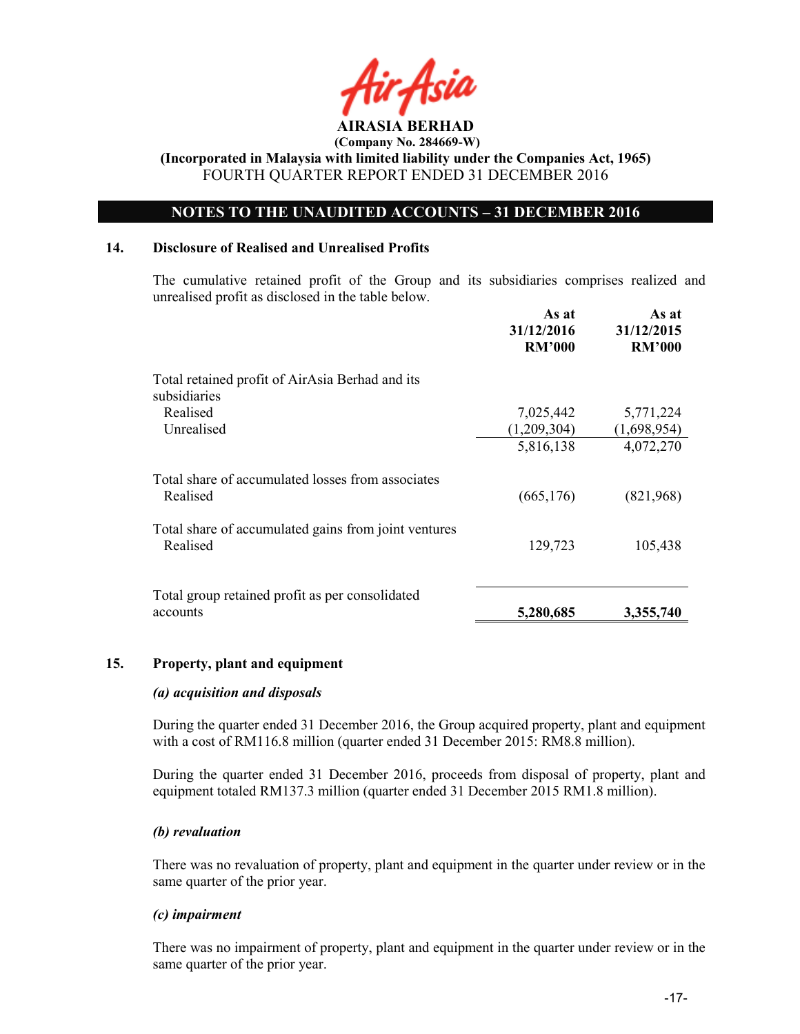# AIRASIA BERHAD

**(Company No. 284669-W)**

**(Incorporated in Malaysia with limited liability under the Companies Act, 1965)**

FOURTH QUARTER REPORT ENDED 31 DECEMBER 2016

## NOTES TO THE UNAUDITED ACCOUNTS – 31 DECEMBER 2016

### 14. Disclosure of Realised and Unrealised Profits

The cumulative retained profit of the Group and its subsidiaries comprises realized and unrealised profit as disclosed in the table below.

| | As at 31/12/2016 RM'000 | As at 31/12/2015 RM'000 |
|---|---|---|
| Total retained profit of AirAsia Berhad and its subsidiaries | | |
| Realised | 7,025,442 | 5,771,224 |
| Unrealised | (1,209,304) | (1,698,954) |
| | 5,816,138 | 4,072,270 |
| Total share of accumulated losses from associates | | |
| Realised | (665,176) | (821,968) |
| Total share of accumulated gains from joint ventures | | |
| Realised | 129,723 | 105,438 |
| Total group retained profit as per consolidated accounts | **5,280,685** | **3,355,740** |

### 15. Property, plant and equipment

***(a) acquisition and disposals***

During the quarter ended 31 December 2016, the Group acquired property, plant and equipment with a cost of RM116.8 million (quarter ended 31 December 2015: RM8.8 million).

During the quarter ended 31 December 2016, proceeds from disposal of property, plant and equipment totaled RM137.3 million (quarter ended 31 December 2015 RM1.8 million).

***(b) revaluation***

There was no revaluation of property, plant and equipment in the quarter under review or in the same quarter of the prior year.

***(c) impairment***

There was no impairment of property, plant and equipment in the quarter under review or in the same quarter of the prior year.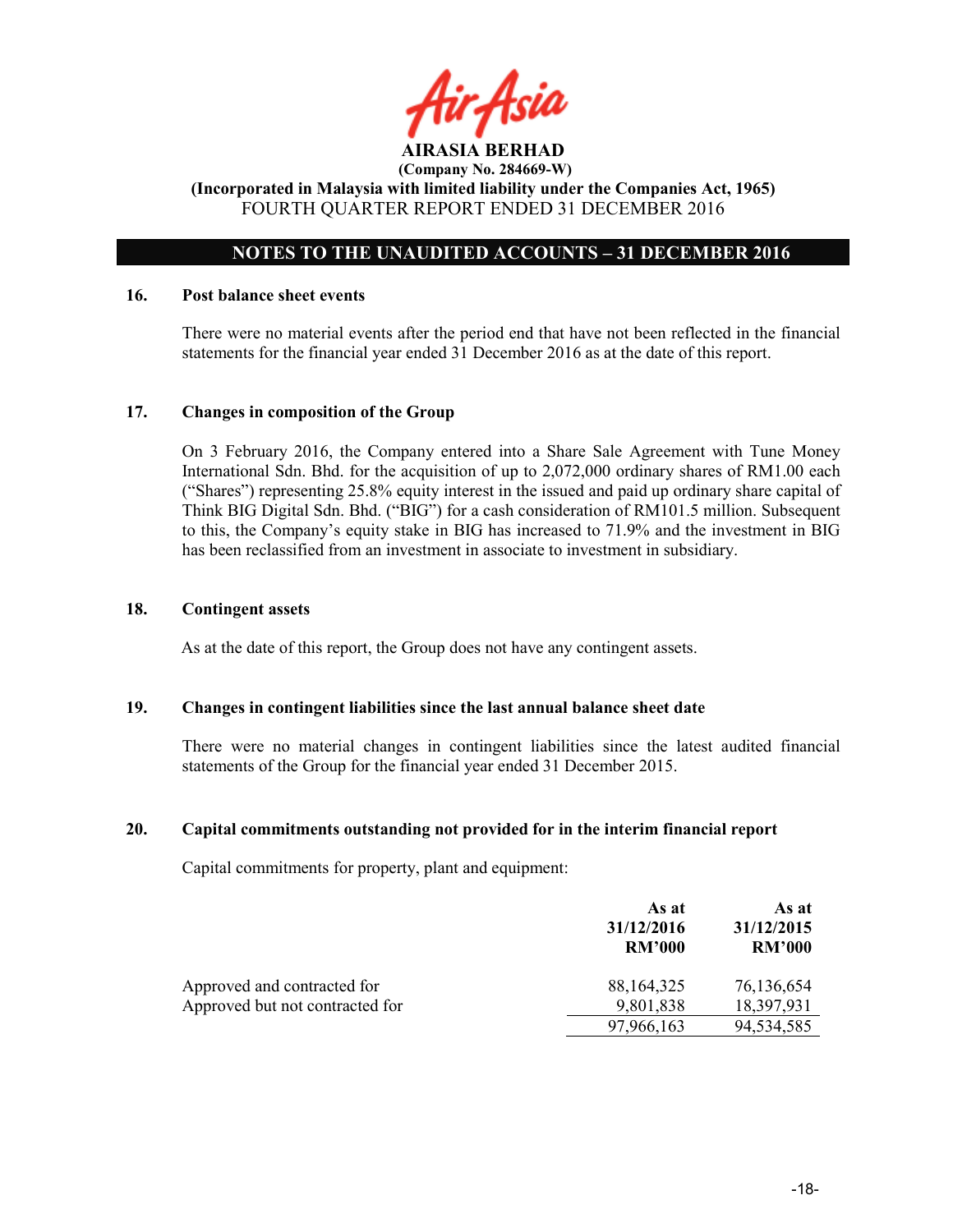## 16. Post balance sheet events

There were no material events after the period end that have not been reflected in the financial statements for the financial year ended 31 December 2016 as at the date of this report.

## 17. Changes in composition of the Group

On 3 February 2016, the Company entered into a Share Sale Agreement with Tune Money International Sdn. Bhd. for the acquisition of up to 2,072,000 ordinary shares of RM1.00 each ("Shares") representing 25.8% equity interest in the issued and paid up ordinary share capital of Think BIG Digital Sdn. Bhd. ("BIG") for a cash consideration of RM101.5 million. Subsequent to this, the Company's equity stake in BIG has increased to 71.9% and the investment in BIG has been reclassified from an investment in associate to investment in subsidiary.

## 18. Contingent assets

As at the date of this report, the Group does not have any contingent assets.

## 19. Changes in contingent liabilities since the last annual balance sheet date

There were no material changes in contingent liabilities since the latest audited financial statements of the Group for the financial year ended 31 December 2015.

## 20. Capital commitments outstanding not provided for in the interim financial report

Capital commitments for property, plant and equipment:

| | As at 31/12/2016 RM'000 | As at 31/12/2015 RM'000 |
|---|---|---|
| Approved and contracted for | 88,164,325 | 76,136,654 |
| Approved but not contracted for | 9,801,838 | 18,397,931 |
| | 97,966,163 | 94,534,585 |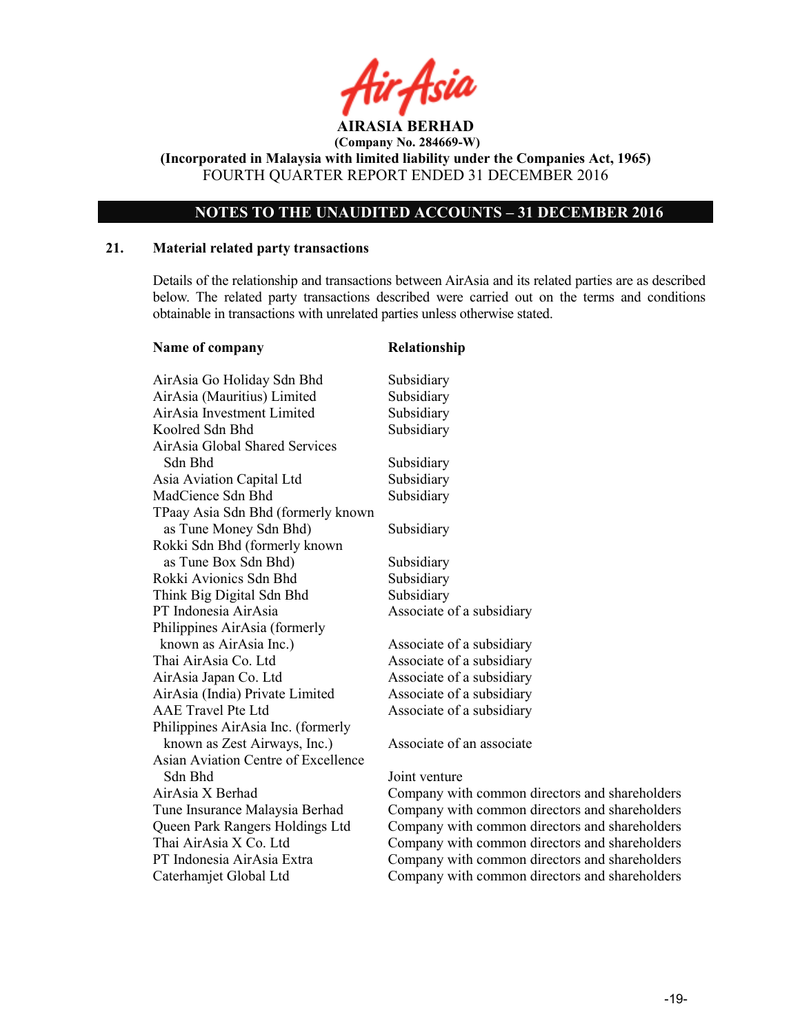**AIRASIA BERHAD**
**(Company No. 284669-W)**
**(Incorporated in Malaysia with limited liability under the Companies Act, 1965)**
FOURTH QUARTER REPORT ENDED 31 DECEMBER 2016

## NOTES TO THE UNAUDITED ACCOUNTS – 31 DECEMBER 2016

### 21. Material related party transactions

Details of the relationship and transactions between AirAsia and its related parties are as described below. The related party transactions described were carried out on the terms and conditions obtainable in transactions with unrelated parties unless otherwise stated.

| Name of company | Relationship |
|---|---|
| AirAsia Go Holiday Sdn Bhd | Subsidiary |
| AirAsia (Mauritius) Limited | Subsidiary |
| AirAsia Investment Limited | Subsidiary |
| Koolred Sdn Bhd | Subsidiary |
| AirAsia Global Shared Services Sdn Bhd | Subsidiary |
| Asia Aviation Capital Ltd | Subsidiary |
| MadCience Sdn Bhd | Subsidiary |
| TPaay Asia Sdn Bhd (formerly known as Tune Money Sdn Bhd) | Subsidiary |
| Rokki Sdn Bhd (formerly known as Tune Box Sdn Bhd) | Subsidiary |
| Rokki Avionics Sdn Bhd | Subsidiary |
| Think Big Digital Sdn Bhd | Subsidiary |
| PT Indonesia AirAsia | Associate of a subsidiary |
| Philippines AirAsia (formerly known as AirAsia Inc.) | Associate of a subsidiary |
| Thai AirAsia Co. Ltd | Associate of a subsidiary |
| AirAsia Japan Co. Ltd | Associate of a subsidiary |
| AirAsia (India) Private Limited | Associate of a subsidiary |
| AAE Travel Pte Ltd | Associate of a subsidiary |
| Philippines AirAsia Inc. (formerly known as Zest Airways, Inc.) | Associate of an associate |
| Asian Aviation Centre of Excellence Sdn Bhd | Joint venture |
| AirAsia X Berhad | Company with common directors and shareholders |
| Tune Insurance Malaysia Berhad | Company with common directors and shareholders |
| Queen Park Rangers Holdings Ltd | Company with common directors and shareholders |
| Thai AirAsia X Co. Ltd | Company with common directors and shareholders |
| PT Indonesia AirAsia Extra | Company with common directors and shareholders |
| Caterhamjet Global Ltd | Company with common directors and shareholders |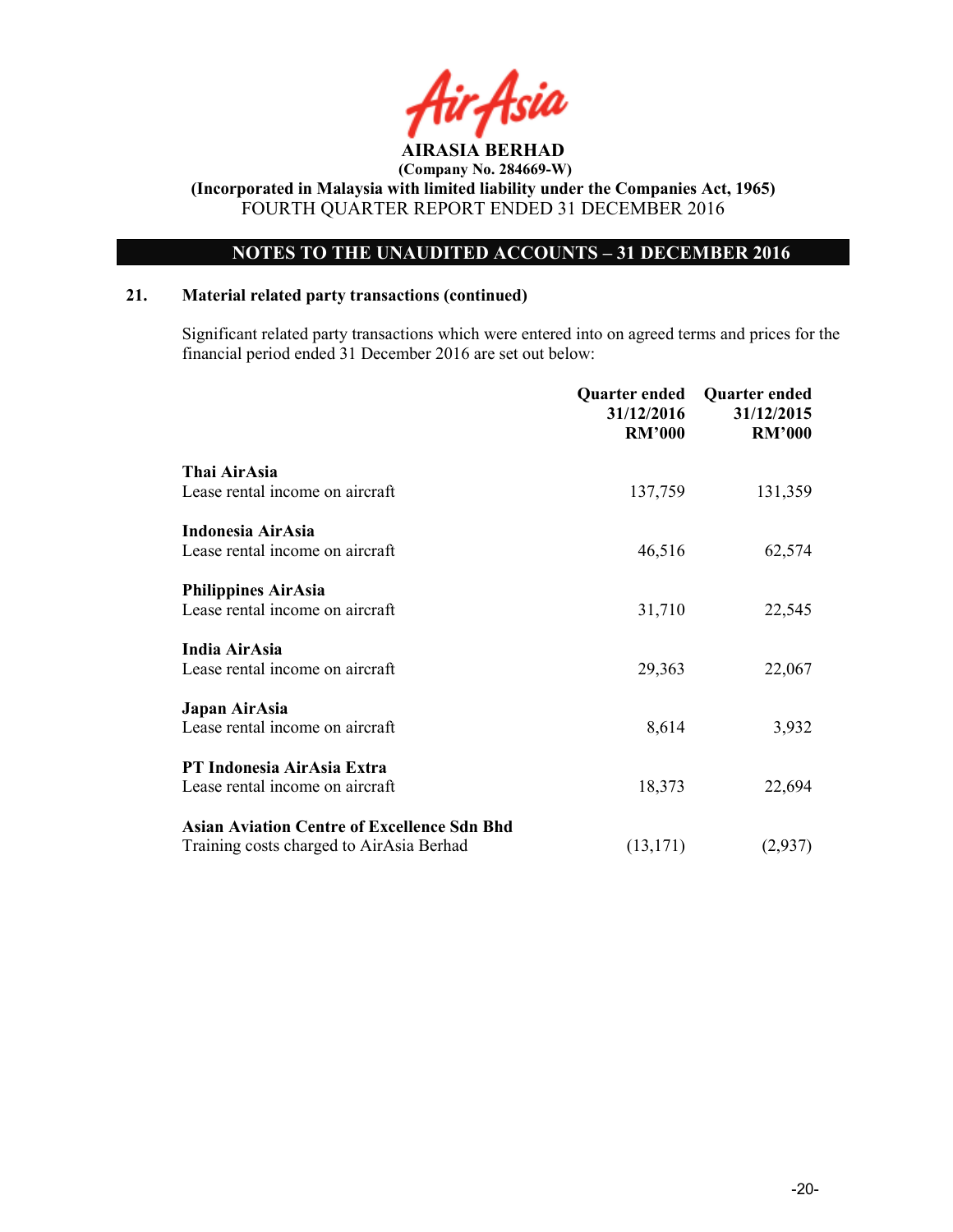# AIRASIA BERHAD

**(Company No. 284669-W)**

**(Incorporated in Malaysia with limited liability under the Companies Act, 1965)**

FOURTH QUARTER REPORT ENDED 31 DECEMBER 2016

## NOTES TO THE UNAUDITED ACCOUNTS – 31 DECEMBER 2016

### 21. Material related party transactions (continued)

Significant related party transactions which were entered into on agreed terms and prices for the financial period ended 31 December 2016 are set out below:

| | Quarter ended 31/12/2016 RM'000 | Quarter ended 31/12/2015 RM'000 |
|---|---|---|
| **Thai AirAsia** | | |
| Lease rental income on aircraft | 137,759 | 131,359 |
| **Indonesia AirAsia** | | |
| Lease rental income on aircraft | 46,516 | 62,574 |
| **Philippines AirAsia** | | |
| Lease rental income on aircraft | 31,710 | 22,545 |
| **India AirAsia** | | |
| Lease rental income on aircraft | 29,363 | 22,067 |
| **Japan AirAsia** | | |
| Lease rental income on aircraft | 8,614 | 3,932 |
| **PT Indonesia AirAsia Extra** | | |
| Lease rental income on aircraft | 18,373 | 22,694 |
| **Asian Aviation Centre of Excellence Sdn Bhd** | | |
| Training costs charged to AirAsia Berhad | (13,171) | (2,937) |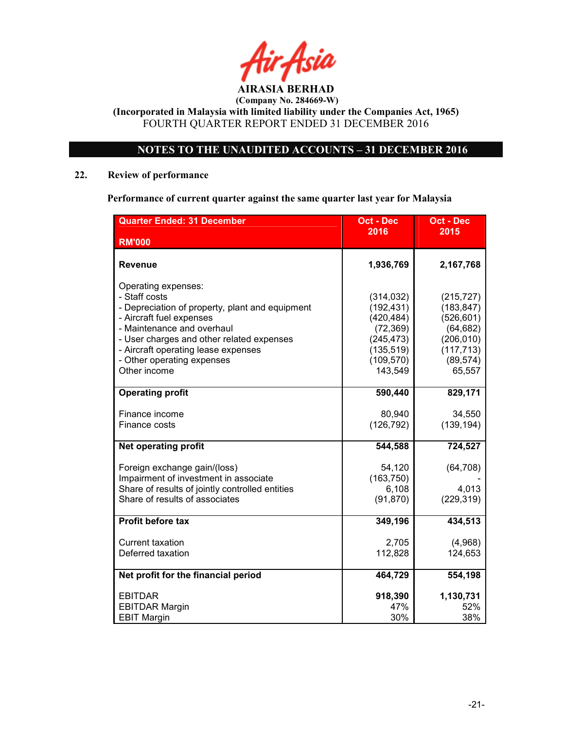AIRASIA BERHAD

(Company No. 284669-W)

(Incorporated in Malaysia with limited liability under the Companies Act, 1965)

FOURTH QUARTER REPORT ENDED 31 DECEMBER 2016

## NOTES TO THE UNAUDITED ACCOUNTS – 31 DECEMBER 2016

### 22. Review of performance

**Performance of current quarter against the same quarter last year for Malaysia**

| Quarter Ended: 31 December<br>RM'000 | Oct - Dec 2016 | Oct - Dec 2015 |
|---|---|---|
| **Revenue** | **1,936,769** | **2,167,768** |
| Operating expenses: | | |
| - Staff costs | (314,032) | (215,727) |
| - Depreciation of property, plant and equipment | (192,431) | (183,847) |
| - Aircraft fuel expenses | (420,484) | (526,601) |
| - Maintenance and overhaul | (72,369) | (64,682) |
| - User charges and other related expenses | (245,473) | (206,010) |
| - Aircraft operating lease expenses | (135,519) | (117,713) |
| - Other operating expenses | (109,570) | (89,574) |
| Other income | 143,549 | 65,557 |
| **Operating profit** | **590,440** | **829,171** |
| Finance income | 80,940 | 34,550 |
| Finance costs | (126,792) | (139,194) |
| **Net operating profit** | **544,588** | **724,527** |
| Foreign exchange gain/(loss) | 54,120 | (64,708) |
| Impairment of investment in associate | (163,750) | - |
| Share of results of jointly controlled entities | 6,108 | 4,013 |
| Share of results of associates | (91,870) | (229,319) |
| **Profit before tax** | **349,196** | **434,513** |
| Current taxation | 2,705 | (4,968) |
| Deferred taxation | 112,828 | 124,653 |
| **Net profit for the financial period** | **464,729** | **554,198** |
| EBITDAR | **918,390** | **1,130,731** |
| EBITDAR Margin | 47% | 52% |
| EBIT Margin | 30% | 38% |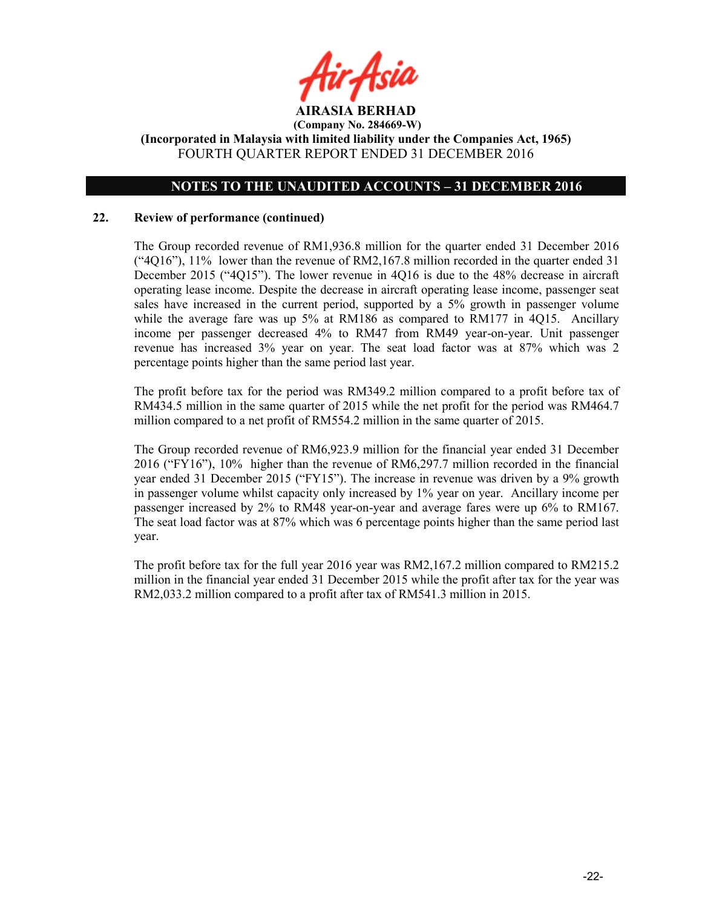**AIRASIA BERHAD**

**(Company No. 284669-W)**

**(Incorporated in Malaysia with limited liability under the Companies Act, 1965)**

FOURTH QUARTER REPORT ENDED 31 DECEMBER 2016

## NOTES TO THE UNAUDITED ACCOUNTS – 31 DECEMBER 2016

### 22. Review of performance (continued)

The Group recorded revenue of RM1,936.8 million for the quarter ended 31 December 2016 ("4Q16"), 11% lower than the revenue of RM2,167.8 million recorded in the quarter ended 31 December 2015 ("4Q15"). The lower revenue in 4Q16 is due to the 48% decrease in aircraft operating lease income. Despite the decrease in aircraft operating lease income, passenger seat sales have increased in the current period, supported by a 5% growth in passenger volume while the average fare was up 5% at RM186 as compared to RM177 in 4Q15. Ancillary income per passenger decreased 4% to RM47 from RM49 year-on-year. Unit passenger revenue has increased 3% year on year. The seat load factor was at 87% which was 2 percentage points higher than the same period last year.

The profit before tax for the period was RM349.2 million compared to a profit before tax of RM434.5 million in the same quarter of 2015 while the net profit for the period was RM464.7 million compared to a net profit of RM554.2 million in the same quarter of 2015.

The Group recorded revenue of RM6,923.9 million for the financial year ended 31 December 2016 ("FY16"), 10% higher than the revenue of RM6,297.7 million recorded in the financial year ended 31 December 2015 ("FY15"). The increase in revenue was driven by a 9% growth in passenger volume whilst capacity only increased by 1% year on year. Ancillary income per passenger increased by 2% to RM48 year-on-year and average fares were up 6% to RM167. The seat load factor was at 87% which was 6 percentage points higher than the same period last year.

The profit before tax for the full year 2016 year was RM2,167.2 million compared to RM215.2 million in the financial year ended 31 December 2015 while the profit after tax for the year was RM2,033.2 million compared to a profit after tax of RM541.3 million in 2015.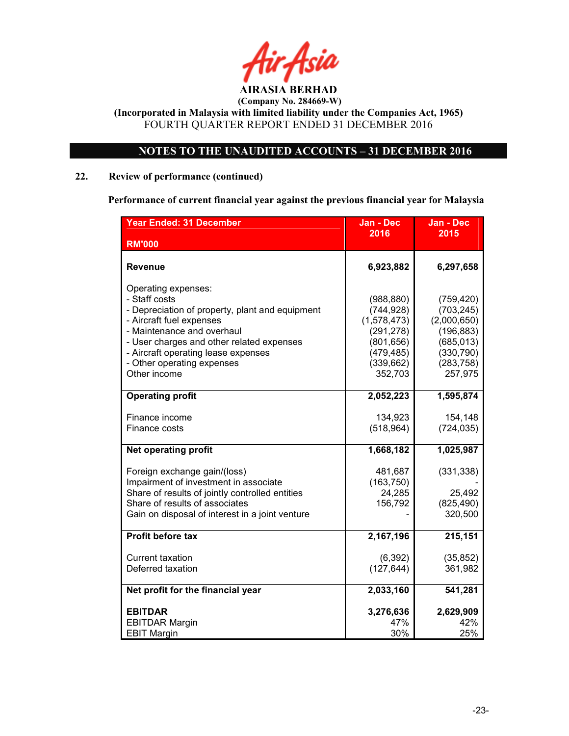AIRASIA BERHAD

(Company No. 284669-W)

(Incorporated in Malaysia with limited liability under the Companies Act, 1965)

FOURTH QUARTER REPORT ENDED 31 DECEMBER 2016

## NOTES TO THE UNAUDITED ACCOUNTS – 31 DECEMBER 2016

### 22. Review of performance (continued)

**Performance of current financial year against the previous financial year for Malaysia**

| Year Ended: 31 December<br>RM'000 | Jan - Dec 2016 | Jan - Dec 2015 |
|---|---|---|
| **Revenue** | **6,923,882** | **6,297,658** |
| Operating expenses: | | |
| - Staff costs | (988,880) | (759,420) |
| - Depreciation of property, plant and equipment | (744,928) | (703,245) |
| - Aircraft fuel expenses | (1,578,473) | (2,000,650) |
| - Maintenance and overhaul | (291,278) | (196,883) |
| - User charges and other related expenses | (801,656) | (685,013) |
| - Aircraft operating lease expenses | (479,485) | (330,790) |
| - Other operating expenses | (339,662) | (283,758) |
| Other income | 352,703 | 257,975 |
| **Operating profit** | **2,052,223** | **1,595,874** |
| Finance income | 134,923 | 154,148 |
| Finance costs | (518,964) | (724,035) |
| **Net operating profit** | **1,668,182** | **1,025,987** |
| Foreign exchange gain/(loss) | 481,687 | (331,338) |
| Impairment of investment in associate | (163,750) | - |
| Share of results of jointly controlled entities | 24,285 | 25,492 |
| Share of results of associates | 156,792 | (825,490) |
| Gain on disposal of interest in a joint venture | - | 320,500 |
| **Profit before tax** | **2,167,196** | **215,151** |
| Current taxation | (6,392) | (35,852) |
| Deferred taxation | (127,644) | 361,982 |
| **Net profit for the financial year** | **2,033,160** | **541,281** |
| **EBITDAR** | 3,276,636 | 2,629,909 |
| EBITDAR Margin | 47% | 42% |
| EBIT Margin | 30% | 25% |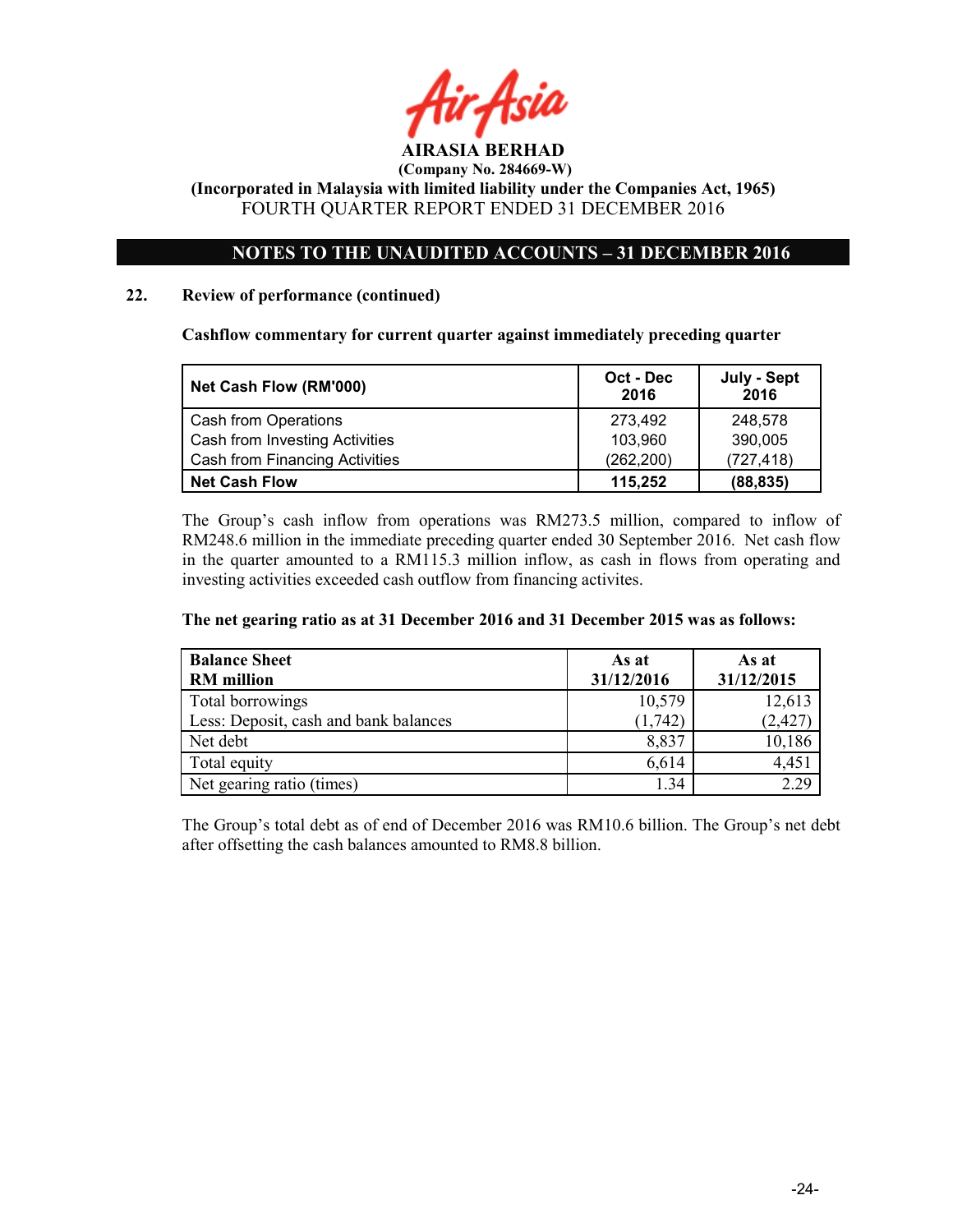**AIRASIA BERHAD**
**(Company No. 284669-W)**
**(Incorporated in Malaysia with limited liability under the Companies Act, 1965)**
FOURTH QUARTER REPORT ENDED 31 DECEMBER 2016

**NOTES TO THE UNAUDITED ACCOUNTS – 31 DECEMBER 2016**

**22. Review of performance (continued)**

**Cashflow commentary for current quarter against immediately preceding quarter**

| Net Cash Flow (RM'000) | Oct - Dec 2016 | July - Sept 2016 |
|---|---|---|
| Cash from Operations | 273,492 | 248,578 |
| Cash from Investing Activities | 103,960 | 390,005 |
| Cash from Financing Activities | (262,200) | (727,418) |
| **Net Cash Flow** | **115,252** | **(88,835)** |

The Group's cash inflow from operations was RM273.5 million, compared to inflow of RM248.6 million in the immediate preceding quarter ended 30 September 2016. Net cash flow in the quarter amounted to a RM115.3 million inflow, as cash in flows from operating and investing activities exceeded cash outflow from financing activites.

**The net gearing ratio as at 31 December 2016 and 31 December 2015 was as follows:**

| Balance Sheet RM million | As at 31/12/2016 | As at 31/12/2015 |
|---|---|---|
| Total borrowings | 10,579 | 12,613 |
| Less: Deposit, cash and bank balances | (1,742) | (2,427) |
| Net debt | 8,837 | 10,186 |
| Total equity | 6,614 | 4,451 |
| Net gearing ratio (times) | 1.34 | 2.29 |

The Group's total debt as of end of December 2016 was RM10.6 billion. The Group's net debt after offsetting the cash balances amounted to RM8.8 billion.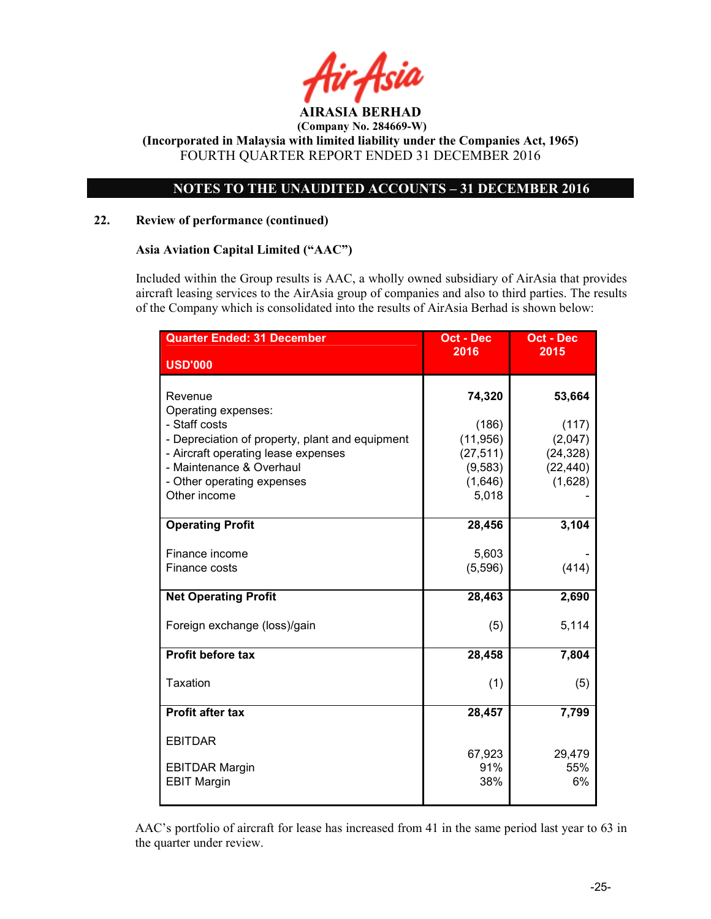**AIRASIA BERHAD**
**(Company No. 284669-W)**
**(Incorporated in Malaysia with limited liability under the Companies Act, 1965)**
FOURTH QUARTER REPORT ENDED 31 DECEMBER 2016

**NOTES TO THE UNAUDITED ACCOUNTS – 31 DECEMBER 2016**

**22. Review of performance (continued)**

**Asia Aviation Capital Limited ("AAC")**

Included within the Group results is AAC, a wholly owned subsidiary of AirAsia that provides aircraft leasing services to the AirAsia group of companies and also to third parties. The results of the Company which is consolidated into the results of AirAsia Berhad is shown below:

| Quarter Ended: 31 December<br>USD'000 | Oct - Dec 2016 | Oct - Dec 2015 |
|---|---|---|
| Revenue | **74,320** | **53,664** |
| Operating expenses: | | |
| - Staff costs | (186) | (117) |
| - Depreciation of property, plant and equipment | (11,956) | (2,047) |
| - Aircraft operating lease expenses | (27,511) | (24,328) |
| - Maintenance & Overhaul | (9,583) | (22,440) |
| - Other operating expenses | (1,646) | (1,628) |
| Other income | 5,018 | - |
| **Operating Profit** | **28,456** | **3,104** |
| Finance income | 5,603 | - |
| Finance costs | (5,596) | (414) |
| **Net Operating Profit** | **28,463** | **2,690** |
| Foreign exchange (loss)/gain | (5) | 5,114 |
| **Profit before tax** | **28,458** | **7,804** |
| Taxation | (1) | (5) |
| **Profit after tax** | **28,457** | **7,799** |
| EBITDAR | 67,923 | 29,479 |
| EBITDAR Margin | 91% | 55% |
| EBIT Margin | 38% | 6% |

AAC's portfolio of aircraft for lease has increased from 41 in the same period last year to 63 in the quarter under review.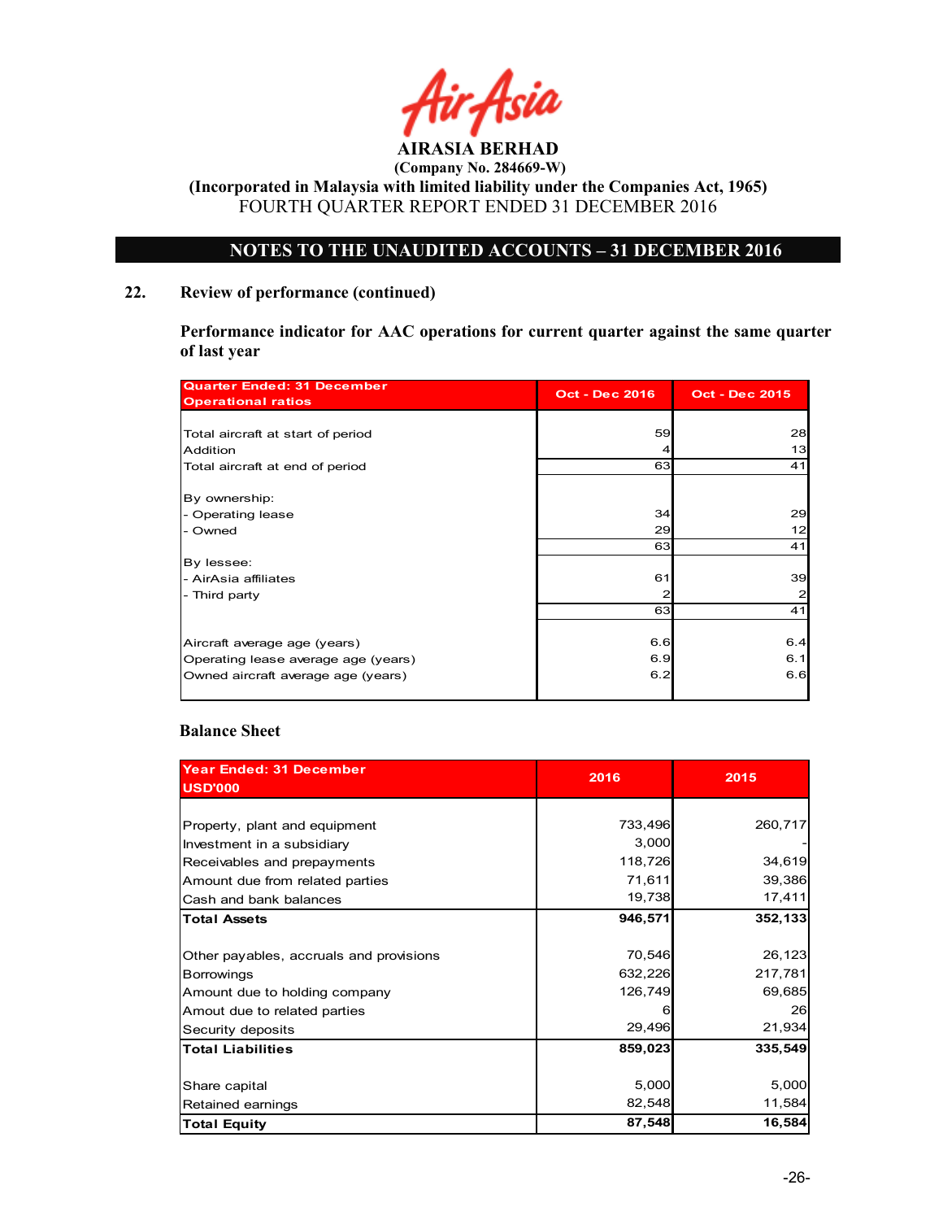# AIRASIA BERHAD

**(Company No. 284669-W)**

**(Incorporated in Malaysia with limited liability under the Companies Act, 1965)**

FOURTH QUARTER REPORT ENDED 31 DECEMBER 2016

## NOTES TO THE UNAUDITED ACCOUNTS – 31 DECEMBER 2016

### 22. Review of performance (continued)

**Performance indicator for AAC operations for current quarter against the same quarter of last year**

| Quarter Ended: 31 December<br>Operational ratios | Oct - Dec 2016 | Oct - Dec 2015 |
|---|---|---|
| Total aircraft at start of period | 59 | 28 |
| Addition | 4 | 13 |
| Total aircraft at end of period | 63 | 41 |
| By ownership: | | |
| - Operating lease | 34 | 29 |
| - Owned | 29 | 12 |
| | 63 | 41 |
| By lessee: | | |
| - AirAsia affiliates | 61 | 39 |
| - Third party | 2 | 2 |
| | 63 | 41 |
| Aircraft average age (years) | 6.6 | 6.4 |
| Operating lease average age (years) | 6.9 | 6.1 |
| Owned aircraft average age (years) | 6.2 | 6.6 |

**Balance Sheet**

| Year Ended: 31 December<br>USD'000 | 2016 | 2015 |
|---|---|---|
| Property, plant and equipment | 733,496 | 260,717 |
| Investment in a subsidiary | 3,000 | - |
| Receivables and prepayments | 118,726 | 34,619 |
| Amount due from related parties | 71,611 | 39,386 |
| Cash and bank balances | 19,738 | 17,411 |
| **Total Assets** | **946,571** | **352,133** |
| Other payables, accruals and provisions | 70,546 | 26,123 |
| Borrowings | 632,226 | 217,781 |
| Amount due to holding company | 126,749 | 69,685 |
| Amout due to related parties | 6 | 26 |
| Security deposits | 29,496 | 21,934 |
| **Total Liabilities** | **859,023** | **335,549** |
| Share capital | 5,000 | 5,000 |
| Retained earnings | 82,548 | 11,584 |
| **Total Equity** | **87,548** | **16,584** |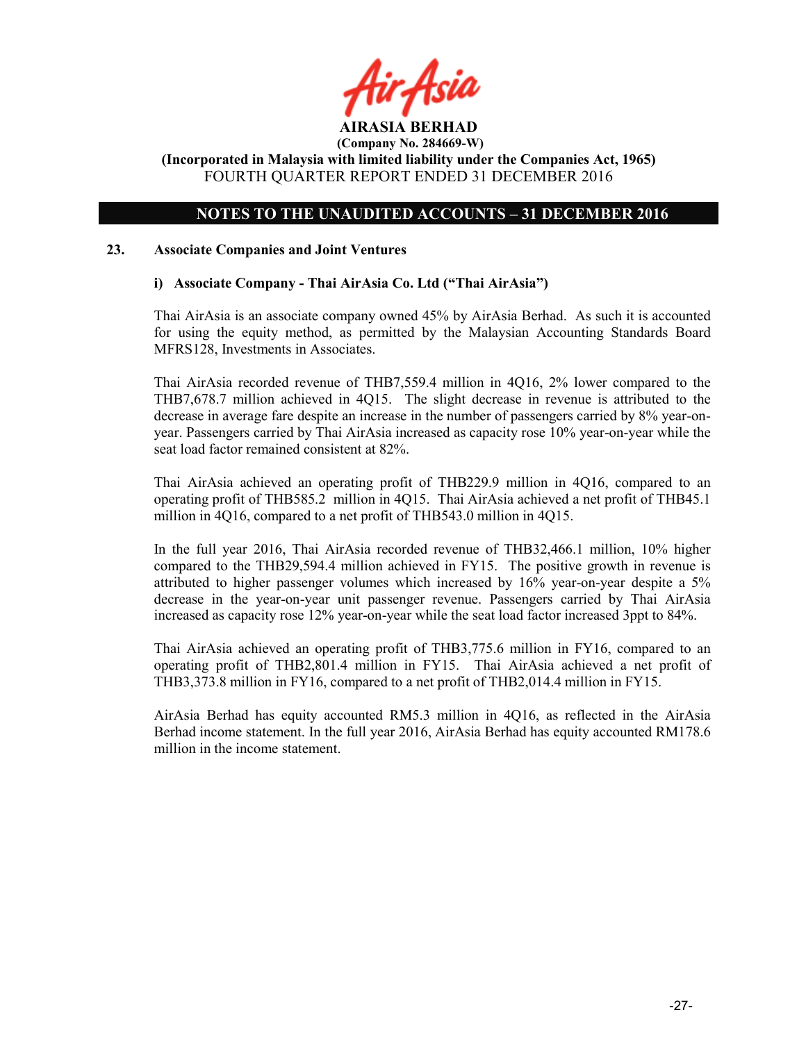# AIRASIA BERHAD

**(Company No. 284669-W)**

**(Incorporated in Malaysia with limited liability under the Companies Act, 1965)**

FOURTH QUARTER REPORT ENDED 31 DECEMBER 2016

## NOTES TO THE UNAUDITED ACCOUNTS – 31 DECEMBER 2016

### 23. Associate Companies and Joint Ventures

#### i) Associate Company - Thai AirAsia Co. Ltd ("Thai AirAsia")

Thai AirAsia is an associate company owned 45% by AirAsia Berhad. As such it is accounted for using the equity method, as permitted by the Malaysian Accounting Standards Board MFRS128, Investments in Associates.

Thai AirAsia recorded revenue of THB7,559.4 million in 4Q16, 2% lower compared to the THB7,678.7 million achieved in 4Q15. The slight decrease in revenue is attributed to the decrease in average fare despite an increase in the number of passengers carried by 8% year-on-year. Passengers carried by Thai AirAsia increased as capacity rose 10% year-on-year while the seat load factor remained consistent at 82%.

Thai AirAsia achieved an operating profit of THB229.9 million in 4Q16, compared to an operating profit of THB585.2 million in 4Q15. Thai AirAsia achieved a net profit of THB45.1 million in 4Q16, compared to a net profit of THB543.0 million in 4Q15.

In the full year 2016, Thai AirAsia recorded revenue of THB32,466.1 million, 10% higher compared to the THB29,594.4 million achieved in FY15. The positive growth in revenue is attributed to higher passenger volumes which increased by 16% year-on-year despite a 5% decrease in the year-on-year unit passenger revenue. Passengers carried by Thai AirAsia increased as capacity rose 12% year-on-year while the seat load factor increased 3ppt to 84%.

Thai AirAsia achieved an operating profit of THB3,775.6 million in FY16, compared to an operating profit of THB2,801.4 million in FY15. Thai AirAsia achieved a net profit of THB3,373.8 million in FY16, compared to a net profit of THB2,014.4 million in FY15.

AirAsia Berhad has equity accounted RM5.3 million in 4Q16, as reflected in the AirAsia Berhad income statement. In the full year 2016, AirAsia Berhad has equity accounted RM178.6 million in the income statement.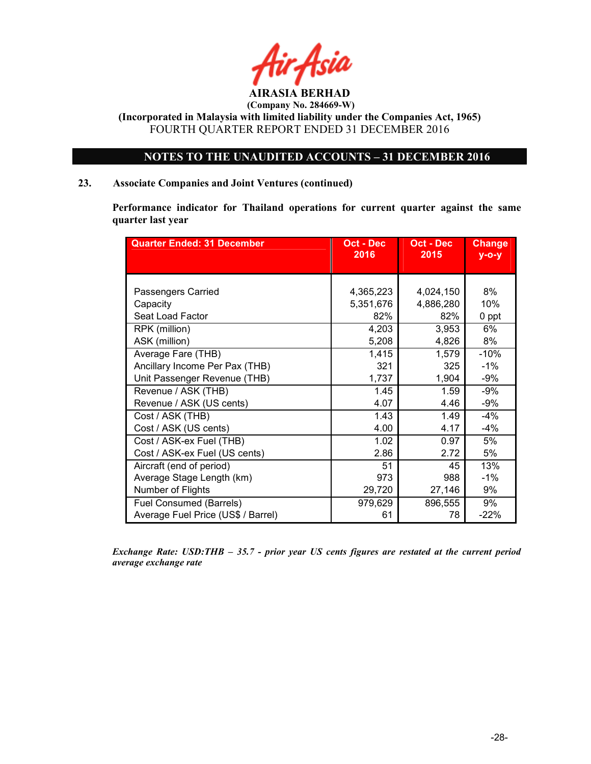AIRASIA BERHAD

**(Company No. 284669-W)**

**(Incorporated in Malaysia with limited liability under the Companies Act, 1965)**

FOURTH QUARTER REPORT ENDED 31 DECEMBER 2016

**NOTES TO THE UNAUDITED ACCOUNTS – 31 DECEMBER 2016**

## 23. Associate Companies and Joint Ventures (continued)

**Performance indicator for Thailand operations for current quarter against the same quarter last year**

| Quarter Ended: 31 December | Oct - Dec 2016 | Oct - Dec 2015 | Change y-o-y |
|---|---|---|---|
| Passengers Carried | 4,365,223 | 4,024,150 | 8% |
| Capacity | 5,351,676 | 4,886,280 | 10% |
| Seat Load Factor | 82% | 82% | 0 ppt |
| RPK (million) | 4,203 | 3,953 | 6% |
| ASK (million) | 5,208 | 4,826 | 8% |
| Average Fare (THB) | 1,415 | 1,579 | -10% |
| Ancillary Income Per Pax (THB) | 321 | 325 | -1% |
| Unit Passenger Revenue (THB) | 1,737 | 1,904 | -9% |
| Revenue / ASK (THB) | 1.45 | 1.59 | -9% |
| Revenue / ASK (US cents) | 4.07 | 4.46 | -9% |
| Cost / ASK (THB) | 1.43 | 1.49 | -4% |
| Cost / ASK (US cents) | 4.00 | 4.17 | -4% |
| Cost / ASK-ex Fuel (THB) | 1.02 | 0.97 | 5% |
| Cost / ASK-ex Fuel (US cents) | 2.86 | 2.72 | 5% |
| Aircraft (end of period) | 51 | 45 | 13% |
| Average Stage Length (km) | 973 | 988 | -1% |
| Number of Flights | 29,720 | 27,146 | 9% |
| Fuel Consumed (Barrels) | 979,629 | 896,555 | 9% |
| Average Fuel Price (US$ / Barrel) | 61 | 78 | -22% |

*Exchange Rate: USD:THB – 35.7 - prior year US cents figures are restated at the current period average exchange rate*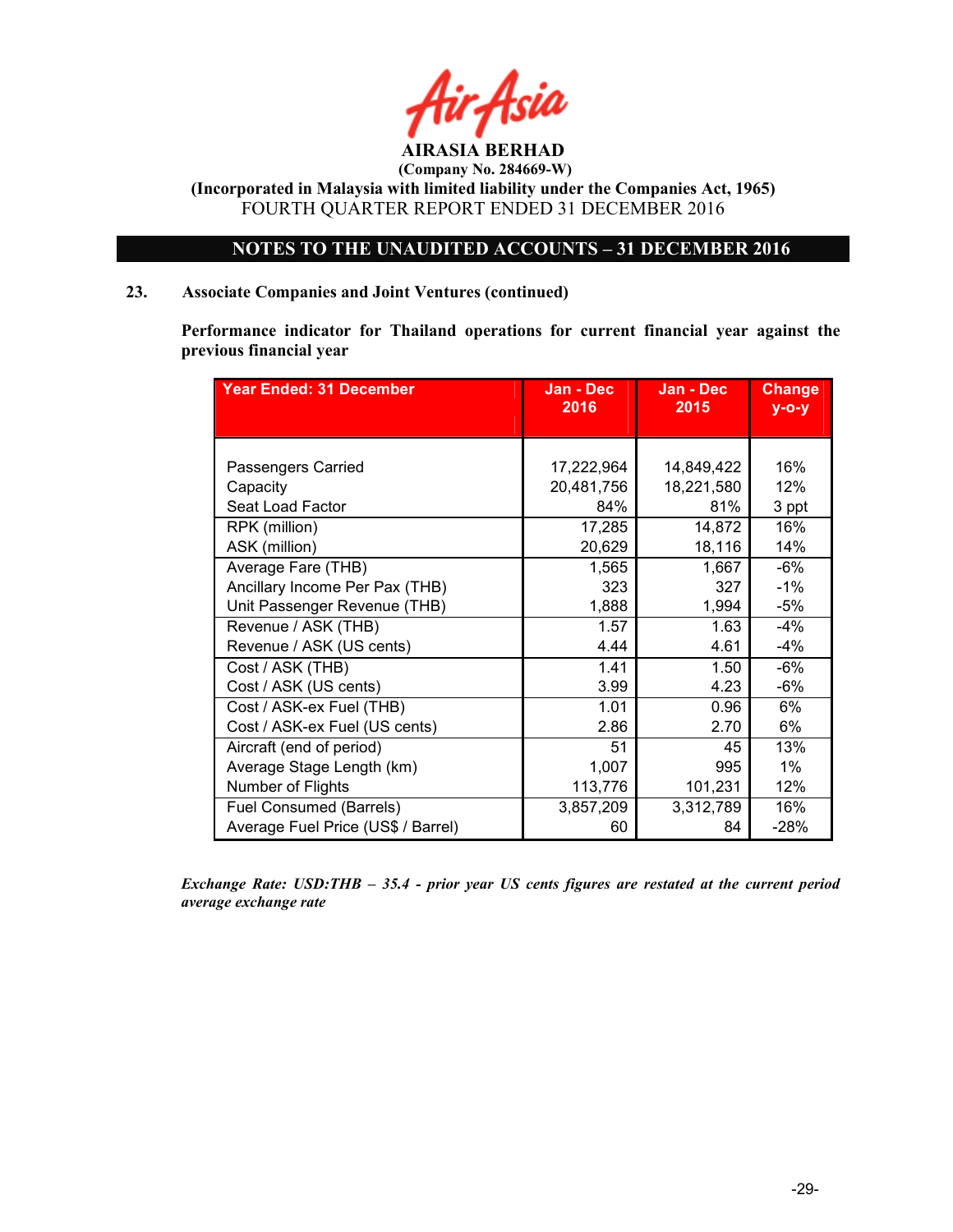AIRASIA BERHAD

(Company No. 284669-W)

(Incorporated in Malaysia with limited liability under the Companies Act, 1965)

FOURTH QUARTER REPORT ENDED 31 DECEMBER 2016

## NOTES TO THE UNAUDITED ACCOUNTS – 31 DECEMBER 2016

### 23. Associate Companies and Joint Ventures (continued)

**Performance indicator for Thailand operations for current financial year against the previous financial year**

| Year Ended: 31 December | Jan - Dec 2016 | Jan - Dec 2015 | Change y-o-y |
|---|---|---|---|
| Passengers Carried | 17,222,964 | 14,849,422 | 16% |
| Capacity | 20,481,756 | 18,221,580 | 12% |
| Seat Load Factor | 84% | 81% | 3 ppt |
| RPK (million) | 17,285 | 14,872 | 16% |
| ASK (million) | 20,629 | 18,116 | 14% |
| Average Fare (THB) | 1,565 | 1,667 | -6% |
| Ancillary Income Per Pax (THB) | 323 | 327 | -1% |
| Unit Passenger Revenue (THB) | 1,888 | 1,994 | -5% |
| Revenue / ASK (THB) | 1.57 | 1.63 | -4% |
| Revenue / ASK (US cents) | 4.44 | 4.61 | -4% |
| Cost / ASK (THB) | 1.41 | 1.50 | -6% |
| Cost / ASK (US cents) | 3.99 | 4.23 | -6% |
| Cost / ASK-ex Fuel (THB) | 1.01 | 0.96 | 6% |
| Cost / ASK-ex Fuel (US cents) | 2.86 | 2.70 | 6% |
| Aircraft (end of period) | 51 | 45 | 13% |
| Average Stage Length (km) | 1,007 | 995 | 1% |
| Number of Flights | 113,776 | 101,231 | 12% |
| Fuel Consumed (Barrels) | 3,857,209 | 3,312,789 | 16% |
| Average Fuel Price (US$ / Barrel) | 60 | 84 | -28% |

***Exchange Rate: USD:THB – 35.4 - prior year US cents figures are restated at the current period average exchange rate***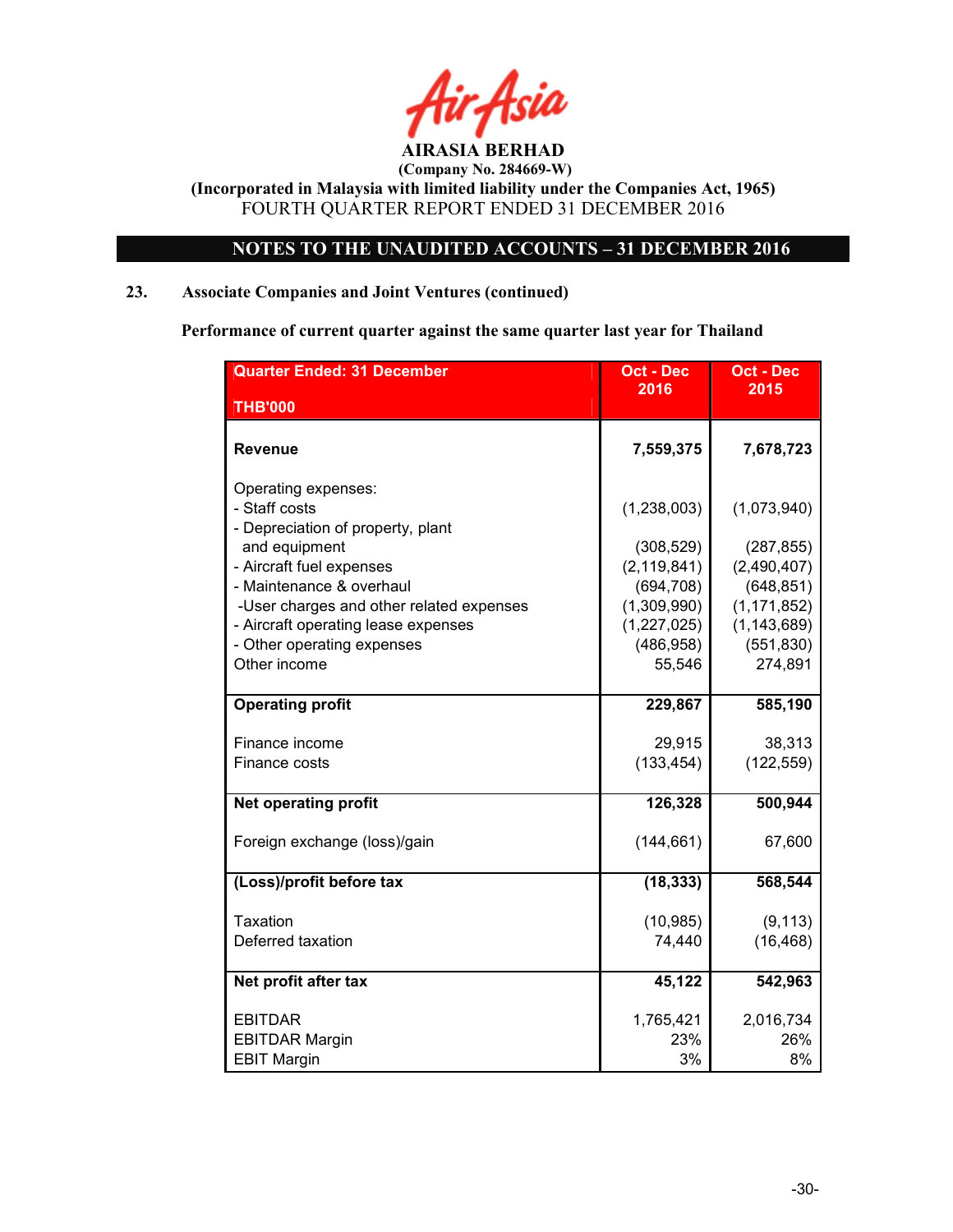**AIRASIA BERHAD**
**(Company No. 284669-W)**
**(Incorporated in Malaysia with limited liability under the Companies Act, 1965)**
FOURTH QUARTER REPORT ENDED 31 DECEMBER 2016

## NOTES TO THE UNAUDITED ACCOUNTS – 31 DECEMBER 2016

### 23. Associate Companies and Joint Ventures (continued)

**Performance of current quarter against the same quarter last year for Thailand**

| Quarter Ended: 31 December<br>THB'000 | Oct - Dec 2016 | Oct - Dec 2015 |
|---|---|---|
| **Revenue** | **7,559,375** | **7,678,723** |
| Operating expenses: | | |
| - Staff costs | (1,238,003) | (1,073,940) |
| - Depreciation of property, plant and equipment | (308,529) | (287,855) |
| - Aircraft fuel expenses | (2,119,841) | (2,490,407) |
| - Maintenance & overhaul | (694,708) | (648,851) |
| -User charges and other related expenses | (1,309,990) | (1,171,852) |
| - Aircraft operating lease expenses | (1,227,025) | (1,143,689) |
| - Other operating expenses | (486,958) | (551,830) |
| Other income | 55,546 | 274,891 |
| **Operating profit** | **229,867** | **585,190** |
| Finance income | 29,915 | 38,313 |
| Finance costs | (133,454) | (122,559) |
| **Net operating profit** | **126,328** | **500,944** |
| Foreign exchange (loss)/gain | (144,661) | 67,600 |
| **(Loss)/profit before tax** | **(18,333)** | **568,544** |
| Taxation | (10,985) | (9,113) |
| Deferred taxation | 74,440 | (16,468) |
| **Net profit after tax** | **45,122** | **542,963** |
| EBITDAR | 1,765,421 | 2,016,734 |
| EBITDAR Margin | 23% | 26% |
| EBIT Margin | 3% | 8% |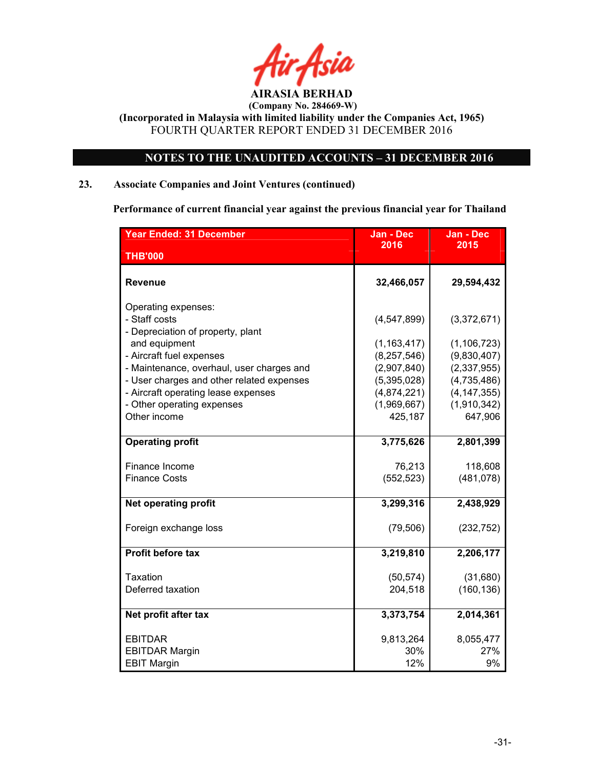AIRASIA BERHAD

(Company No. 284669-W)

(Incorporated in Malaysia with limited liability under the Companies Act, 1965)

FOURTH QUARTER REPORT ENDED 31 DECEMBER 2016

## NOTES TO THE UNAUDITED ACCOUNTS – 31 DECEMBER 2016

### 23. Associate Companies and Joint Ventures (continued)

**Performance of current financial year against the previous financial year for Thailand**

| Year Ended: 31 December<br>THB'000 | Jan - Dec 2016 | Jan - Dec 2015 |
|---|---|---|
| **Revenue** | **32,466,057** | **29,594,432** |
| Operating expenses: | | |
| - Staff costs | (4,547,899) | (3,372,671) |
| - Depreciation of property, plant and equipment | (1,163,417) | (1,106,723) |
| - Aircraft fuel expenses | (8,257,546) | (9,830,407) |
| - Maintenance, overhaul, user charges and | (2,907,840) | (2,337,955) |
| - User charges and other related expenses | (5,395,028) | (4,735,486) |
| - Aircraft operating lease expenses | (4,874,221) | (4,147,355) |
| - Other operating expenses | (1,969,667) | (1,910,342) |
| Other income | 425,187 | 647,906 |
| **Operating profit** | **3,775,626** | **2,801,399** |
| Finance Income | 76,213 | 118,608 |
| Finance Costs | (552,523) | (481,078) |
| **Net operating profit** | **3,299,316** | **2,438,929** |
| Foreign exchange loss | (79,506) | (232,752) |
| **Profit before tax** | **3,219,810** | **2,206,177** |
| Taxation | (50,574) | (31,680) |
| Deferred taxation | 204,518 | (160,136) |
| **Net profit after tax** | **3,373,754** | **2,014,361** |
| EBITDAR | 9,813,264 | 8,055,477 |
| EBITDAR Margin | 30% | 27% |
| EBIT Margin | 12% | 9% |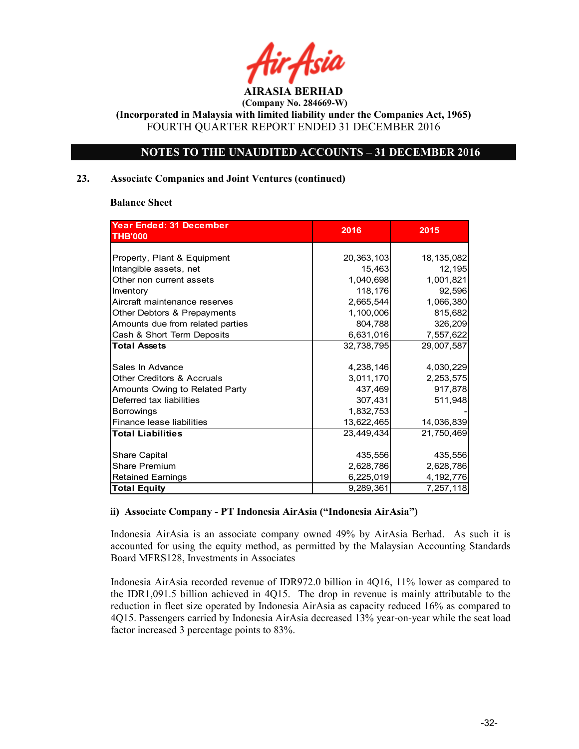# AIRASIA BERHAD

**(Company No. 284669-W)**

**(Incorporated in Malaysia with limited liability under the Companies Act, 1965)**

FOURTH QUARTER REPORT ENDED 31 DECEMBER 2016

## NOTES TO THE UNAUDITED ACCOUNTS – 31 DECEMBER 2016

### 23. Associate Companies and Joint Ventures (continued)

**Balance Sheet**

| Year Ended: 31 December THB'000 | 2016 | 2015 |
|---|---|---|
| Property, Plant & Equipment | 20,363,103 | 18,135,082 |
| Intangible assets, net | 15,463 | 12,195 |
| Other non current assets | 1,040,698 | 1,001,821 |
| Inventory | 118,176 | 92,596 |
| Aircraft maintenance reserves | 2,665,544 | 1,066,380 |
| Other Debtors & Prepayments | 1,100,006 | 815,682 |
| Amounts due from related parties | 804,788 | 326,209 |
| Cash & Short Term Deposits | 6,631,016 | 7,557,622 |
| **Total Assets** | 32,738,795 | 29,007,587 |
| Sales In Advance | 4,238,146 | 4,030,229 |
| Other Creditors & Accruals | 3,011,170 | 2,253,575 |
| Amounts Owing to Related Party | 437,469 | 917,878 |
| Deferred tax liabilities | 307,431 | 511,948 |
| Borrowings | 1,832,753 | - |
| Finance lease liabilities | 13,622,465 | 14,036,839 |
| **Total Liabilities** | 23,449,434 | 21,750,469 |
| Share Capital | 435,556 | 435,556 |
| Share Premium | 2,628,786 | 2,628,786 |
| Retained Earnings | 6,225,019 | 4,192,776 |
| **Total Equity** | 9,289,361 | 7,257,118 |

**ii) Associate Company - PT Indonesia AirAsia ("Indonesia AirAsia")**

Indonesia AirAsia is an associate company owned 49% by AirAsia Berhad. As such it is accounted for using the equity method, as permitted by the Malaysian Accounting Standards Board MFRS128, Investments in Associates

Indonesia AirAsia recorded revenue of IDR972.0 billion in 4Q16, 11% lower as compared to the IDR1,091.5 billion achieved in 4Q15. The drop in revenue is mainly attributable to the reduction in fleet size operated by Indonesia AirAsia as capacity reduced 16% as compared to 4Q15. Passengers carried by Indonesia AirAsia decreased 13% year-on-year while the seat load factor increased 3 percentage points to 83%.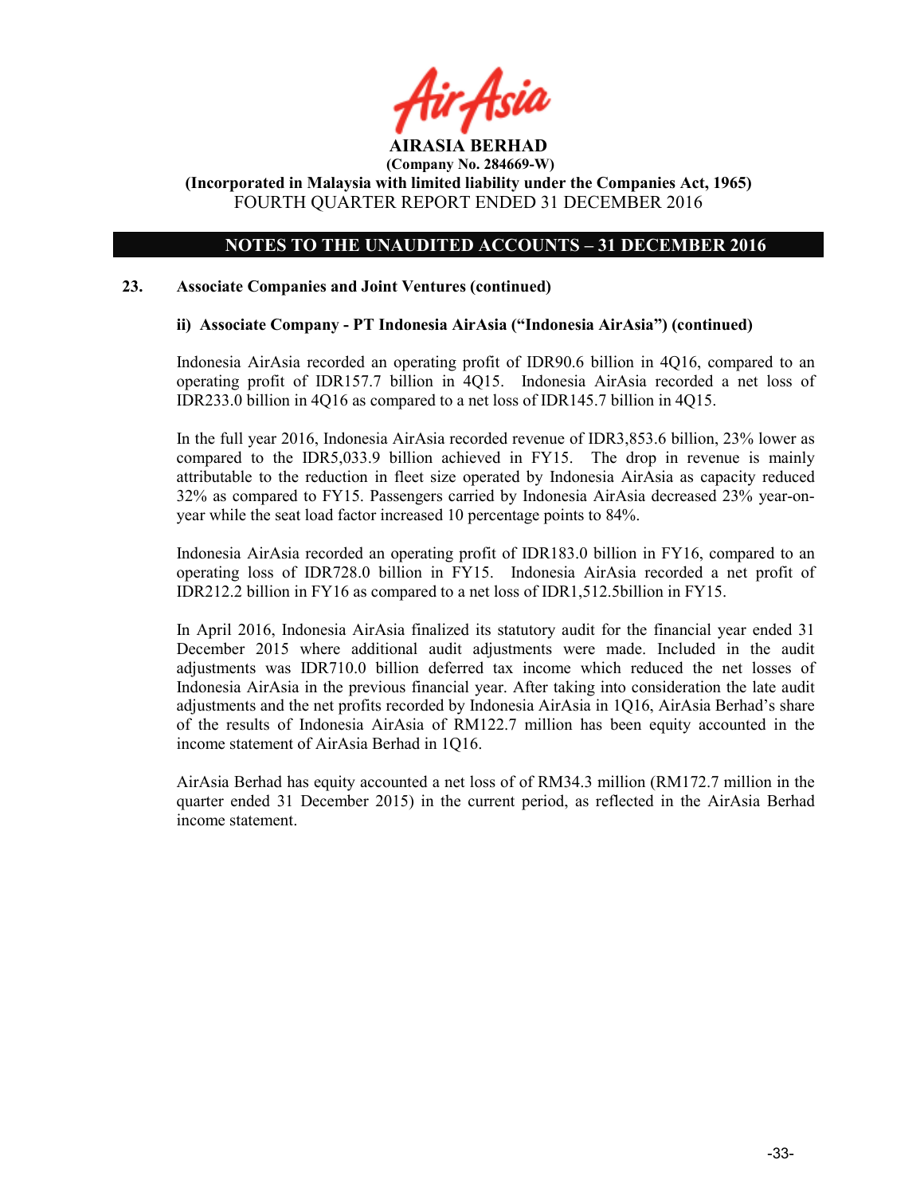## NOTES TO THE UNAUDITED ACCOUNTS – 31 DECEMBER 2016

### 23. Associate Companies and Joint Ventures (continued)

#### ii) Associate Company - PT Indonesia AirAsia ("Indonesia AirAsia") (continued)

Indonesia AirAsia recorded an operating profit of IDR90.6 billion in 4Q16, compared to an operating profit of IDR157.7 billion in 4Q15. Indonesia AirAsia recorded a net loss of IDR233.0 billion in 4Q16 as compared to a net loss of IDR145.7 billion in 4Q15.

In the full year 2016, Indonesia AirAsia recorded revenue of IDR3,853.6 billion, 23% lower as compared to the IDR5,033.9 billion achieved in FY15. The drop in revenue is mainly attributable to the reduction in fleet size operated by Indonesia AirAsia as capacity reduced 32% as compared to FY15. Passengers carried by Indonesia AirAsia decreased 23% year-on-year while the seat load factor increased 10 percentage points to 84%.

Indonesia AirAsia recorded an operating profit of IDR183.0 billion in FY16, compared to an operating loss of IDR728.0 billion in FY15. Indonesia AirAsia recorded a net profit of IDR212.2 billion in FY16 as compared to a net loss of IDR1,512.5billion in FY15.

In April 2016, Indonesia AirAsia finalized its statutory audit for the financial year ended 31 December 2015 where additional audit adjustments were made. Included in the audit adjustments was IDR710.0 billion deferred tax income which reduced the net losses of Indonesia AirAsia in the previous financial year. After taking into consideration the late audit adjustments and the net profits recorded by Indonesia AirAsia in 1Q16, AirAsia Berhad's share of the results of Indonesia AirAsia of RM122.7 million has been equity accounted in the income statement of AirAsia Berhad in 1Q16.

AirAsia Berhad has equity accounted a net loss of of RM34.3 million (RM172.7 million in the quarter ended 31 December 2015) in the current period, as reflected in the AirAsia Berhad income statement.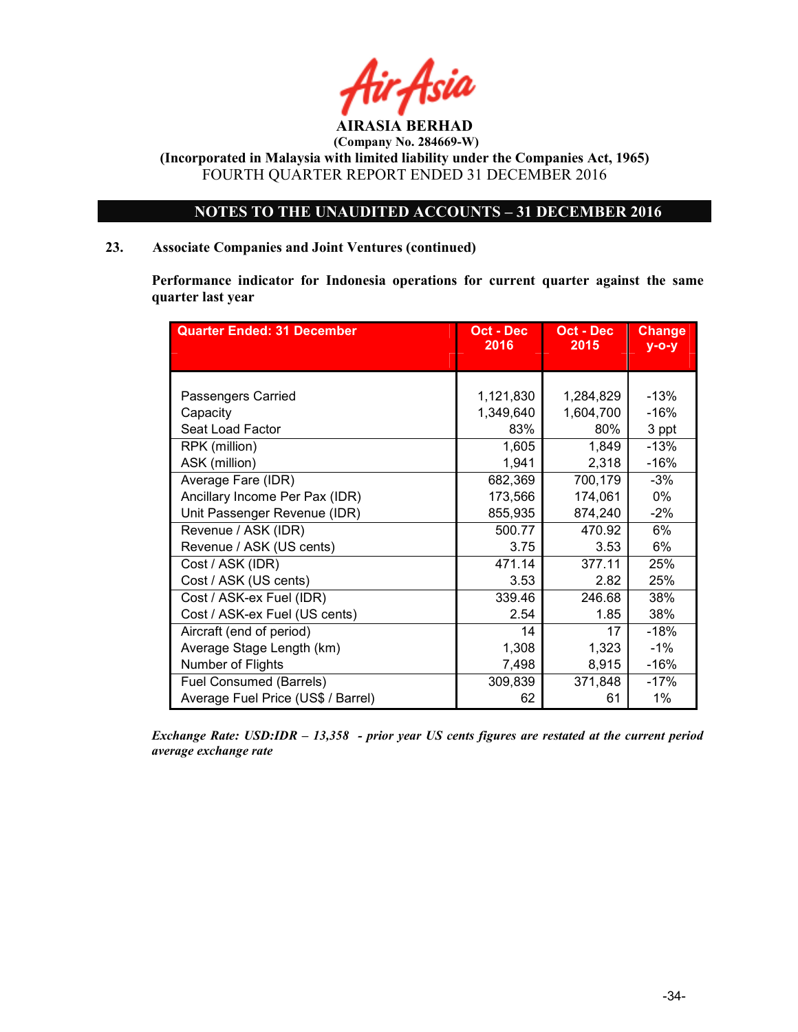**AIRASIA BERHAD**
**(Company No. 284669-W)**
**(Incorporated in Malaysia with limited liability under the Companies Act, 1965)**
FOURTH QUARTER REPORT ENDED 31 DECEMBER 2016

## NOTES TO THE UNAUDITED ACCOUNTS – 31 DECEMBER 2016

### 23. Associate Companies and Joint Ventures (continued)

**Performance indicator for Indonesia operations for current quarter against the same quarter last year**

| Quarter Ended: 31 December | Oct - Dec 2016 | Oct - Dec 2015 | Change y-o-y |
|---|---|---|---|
| Passengers Carried | 1,121,830 | 1,284,829 | -13% |
| Capacity | 1,349,640 | 1,604,700 | -16% |
| Seat Load Factor | 83% | 80% | 3 ppt |
| RPK (million) | 1,605 | 1,849 | -13% |
| ASK (million) | 1,941 | 2,318 | -16% |
| Average Fare (IDR) | 682,369 | 700,179 | -3% |
| Ancillary Income Per Pax (IDR) | 173,566 | 174,061 | 0% |
| Unit Passenger Revenue (IDR) | 855,935 | 874,240 | -2% |
| Revenue / ASK (IDR) | 500.77 | 470.92 | 6% |
| Revenue / ASK (US cents) | 3.75 | 3.53 | 6% |
| Cost / ASK (IDR) | 471.14 | 377.11 | 25% |
| Cost / ASK (US cents) | 3.53 | 2.82 | 25% |
| Cost / ASK-ex Fuel (IDR) | 339.46 | 246.68 | 38% |
| Cost / ASK-ex Fuel (US cents) | 2.54 | 1.85 | 38% |
| Aircraft (end of period) | 14 | 17 | -18% |
| Average Stage Length (km) | 1,308 | 1,323 | -1% |
| Number of Flights | 7,498 | 8,915 | -16% |
| Fuel Consumed (Barrels) | 309,839 | 371,848 | -17% |
| Average Fuel Price (US$ / Barrel) | 62 | 61 | 1% |

***Exchange Rate: USD:IDR – 13,358 - prior year US cents figures are restated at the current period average exchange rate***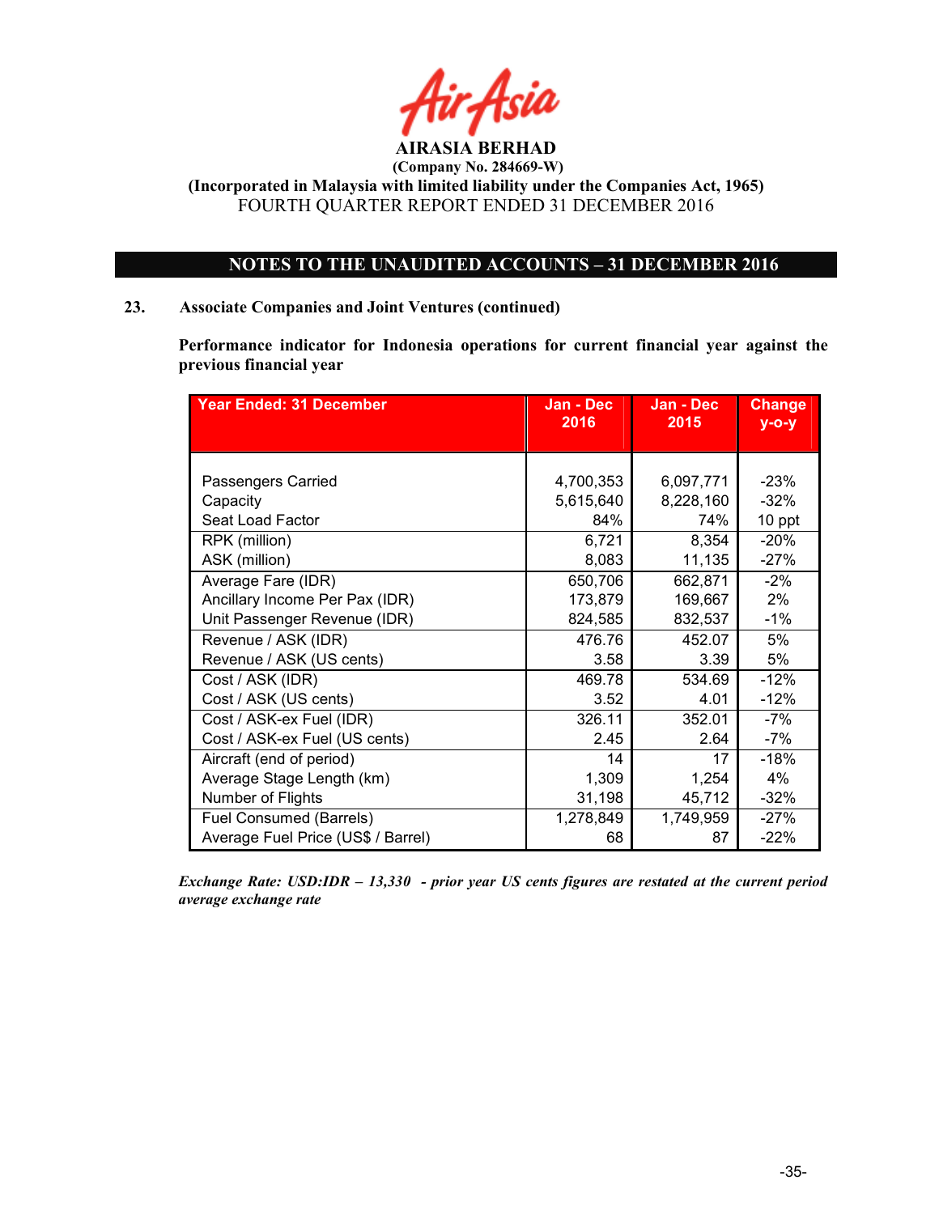# AIRASIA BERHAD

**(Company No. 284669-W)**

**(Incorporated in Malaysia with limited liability under the Companies Act, 1965)**

FOURTH QUARTER REPORT ENDED 31 DECEMBER 2016

## NOTES TO THE UNAUDITED ACCOUNTS – 31 DECEMBER 2016

### 23. Associate Companies and Joint Ventures (continued)

**Performance indicator for Indonesia operations for current financial year against the previous financial year**

| Year Ended: 31 December | Jan - Dec 2016 | Jan - Dec 2015 | Change y-o-y |
|---|---|---|---|
| Passengers Carried | 4,700,353 | 6,097,771 | -23% |
| Capacity | 5,615,640 | 8,228,160 | -32% |
| Seat Load Factor | 84% | 74% | 10 ppt |
| RPK (million) | 6,721 | 8,354 | -20% |
| ASK (million) | 8,083 | 11,135 | -27% |
| Average Fare (IDR) | 650,706 | 662,871 | -2% |
| Ancillary Income Per Pax (IDR) | 173,879 | 169,667 | 2% |
| Unit Passenger Revenue (IDR) | 824,585 | 832,537 | -1% |
| Revenue / ASK (IDR) | 476.76 | 452.07 | 5% |
| Revenue / ASK (US cents) | 3.58 | 3.39 | 5% |
| Cost / ASK (IDR) | 469.78 | 534.69 | -12% |
| Cost / ASK (US cents) | 3.52 | 4.01 | -12% |
| Cost / ASK-ex Fuel (IDR) | 326.11 | 352.01 | -7% |
| Cost / ASK-ex Fuel (US cents) | 2.45 | 2.64 | -7% |
| Aircraft (end of period) | 14 | 17 | -18% |
| Average Stage Length (km) | 1,309 | 1,254 | 4% |
| Number of Flights | 31,198 | 45,712 | -32% |
| Fuel Consumed (Barrels) | 1,278,849 | 1,749,959 | -27% |
| Average Fuel Price (US$ / Barrel) | 68 | 87 | -22% |

***Exchange Rate: USD:IDR – 13,330 - prior year US cents figures are restated at the current period average exchange rate***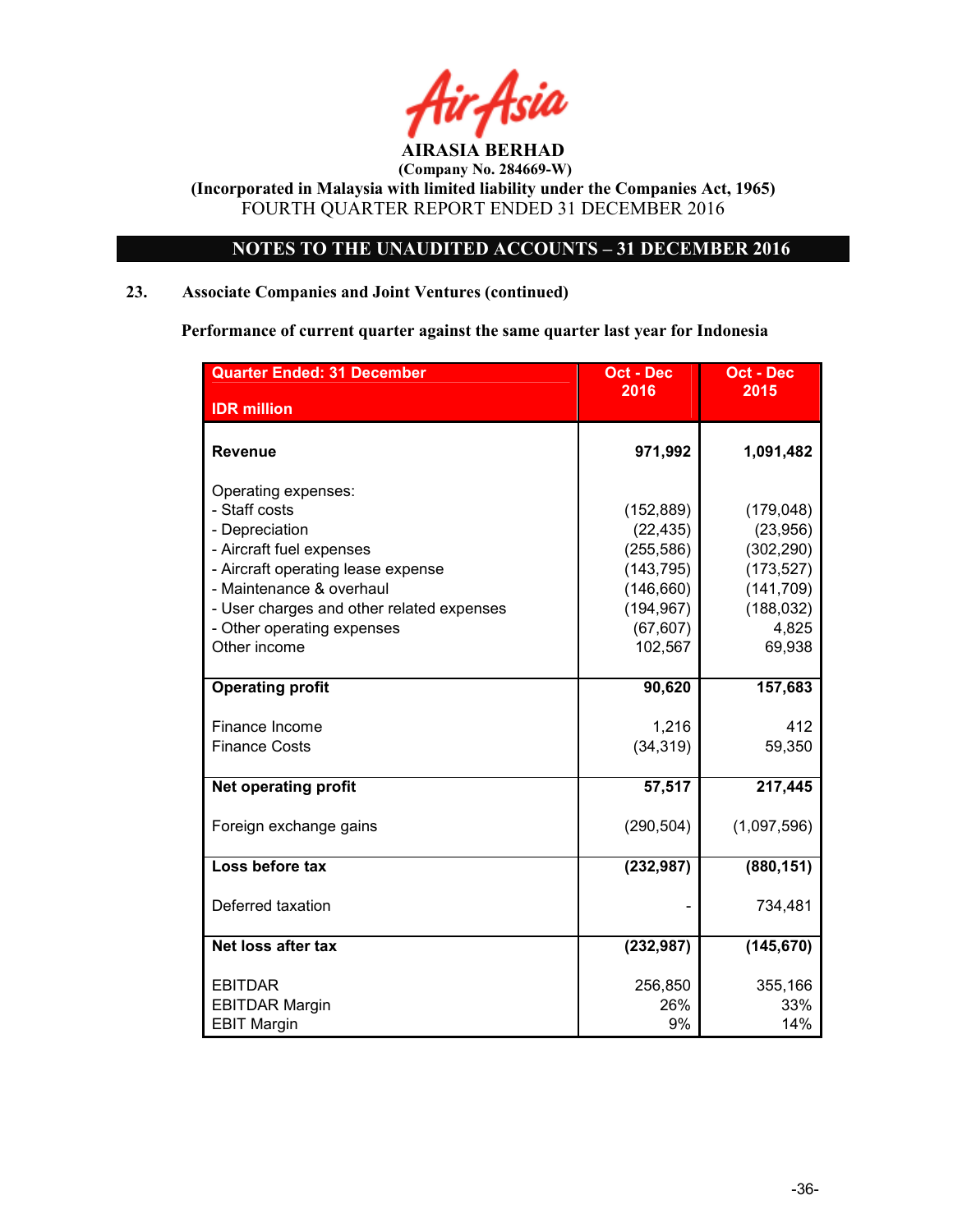# AIRASIA BERHAD

**(Company No. 284669-W)**

**(Incorporated in Malaysia with limited liability under the Companies Act, 1965)**

FOURTH QUARTER REPORT ENDED 31 DECEMBER 2016

## NOTES TO THE UNAUDITED ACCOUNTS – 31 DECEMBER 2016

### 23. Associate Companies and Joint Ventures (continued)

**Performance of current quarter against the same quarter last year for Indonesia**

| Quarter Ended: 31 December<br>IDR million | Oct - Dec 2016 | Oct - Dec 2015 |
|---|---|---|
| **Revenue** | **971,992** | **1,091,482** |
| Operating expenses: | | |
| - Staff costs | (152,889) | (179,048) |
| - Depreciation | (22,435) | (23,956) |
| - Aircraft fuel expenses | (255,586) | (302,290) |
| - Aircraft operating lease expense | (143,795) | (173,527) |
| - Maintenance & overhaul | (146,660) | (141,709) |
| - User charges and other related expenses | (194,967) | (188,032) |
| - Other operating expenses | (67,607) | 4,825 |
| Other income | 102,567 | 69,938 |
| **Operating profit** | **90,620** | **157,683** |
| Finance Income | 1,216 | 412 |
| Finance Costs | (34,319) | 59,350 |
| **Net operating profit** | **57,517** | **217,445** |
| Foreign exchange gains | (290,504) | (1,097,596) |
| **Loss before tax** | **(232,987)** | **(880,151)** |
| Deferred taxation | - | 734,481 |
| **Net loss after tax** | **(232,987)** | **(145,670)** |
| EBITDAR | 256,850 | 355,166 |
| EBITDAR Margin | 26% | 33% |
| EBIT Margin | 9% | 14% |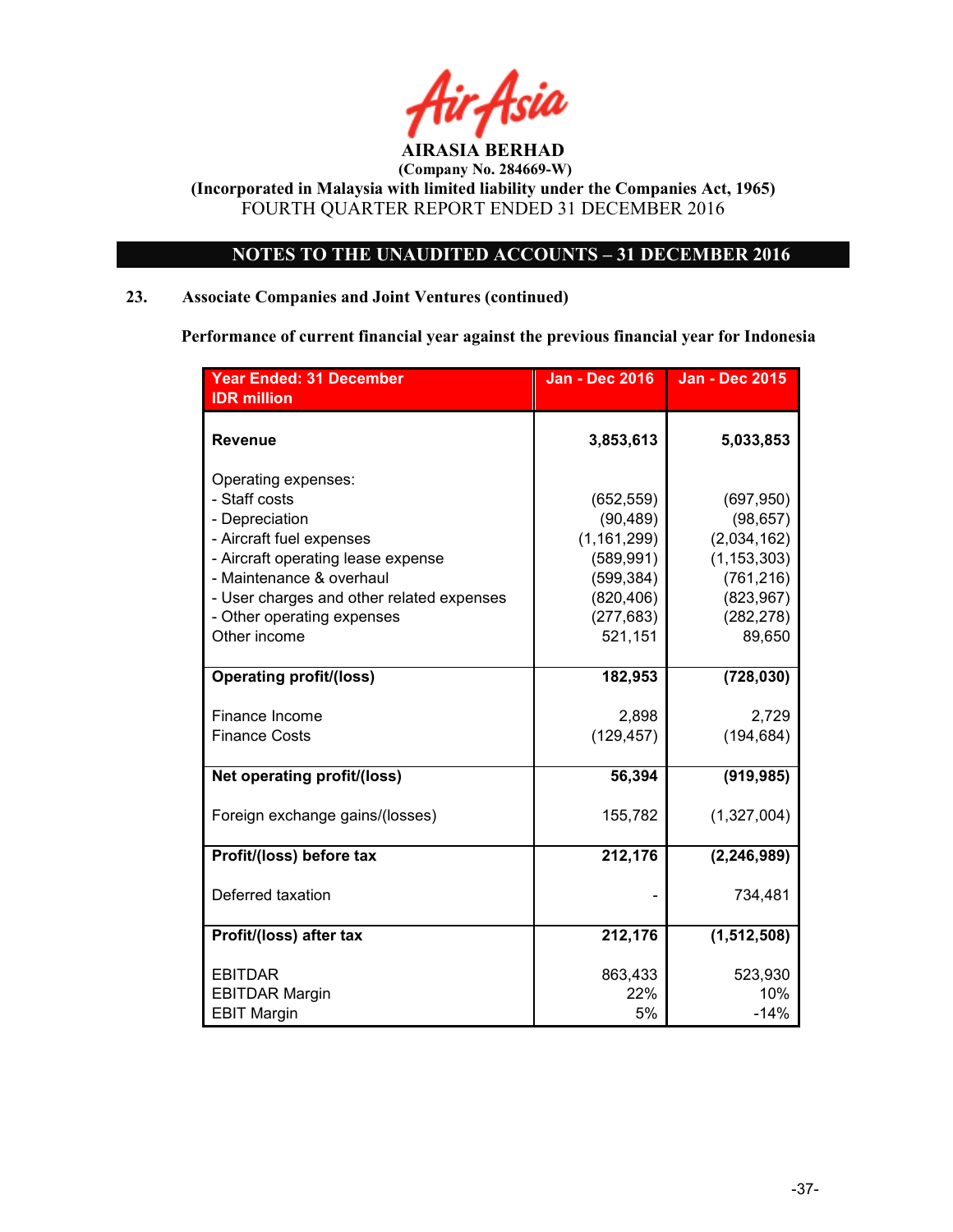AIRASIA BERHAD

(Company No. 284669-W)

(Incorporated in Malaysia with limited liability under the Companies Act, 1965)

FOURTH QUARTER REPORT ENDED 31 DECEMBER 2016

## NOTES TO THE UNAUDITED ACCOUNTS – 31 DECEMBER 2016

### 23. Associate Companies and Joint Ventures (continued)

**Performance of current financial year against the previous financial year for Indonesia**

| Year Ended: 31 December<br>IDR million | Jan - Dec 2016 | Jan - Dec 2015 |
|---|---|---|
| **Revenue** | **3,853,613** | **5,033,853** |
| Operating expenses: | | |
| - Staff costs | (652,559) | (697,950) |
| - Depreciation | (90,489) | (98,657) |
| - Aircraft fuel expenses | (1,161,299) | (2,034,162) |
| - Aircraft operating lease expense | (589,991) | (1,153,303) |
| - Maintenance & overhaul | (599,384) | (761,216) |
| - User charges and other related expenses | (820,406) | (823,967) |
| - Other operating expenses | (277,683) | (282,278) |
| Other income | 521,151 | 89,650 |
| **Operating profit/(loss)** | **182,953** | **(728,030)** |
| Finance Income | 2,898 | 2,729 |
| Finance Costs | (129,457) | (194,684) |
| **Net operating profit/(loss)** | **56,394** | **(919,985)** |
| Foreign exchange gains/(losses) | 155,782 | (1,327,004) |
| **Profit/(loss) before tax** | **212,176** | **(2,246,989)** |
| Deferred taxation | - | 734,481 |
| **Profit/(loss) after tax** | **212,176** | **(1,512,508)** |
| EBITDAR | 863,433 | 523,930 |
| EBITDAR Margin | 22% | 10% |
| EBIT Margin | 5% | -14% |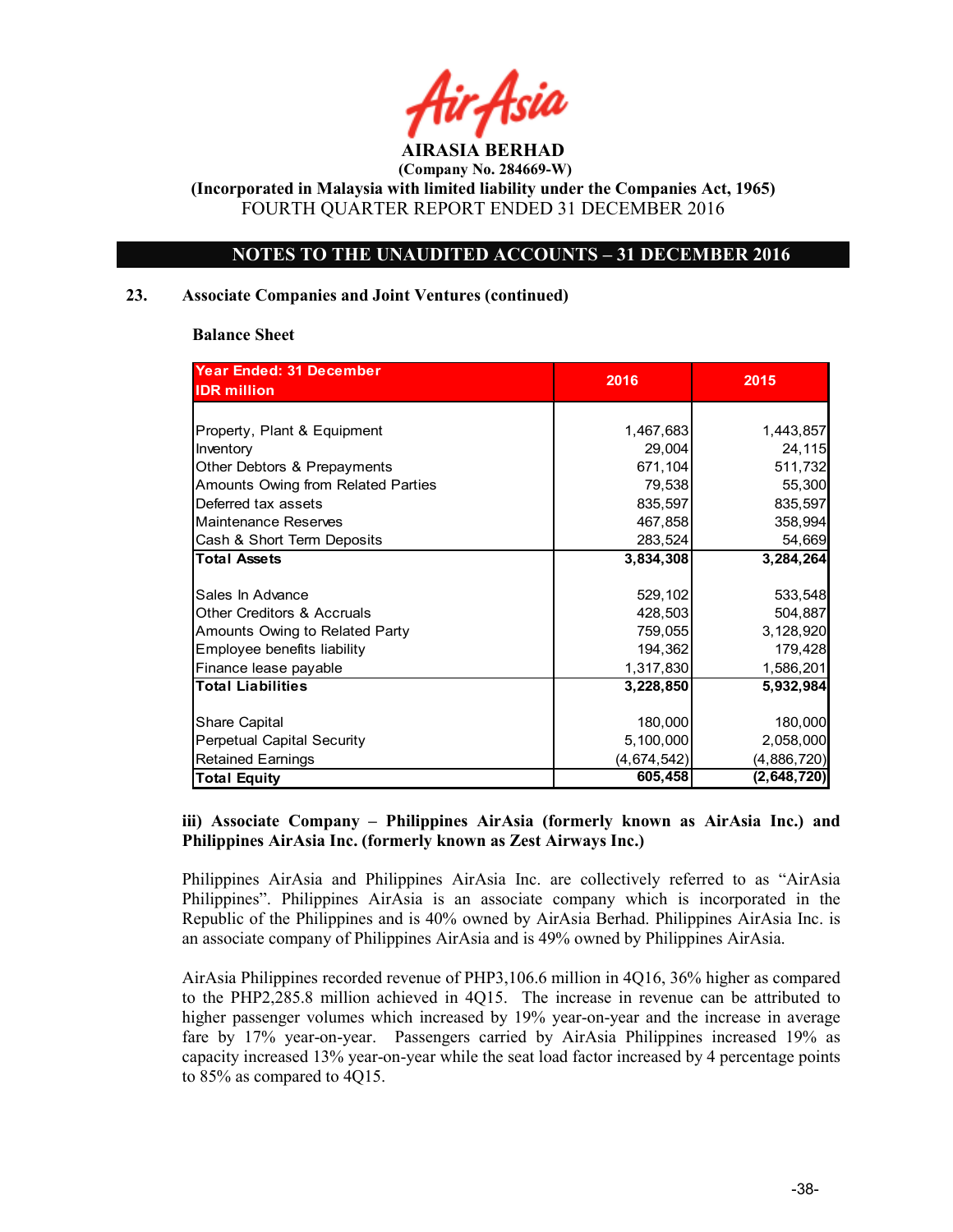**AIRASIA BERHAD**
**(Company No. 284669-W)**
**(Incorporated in Malaysia with limited liability under the Companies Act, 1965)**
FOURTH QUARTER REPORT ENDED 31 DECEMBER 2016

## NOTES TO THE UNAUDITED ACCOUNTS – 31 DECEMBER 2016

### 23. Associate Companies and Joint Ventures (continued)

**Balance Sheet**

| Year Ended: 31 December IDR million | 2016 | 2015 |
|---|---|---|
| Property, Plant & Equipment | 1,467,683 | 1,443,857 |
| Inventory | 29,004 | 24,115 |
| Other Debtors & Prepayments | 671,104 | 511,732 |
| Amounts Owing from Related Parties | 79,538 | 55,300 |
| Deferred tax assets | 835,597 | 835,597 |
| Maintenance Reserves | 467,858 | 358,994 |
| Cash & Short Term Deposits | 283,524 | 54,669 |
| **Total Assets** | **3,834,308** | **3,284,264** |
| Sales In Advance | 529,102 | 533,548 |
| Other Creditors & Accruals | 428,503 | 504,887 |
| Amounts Owing to Related Party | 759,055 | 3,128,920 |
| Employee benefits liability | 194,362 | 179,428 |
| Finance lease payable | 1,317,830 | 1,586,201 |
| **Total Liabilities** | **3,228,850** | **5,932,984** |
| Share Capital | 180,000 | 180,000 |
| Perpetual Capital Security | 5,100,000 | 2,058,000 |
| Retained Earnings | (4,674,542) | (4,886,720) |
| **Total Equity** | **605,458** | **(2,648,720)** |

**iii) Associate Company – Philippines AirAsia (formerly known as AirAsia Inc.) and Philippines AirAsia Inc. (formerly known as Zest Airways Inc.)**

Philippines AirAsia and Philippines AirAsia Inc. are collectively referred to as "AirAsia Philippines". Philippines AirAsia is an associate company which is incorporated in the Republic of the Philippines and is 40% owned by AirAsia Berhad. Philippines AirAsia Inc. is an associate company of Philippines AirAsia and is 49% owned by Philippines AirAsia.

AirAsia Philippines recorded revenue of PHP3,106.6 million in 4Q16, 36% higher as compared to the PHP2,285.8 million achieved in 4Q15. The increase in revenue can be attributed to higher passenger volumes which increased by 19% year-on-year and the increase in average fare by 17% year-on-year. Passengers carried by AirAsia Philippines increased 19% as capacity increased 13% year-on-year while the seat load factor increased by 4 percentage points to 85% as compared to 4Q15.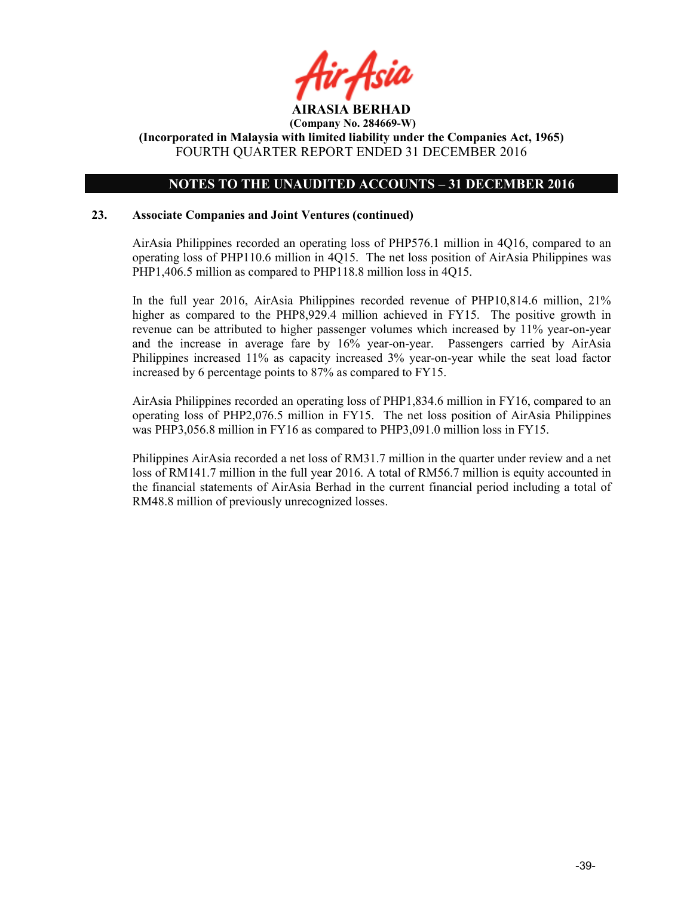## NOTES TO THE UNAUDITED ACCOUNTS – 31 DECEMBER 2016

### 23. Associate Companies and Joint Ventures (continued)

AirAsia Philippines recorded an operating loss of PHP576.1 million in 4Q16, compared to an operating loss of PHP110.6 million in 4Q15. The net loss position of AirAsia Philippines was PHP1,406.5 million as compared to PHP118.8 million loss in 4Q15.

In the full year 2016, AirAsia Philippines recorded revenue of PHP10,814.6 million, 21% higher as compared to the PHP8,929.4 million achieved in FY15. The positive growth in revenue can be attributed to higher passenger volumes which increased by 11% year-on-year and the increase in average fare by 16% year-on-year. Passengers carried by AirAsia Philippines increased 11% as capacity increased 3% year-on-year while the seat load factor increased by 6 percentage points to 87% as compared to FY15.

AirAsia Philippines recorded an operating loss of PHP1,834.6 million in FY16, compared to an operating loss of PHP2,076.5 million in FY15. The net loss position of AirAsia Philippines was PHP3,056.8 million in FY16 as compared to PHP3,091.0 million loss in FY15.

Philippines AirAsia recorded a net loss of RM31.7 million in the quarter under review and a net loss of RM141.7 million in the full year 2016. A total of RM56.7 million is equity accounted in the financial statements of AirAsia Berhad in the current financial period including a total of RM48.8 million of previously unrecognized losses.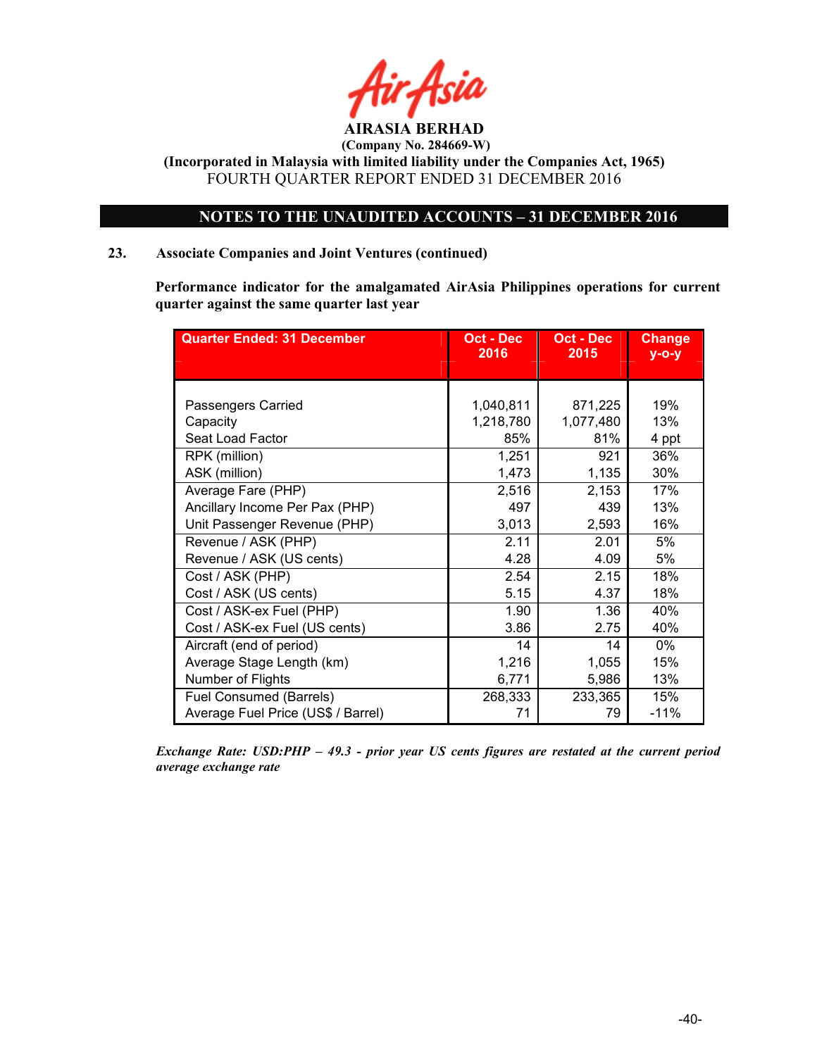**AIRASIA BERHAD**
**(Company No. 284669-W)**
**(Incorporated in Malaysia with limited liability under the Companies Act, 1965)**
FOURTH QUARTER REPORT ENDED 31 DECEMBER 2016

## NOTES TO THE UNAUDITED ACCOUNTS – 31 DECEMBER 2016

### 23. Associate Companies and Joint Ventures (continued)

**Performance indicator for the amalgamated AirAsia Philippines operations for current quarter against the same quarter last year**

| Quarter Ended: 31 December | Oct - Dec 2016 | Oct - Dec 2015 | Change y-o-y |
|---|---|---|---|
| Passengers Carried | 1,040,811 | 871,225 | 19% |
| Capacity | 1,218,780 | 1,077,480 | 13% |
| Seat Load Factor | 85% | 81% | 4 ppt |
| RPK (million) | 1,251 | 921 | 36% |
| ASK (million) | 1,473 | 1,135 | 30% |
| Average Fare (PHP) | 2,516 | 2,153 | 17% |
| Ancillary Income Per Pax (PHP) | 497 | 439 | 13% |
| Unit Passenger Revenue (PHP) | 3,013 | 2,593 | 16% |
| Revenue / ASK (PHP) | 2.11 | 2.01 | 5% |
| Revenue / ASK (US cents) | 4.28 | 4.09 | 5% |
| Cost / ASK (PHP) | 2.54 | 2.15 | 18% |
| Cost / ASK (US cents) | 5.15 | 4.37 | 18% |
| Cost / ASK-ex Fuel (PHP) | 1.90 | 1.36 | 40% |
| Cost / ASK-ex Fuel (US cents) | 3.86 | 2.75 | 40% |
| Aircraft (end of period) | 14 | 14 | 0% |
| Average Stage Length (km) | 1,216 | 1,055 | 15% |
| Number of Flights | 6,771 | 5,986 | 13% |
| Fuel Consumed (Barrels) | 268,333 | 233,365 | 15% |
| Average Fuel Price (US$ / Barrel) | 71 | 79 | -11% |

***Exchange Rate: USD:PHP – 49.3 - prior year US cents figures are restated at the current period average exchange rate***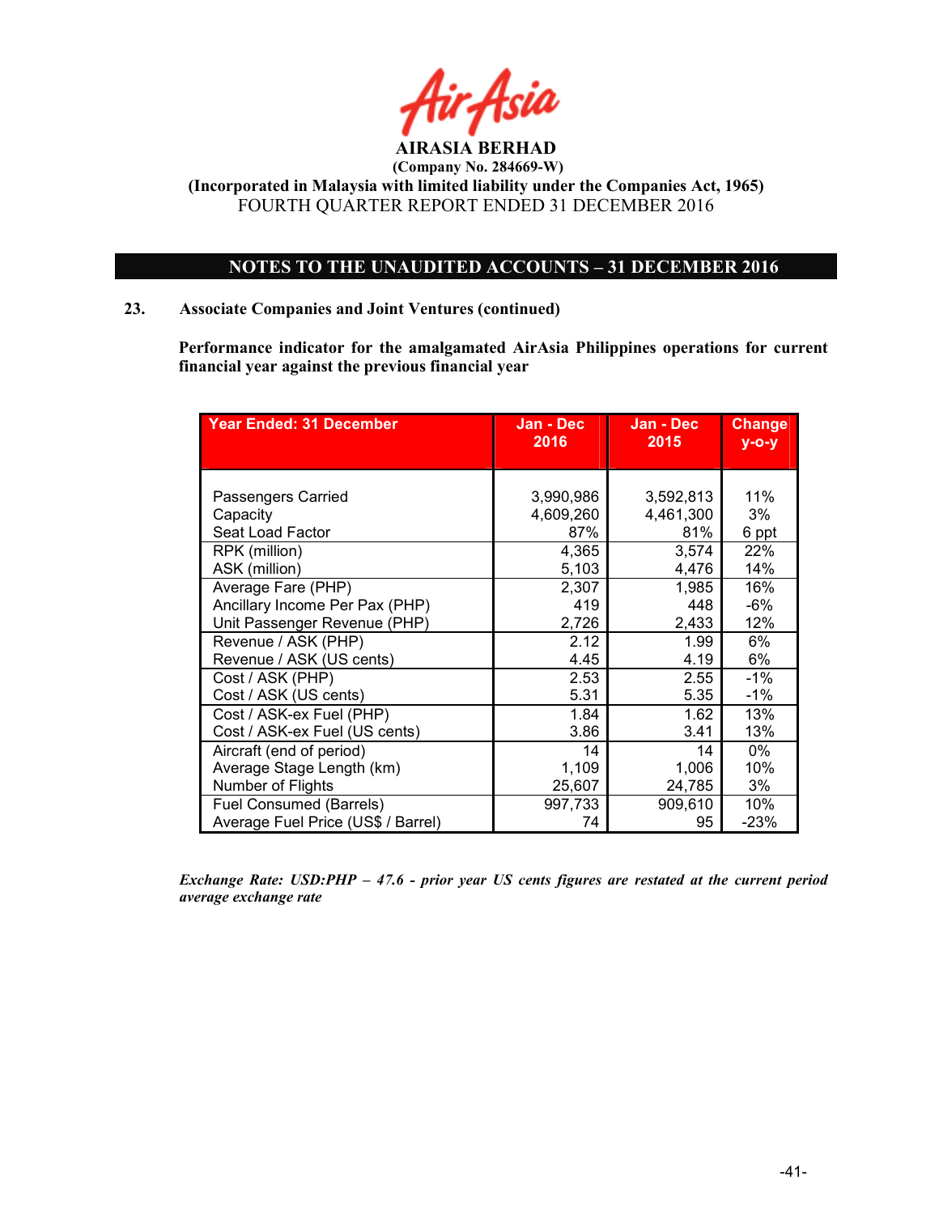AIRASIA BERHAD

**(Company No. 284669-W)**

**(Incorporated in Malaysia with limited liability under the Companies Act, 1965)**

FOURTH QUARTER REPORT ENDED 31 DECEMBER 2016

## NOTES TO THE UNAUDITED ACCOUNTS – 31 DECEMBER 2016

### 23. Associate Companies and Joint Ventures (continued)

**Performance indicator for the amalgamated AirAsia Philippines operations for current financial year against the previous financial year**

| Year Ended: 31 December | Jan - Dec 2016 | Jan - Dec 2015 | Change y-o-y |
|---|---|---|---|
| Passengers Carried | 3,990,986 | 3,592,813 | 11% |
| Capacity | 4,609,260 | 4,461,300 | 3% |
| Seat Load Factor | 87% | 81% | 6 ppt |
| RPK (million) | 4,365 | 3,574 | 22% |
| ASK (million) | 5,103 | 4,476 | 14% |
| Average Fare (PHP) | 2,307 | 1,985 | 16% |
| Ancillary Income Per Pax (PHP) | 419 | 448 | -6% |
| Unit Passenger Revenue (PHP) | 2,726 | 2,433 | 12% |
| Revenue / ASK (PHP) | 2.12 | 1.99 | 6% |
| Revenue / ASK (US cents) | 4.45 | 4.19 | 6% |
| Cost / ASK (PHP) | 2.53 | 2.55 | -1% |
| Cost / ASK (US cents) | 5.31 | 5.35 | -1% |
| Cost / ASK-ex Fuel (PHP) | 1.84 | 1.62 | 13% |
| Cost / ASK-ex Fuel (US cents) | 3.86 | 3.41 | 13% |
| Aircraft (end of period) | 14 | 14 | 0% |
| Average Stage Length (km) | 1,109 | 1,006 | 10% |
| Number of Flights | 25,607 | 24,785 | 3% |
| Fuel Consumed (Barrels) | 997,733 | 909,610 | 10% |
| Average Fuel Price (US$ / Barrel) | 74 | 95 | -23% |

***Exchange Rate: USD:PHP – 47.6 - prior year US cents figures are restated at the current period average exchange rate***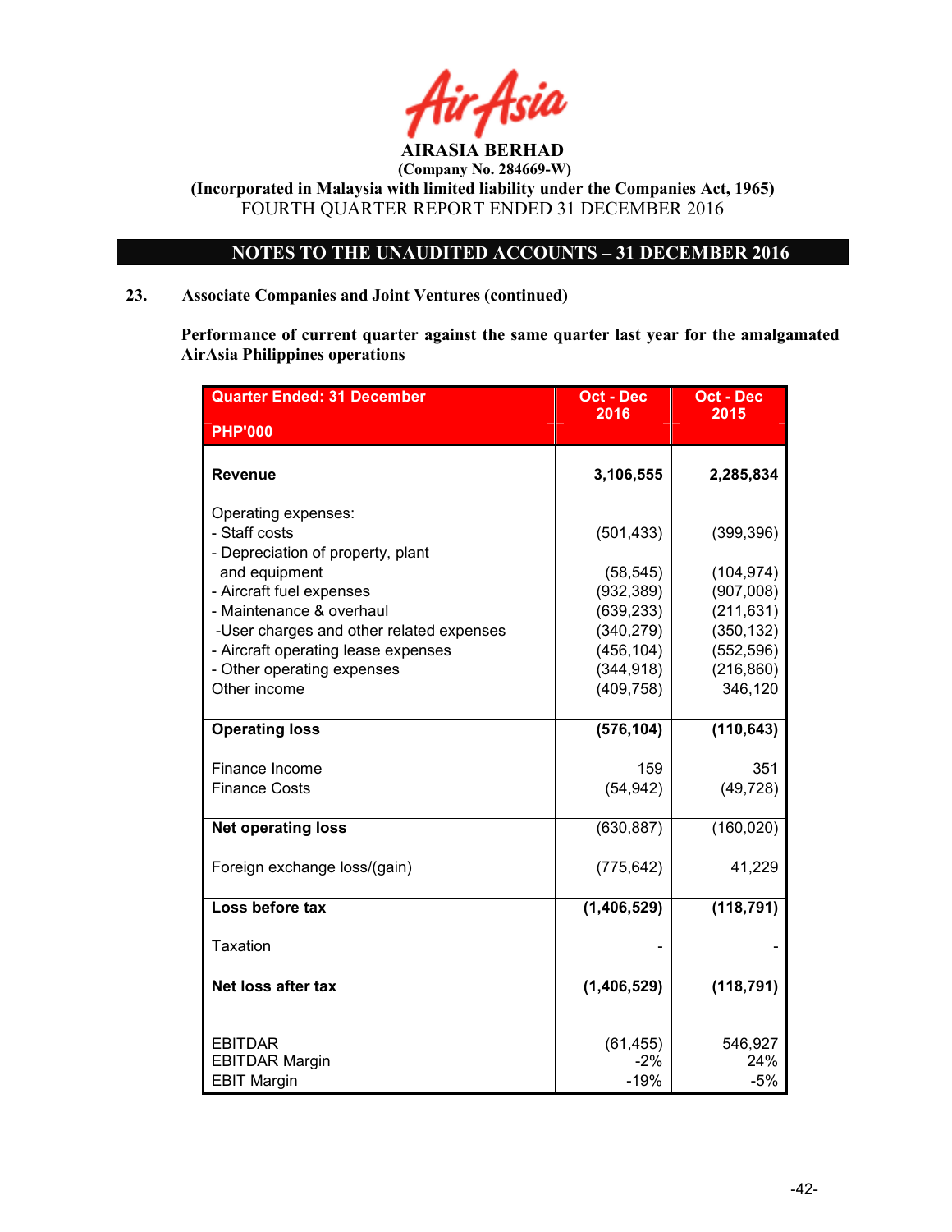AIRASIA BERHAD

(Company No. 284669-W)

(Incorporated in Malaysia with limited liability under the Companies Act, 1965)

FOURTH QUARTER REPORT ENDED 31 DECEMBER 2016

## NOTES TO THE UNAUDITED ACCOUNTS – 31 DECEMBER 2016

### 23. Associate Companies and Joint Ventures (continued)

**Performance of current quarter against the same quarter last year for the amalgamated AirAsia Philippines operations**

| Quarter Ended: 31 December<br>PHP'000 | Oct - Dec 2016 | Oct - Dec 2015 |
|---|---|---|
| **Revenue** | **3,106,555** | **2,285,834** |
| Operating expenses: | | |
| - Staff costs | (501,433) | (399,396) |
| - Depreciation of property, plant and equipment | (58,545) | (104,974) |
| - Aircraft fuel expenses | (932,389) | (907,008) |
| - Maintenance & overhaul | (639,233) | (211,631) |
| -User charges and other related expenses | (340,279) | (350,132) |
| - Aircraft operating lease expenses | (456,104) | (552,596) |
| - Other operating expenses | (344,918) | (216,860) |
| Other income | (409,758) | 346,120 |
| **Operating loss** | **(576,104)** | **(110,643)** |
| Finance Income | 159 | 351 |
| Finance Costs | (54,942) | (49,728) |
| **Net operating loss** | (630,887) | (160,020) |
| Foreign exchange loss/(gain) | (775,642) | 41,229 |
| **Loss before tax** | **(1,406,529)** | **(118,791)** |
| Taxation | - | - |
| **Net loss after tax** | **(1,406,529)** | **(118,791)** |
| EBITDAR | (61,455) | 546,927 |
| EBITDAR Margin | -2% | 24% |
| EBIT Margin | -19% | -5% |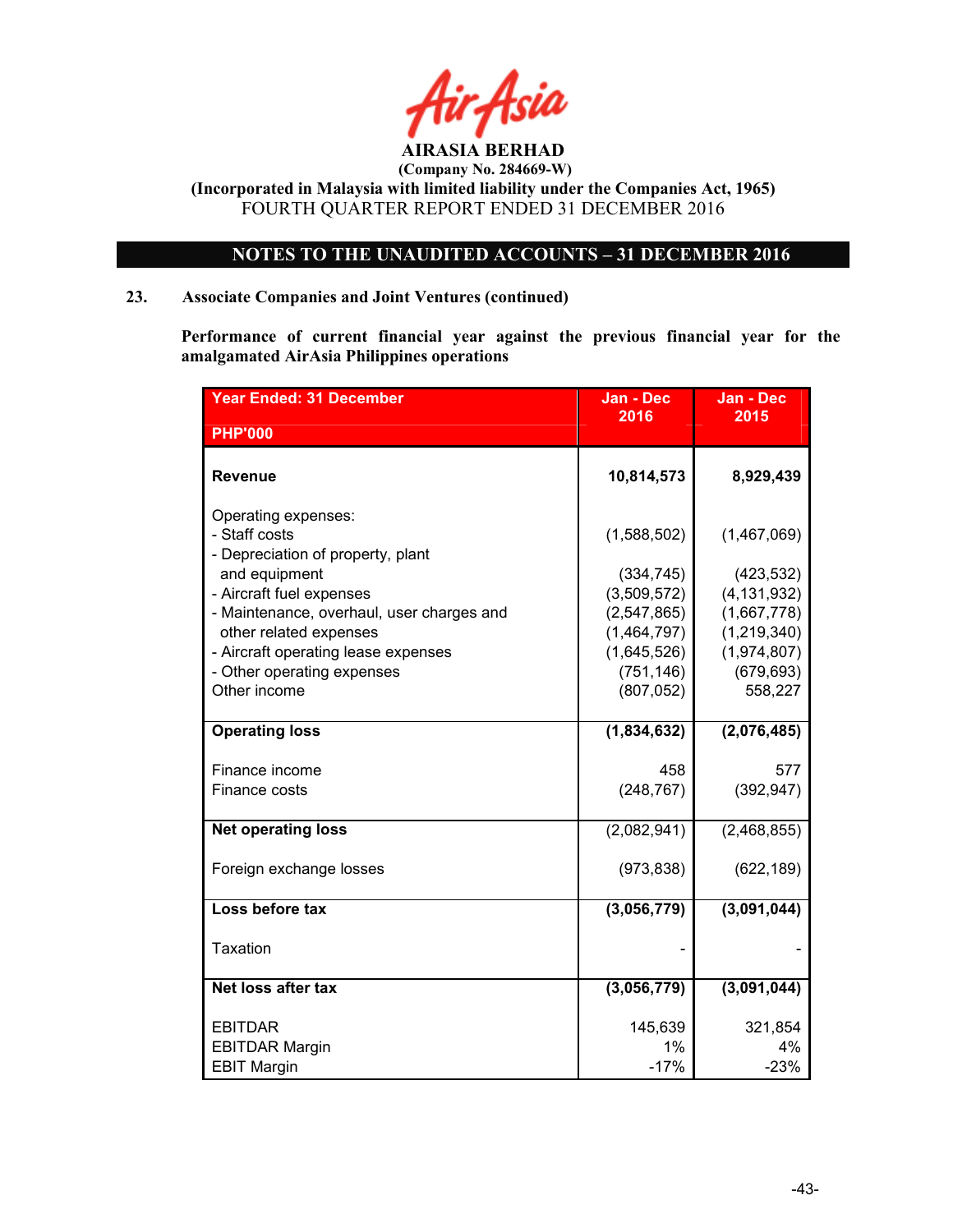AIRASIA BERHAD
(Company No. 284669-W)
(Incorporated in Malaysia with limited liability under the Companies Act, 1965)
FOURTH QUARTER REPORT ENDED 31 DECEMBER 2016

## NOTES TO THE UNAUDITED ACCOUNTS – 31 DECEMBER 2016

### 23. Associate Companies and Joint Ventures (continued)

**Performance of current financial year against the previous financial year for the amalgamated AirAsia Philippines operations**

| Year Ended: 31 December<br>PHP'000 | Jan - Dec 2016 | Jan - Dec 2015 |
|---|---|---|
| **Revenue** | **10,814,573** | **8,929,439** |
| Operating expenses: | | |
| - Staff costs | (1,588,502) | (1,467,069) |
| - Depreciation of property, plant and equipment | (334,745) | (423,532) |
| - Aircraft fuel expenses | (3,509,572) | (4,131,932) |
| - Maintenance, overhaul, user charges and | (2,547,865) | (1,667,778) |
| other related expenses | (1,464,797) | (1,219,340) |
| - Aircraft operating lease expenses | (1,645,526) | (1,974,807) |
| - Other operating expenses | (751,146) | (679,693) |
| Other income | (807,052) | 558,227 |
| **Operating loss** | **(1,834,632)** | **(2,076,485)** |
| Finance income | 458 | 577 |
| Finance costs | (248,767) | (392,947) |
| **Net operating loss** | (2,082,941) | (2,468,855) |
| Foreign exchange losses | (973,838) | (622,189) |
| **Loss before tax** | **(3,056,779)** | **(3,091,044)** |
| Taxation | - | - |
| **Net loss after tax** | **(3,056,779)** | **(3,091,044)** |
| EBITDAR | 145,639 | 321,854 |
| EBITDAR Margin | 1% | 4% |
| EBIT Margin | -17% | -23% |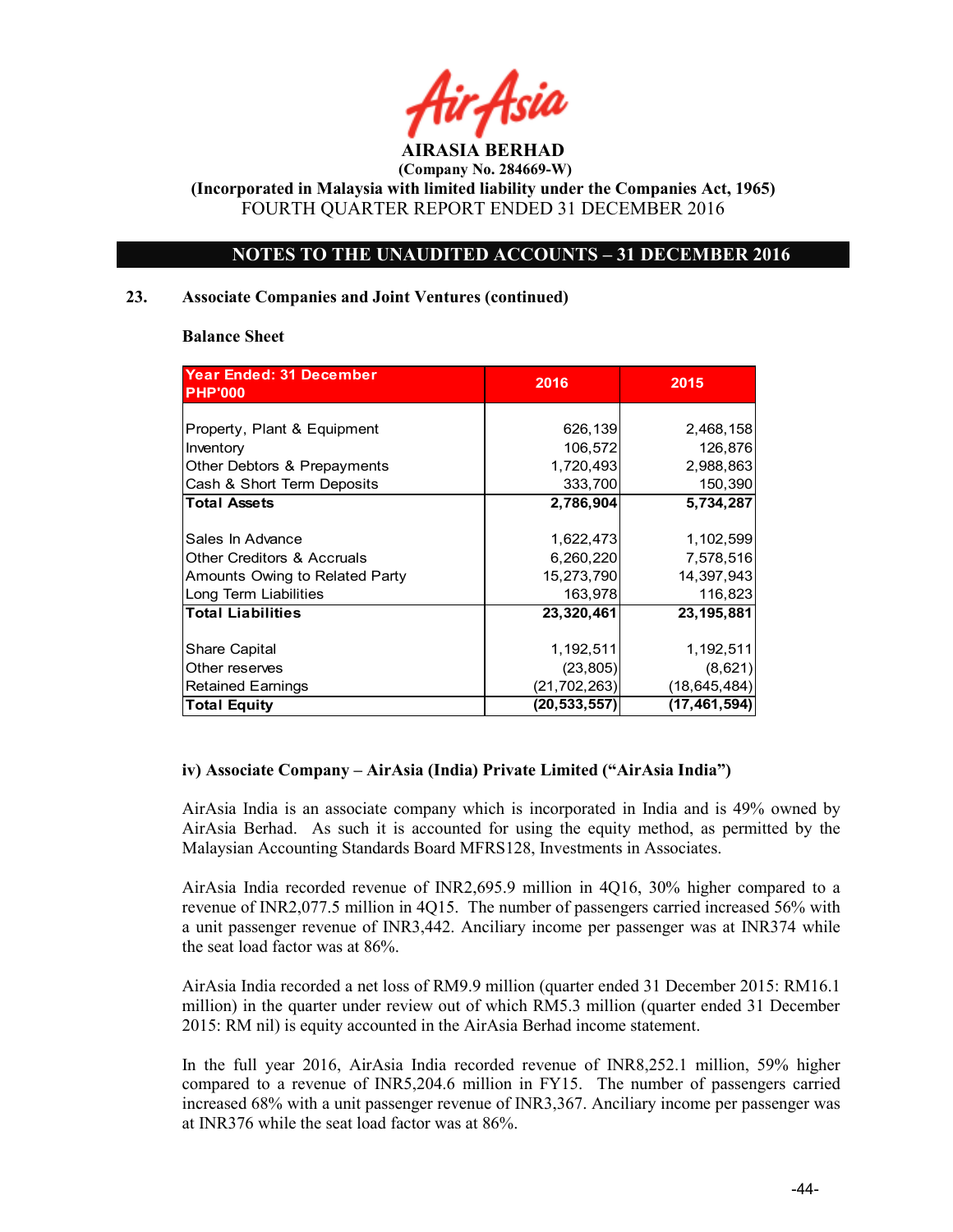**AIRASIA BERHAD**
**(Company No. 284669-W)**
**(Incorporated in Malaysia with limited liability under the Companies Act, 1965)**
FOURTH QUARTER REPORT ENDED 31 DECEMBER 2016

## NOTES TO THE UNAUDITED ACCOUNTS – 31 DECEMBER 2016

### 23. Associate Companies and Joint Ventures (continued)

**Balance Sheet**

| Year Ended: 31 December PHP'000 | 2016 | 2015 |
|---|---|---|
| Property, Plant & Equipment | 626,139 | 2,468,158 |
| Inventory | 106,572 | 126,876 |
| Other Debtors & Prepayments | 1,720,493 | 2,988,863 |
| Cash & Short Term Deposits | 333,700 | 150,390 |
| **Total Assets** | **2,786,904** | **5,734,287** |
| Sales In Advance | 1,622,473 | 1,102,599 |
| Other Creditors & Accruals | 6,260,220 | 7,578,516 |
| Amounts Owing to Related Party | 15,273,790 | 14,397,943 |
| Long Term Liabilities | 163,978 | 116,823 |
| **Total Liabilities** | **23,320,461** | **23,195,881** |
| Share Capital | 1,192,511 | 1,192,511 |
| Other reserves | (23,805) | (8,621) |
| Retained Earnings | (21,702,263) | (18,645,484) |
| **Total Equity** | **(20,533,557)** | **(17,461,594)** |

**iv) Associate Company – AirAsia (India) Private Limited ("AirAsia India")**

AirAsia India is an associate company which is incorporated in India and is 49% owned by AirAsia Berhad. As such it is accounted for using the equity method, as permitted by the Malaysian Accounting Standards Board MFRS128, Investments in Associates.

AirAsia India recorded revenue of INR2,695.9 million in 4Q16, 30% higher compared to a revenue of INR2,077.5 million in 4Q15. The number of passengers carried increased 56% with a unit passenger revenue of INR3,442. Anciliary income per passenger was at INR374 while the seat load factor was at 86%.

AirAsia India recorded a net loss of RM9.9 million (quarter ended 31 December 2015: RM16.1 million) in the quarter under review out of which RM5.3 million (quarter ended 31 December 2015: RM nil) is equity accounted in the AirAsia Berhad income statement.

In the full year 2016, AirAsia India recorded revenue of INR8,252.1 million, 59% higher compared to a revenue of INR5,204.6 million in FY15. The number of passengers carried increased 68% with a unit passenger revenue of INR3,367. Anciliary income per passenger was at INR376 while the seat load factor was at 86%.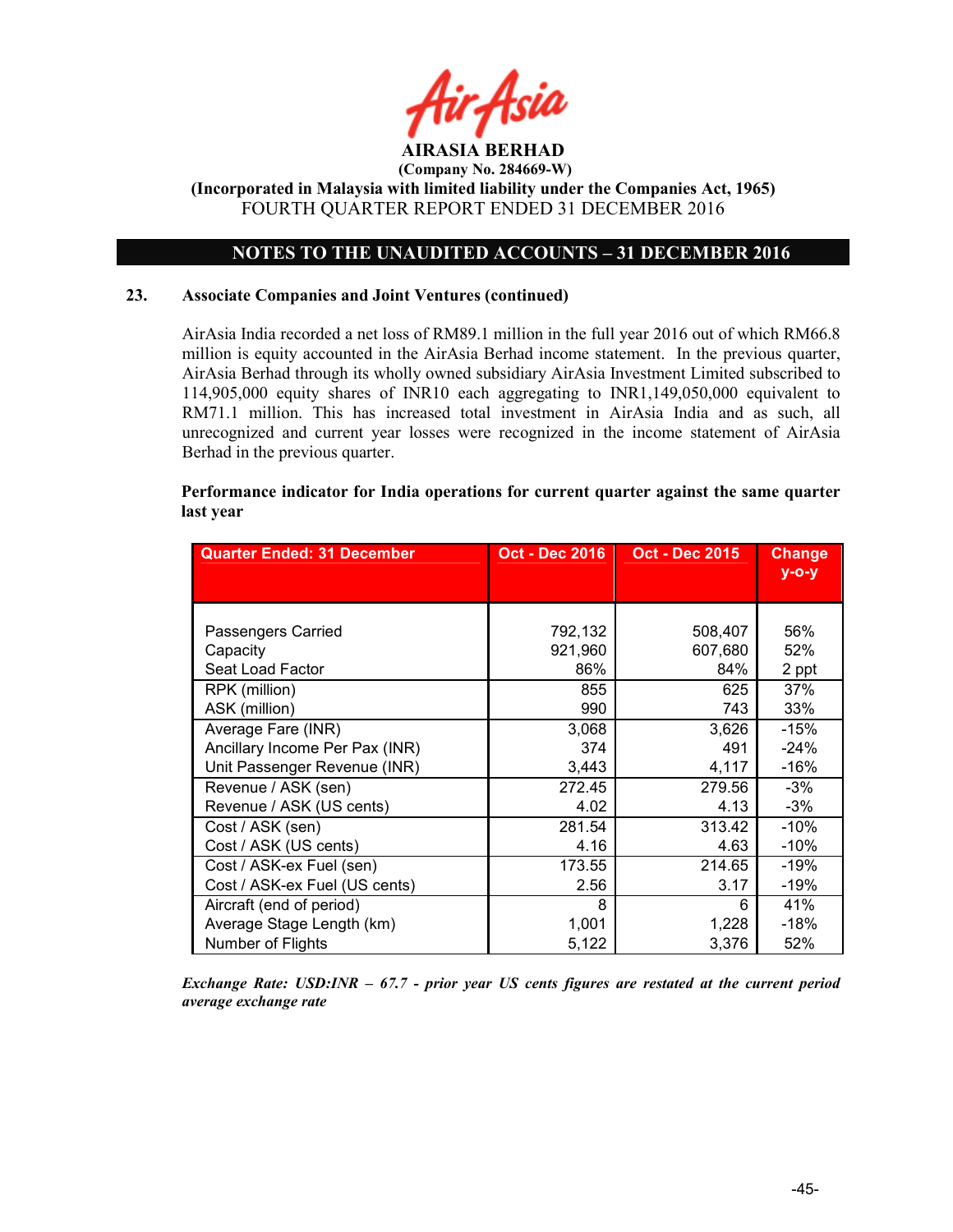# AIRASIA BERHAD

**(Company No. 284669-W)**

**(Incorporated in Malaysia with limited liability under the Companies Act, 1965)**

FOURTH QUARTER REPORT ENDED 31 DECEMBER 2016

## NOTES TO THE UNAUDITED ACCOUNTS – 31 DECEMBER 2016

### 23. Associate Companies and Joint Ventures (continued)

AirAsia India recorded a net loss of RM89.1 million in the full year 2016 out of which RM66.8 million is equity accounted in the AirAsia Berhad income statement. In the previous quarter, AirAsia Berhad through its wholly owned subsidiary AirAsia Investment Limited subscribed to 114,905,000 equity shares of INR10 each aggregating to INR1,149,050,000 equivalent to RM71.1 million. This has increased total investment in AirAsia India and as such, all unrecognized and current year losses were recognized in the income statement of AirAsia Berhad in the previous quarter.

**Performance indicator for India operations for current quarter against the same quarter last year**

| Quarter Ended: 31 December | Oct - Dec 2016 | Oct - Dec 2015 | Change y-o-y |
|---|---|---|---|
| Passengers Carried | 792,132 | 508,407 | 56% |
| Capacity | 921,960 | 607,680 | 52% |
| Seat Load Factor | 86% | 84% | 2 ppt |
| RPK (million) | 855 | 625 | 37% |
| ASK (million) | 990 | 743 | 33% |
| Average Fare (INR) | 3,068 | 3,626 | -15% |
| Ancillary Income Per Pax (INR) | 374 | 491 | -24% |
| Unit Passenger Revenue (INR) | 3,443 | 4,117 | -16% |
| Revenue / ASK (sen) | 272.45 | 279.56 | -3% |
| Revenue / ASK (US cents) | 4.02 | 4.13 | -3% |
| Cost / ASK (sen) | 281.54 | 313.42 | -10% |
| Cost / ASK (US cents) | 4.16 | 4.63 | -10% |
| Cost / ASK-ex Fuel (sen) | 173.55 | 214.65 | -19% |
| Cost / ASK-ex Fuel (US cents) | 2.56 | 3.17 | -19% |
| Aircraft (end of period) | 8 | 6 | 41% |
| Average Stage Length (km) | 1,001 | 1,228 | -18% |
| Number of Flights | 5,122 | 3,376 | 52% |

***Exchange Rate: USD:INR – 67.7 - prior year US cents figures are restated at the current period average exchange rate***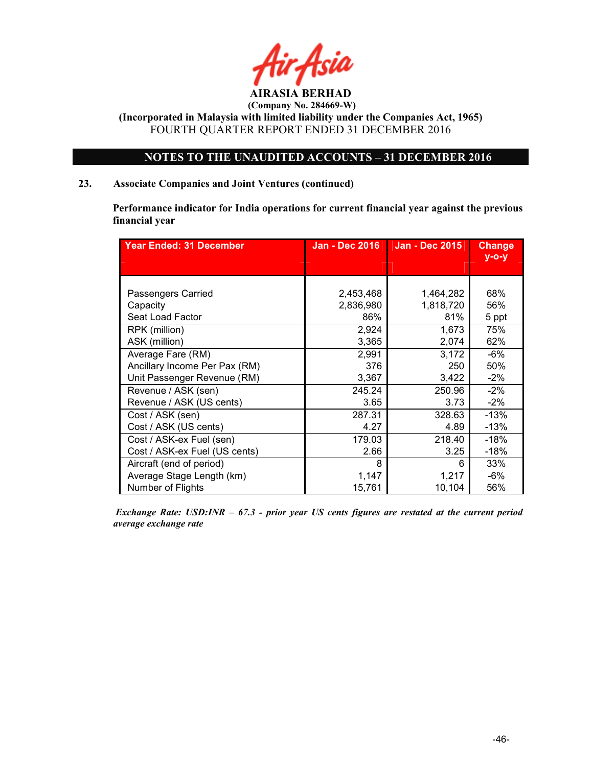AIRASIA BERHAD

(Company No. 284669-W)

(Incorporated in Malaysia with limited liability under the Companies Act, 1965)

FOURTH QUARTER REPORT ENDED 31 DECEMBER 2016

**NOTES TO THE UNAUDITED ACCOUNTS – 31 DECEMBER 2016**

**23. Associate Companies and Joint Ventures (continued)**

**Performance indicator for India operations for current financial year against the previous financial year**

| Year Ended: 31 December | Jan - Dec 2016 | Jan - Dec 2015 | Change y-o-y |
|---|---|---|---|
| Passengers Carried | 2,453,468 | 1,464,282 | 68% |
| Capacity | 2,836,980 | 1,818,720 | 56% |
| Seat Load Factor | 86% | 81% | 5 ppt |
| RPK (million) | 2,924 | 1,673 | 75% |
| ASK (million) | 3,365 | 2,074 | 62% |
| Average Fare (RM) | 2,991 | 3,172 | -6% |
| Ancillary Income Per Pax (RM) | 376 | 250 | 50% |
| Unit Passenger Revenue (RM) | 3,367 | 3,422 | -2% |
| Revenue / ASK (sen) | 245.24 | 250.96 | -2% |
| Revenue / ASK (US cents) | 3.65 | 3.73 | -2% |
| Cost / ASK (sen) | 287.31 | 328.63 | -13% |
| Cost / ASK (US cents) | 4.27 | 4.89 | -13% |
| Cost / ASK-ex Fuel (sen) | 179.03 | 218.40 | -18% |
| Cost / ASK-ex Fuel (US cents) | 2.66 | 3.25 | -18% |
| Aircraft (end of period) | 8 | 6 | 33% |
| Average Stage Length (km) | 1,147 | 1,217 | -6% |
| Number of Flights | 15,761 | 10,104 | 56% |

*Exchange Rate: USD:INR – 67.3 - prior year US cents figures are restated at the current period average exchange rate*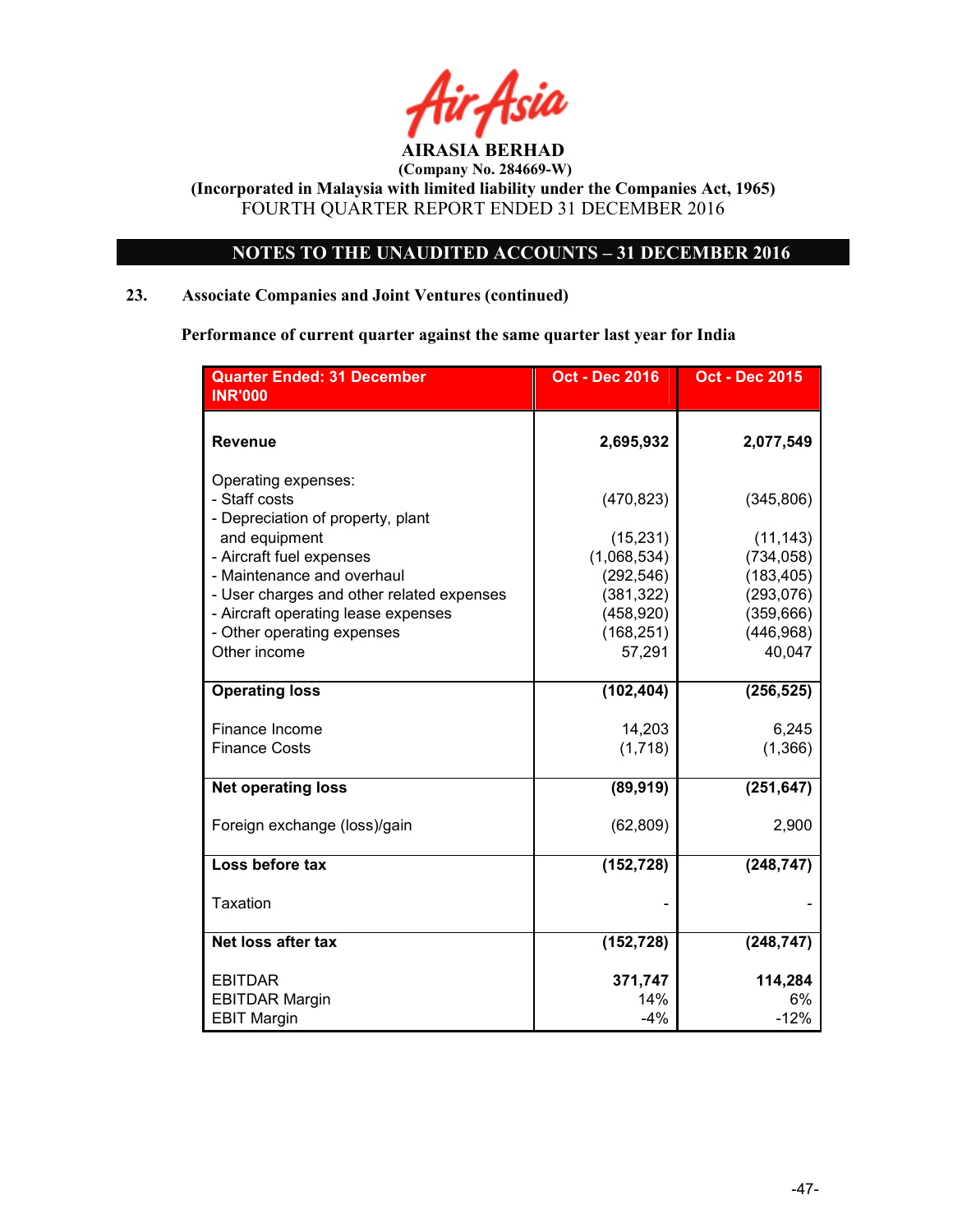AIRASIA BERHAD

(Company No. 284669-W)

(Incorporated in Malaysia with limited liability under the Companies Act, 1965)

FOURTH QUARTER REPORT ENDED 31 DECEMBER 2016

## NOTES TO THE UNAUDITED ACCOUNTS – 31 DECEMBER 2016

### 23. Associate Companies and Joint Ventures (continued)

**Performance of current quarter against the same quarter last year for India**

| Quarter Ended: 31 December INR'000 | Oct - Dec 2016 | Oct - Dec 2015 |
|---|---|---|
| **Revenue** | **2,695,932** | **2,077,549** |
| Operating expenses: | | |
| - Staff costs | (470,823) | (345,806) |
| - Depreciation of property, plant and equipment | (15,231) | (11,143) |
| - Aircraft fuel expenses | (1,068,534) | (734,058) |
| - Maintenance and overhaul | (292,546) | (183,405) |
| - User charges and other related expenses | (381,322) | (293,076) |
| - Aircraft operating lease expenses | (458,920) | (359,666) |
| - Other operating expenses | (168,251) | (446,968) |
| Other income | 57,291 | 40,047 |
| **Operating loss** | **(102,404)** | **(256,525)** |
| Finance Income | 14,203 | 6,245 |
| Finance Costs | (1,718) | (1,366) |
| **Net operating loss** | **(89,919)** | **(251,647)** |
| Foreign exchange (loss)/gain | (62,809) | 2,900 |
| **Loss before tax** | **(152,728)** | **(248,747)** |
| Taxation | - | - |
| **Net loss after tax** | **(152,728)** | **(248,747)** |
| EBITDAR | **371,747** | **114,284** |
| EBITDAR Margin | 14% | 6% |
| EBIT Margin | -4% | -12% |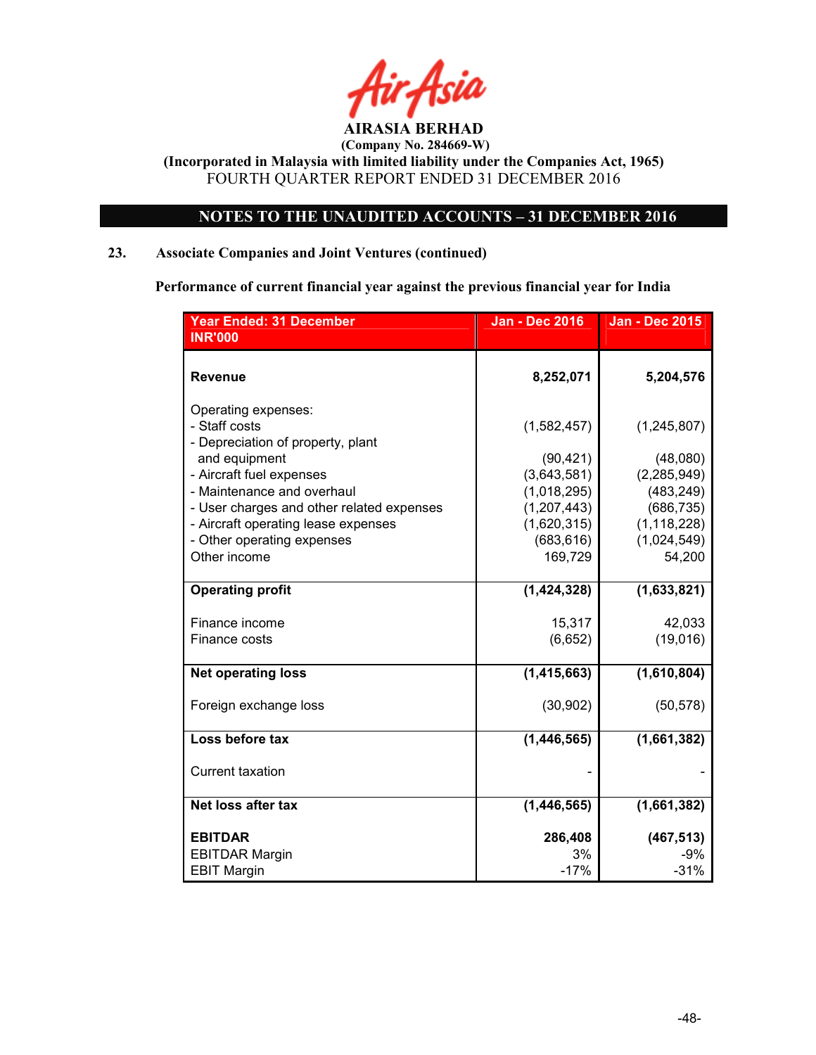AIRASIA BERHAD
(Company No. 284669-W)
(Incorporated in Malaysia with limited liability under the Companies Act, 1965)
FOURTH QUARTER REPORT ENDED 31 DECEMBER 2016

## NOTES TO THE UNAUDITED ACCOUNTS – 31 DECEMBER 2016

### 23. Associate Companies and Joint Ventures (continued)

**Performance of current financial year against the previous financial year for India**

| Year Ended: 31 December<br>INR'000 | Jan - Dec 2016 | Jan - Dec 2015 |
|---|---|---|
| **Revenue** | **8,252,071** | **5,204,576** |
| Operating expenses: | | |
| - Staff costs | (1,582,457) | (1,245,807) |
| - Depreciation of property, plant and equipment | (90,421) | (48,080) |
| - Aircraft fuel expenses | (3,643,581) | (2,285,949) |
| - Maintenance and overhaul | (1,018,295) | (483,249) |
| - User charges and other related expenses | (1,207,443) | (686,735) |
| - Aircraft operating lease expenses | (1,620,315) | (1,118,228) |
| - Other operating expenses | (683,616) | (1,024,549) |
| Other income | 169,729 | 54,200 |
| **Operating profit** | **(1,424,328)** | **(1,633,821)** |
| Finance income | 15,317 | 42,033 |
| Finance costs | (6,652) | (19,016) |
| **Net operating loss** | **(1,415,663)** | **(1,610,804)** |
| Foreign exchange loss | (30,902) | (50,578) |
| **Loss before tax** | **(1,446,565)** | **(1,661,382)** |
| Current taxation | - | - |
| **Net loss after tax** | **(1,446,565)** | **(1,661,382)** |
| **EBITDAR** | **286,408** | **(467,513)** |
| EBITDAR Margin | 3% | -9% |
| EBIT Margin | -17% | -31% |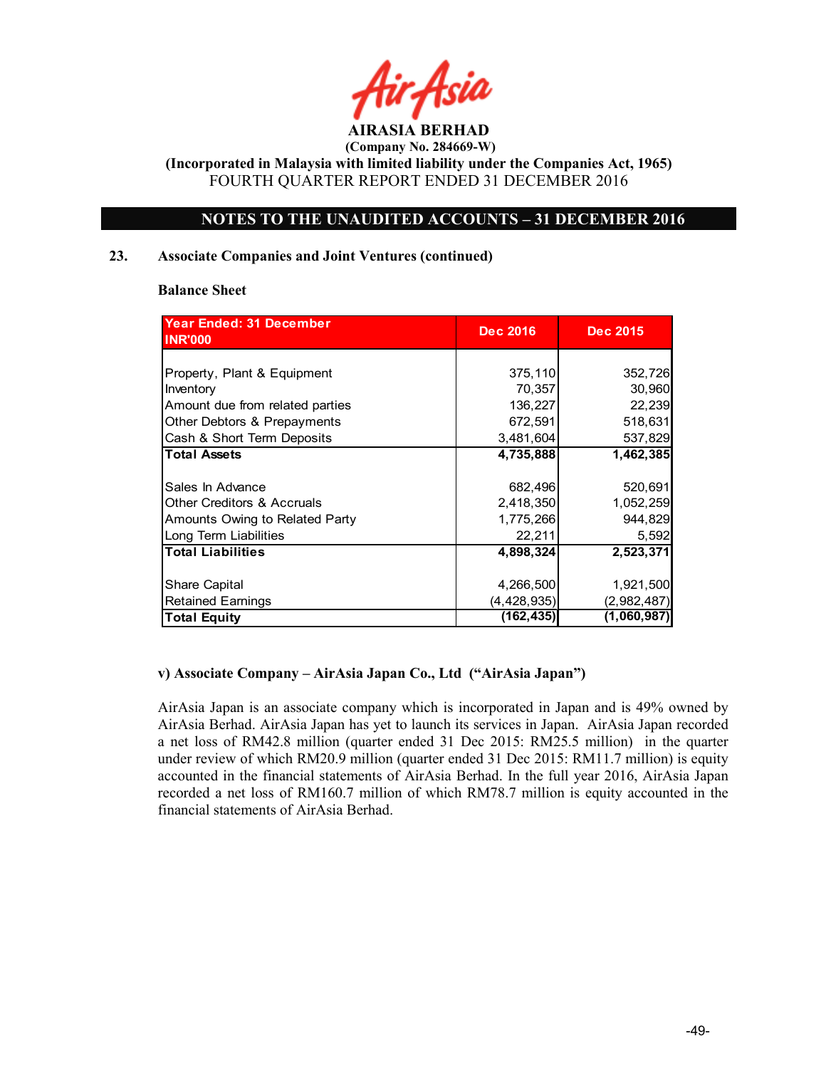AIRASIA BERHAD

(Company No. 284669-W)

(Incorporated in Malaysia with limited liability under the Companies Act, 1965)

FOURTH QUARTER REPORT ENDED 31 DECEMBER 2016

## NOTES TO THE UNAUDITED ACCOUNTS – 31 DECEMBER 2016

### 23. Associate Companies and Joint Ventures (continued)

**Balance Sheet**

| Year Ended: 31 December INR'000 | Dec 2016 | Dec 2015 |
|---|---|---|
| Property, Plant & Equipment | 375,110 | 352,726 |
| Inventory | 70,357 | 30,960 |
| Amount due from related parties | 136,227 | 22,239 |
| Other Debtors & Prepayments | 672,591 | 518,631 |
| Cash & Short Term Deposits | 3,481,604 | 537,829 |
| **Total Assets** | **4,735,888** | **1,462,385** |
| Sales In Advance | 682,496 | 520,691 |
| Other Creditors & Accruals | 2,418,350 | 1,052,259 |
| Amounts Owing to Related Party | 1,775,266 | 944,829 |
| Long Term Liabilities | 22,211 | 5,592 |
| **Total Liabilities** | **4,898,324** | **2,523,371** |
| Share Capital | 4,266,500 | 1,921,500 |
| Retained Earnings | (4,428,935) | (2,982,487) |
| **Total Equity** | **(162,435)** | **(1,060,987)** |

**v) Associate Company – AirAsia Japan Co., Ltd ("AirAsia Japan")**

AirAsia Japan is an associate company which is incorporated in Japan and is 49% owned by AirAsia Berhad. AirAsia Japan has yet to launch its services in Japan. AirAsia Japan recorded a net loss of RM42.8 million (quarter ended 31 Dec 2015: RM25.5 million) in the quarter under review of which RM20.9 million (quarter ended 31 Dec 2015: RM11.7 million) is equity accounted in the financial statements of AirAsia Berhad. In the full year 2016, AirAsia Japan recorded a net loss of RM160.7 million of which RM78.7 million is equity accounted in the financial statements of AirAsia Berhad.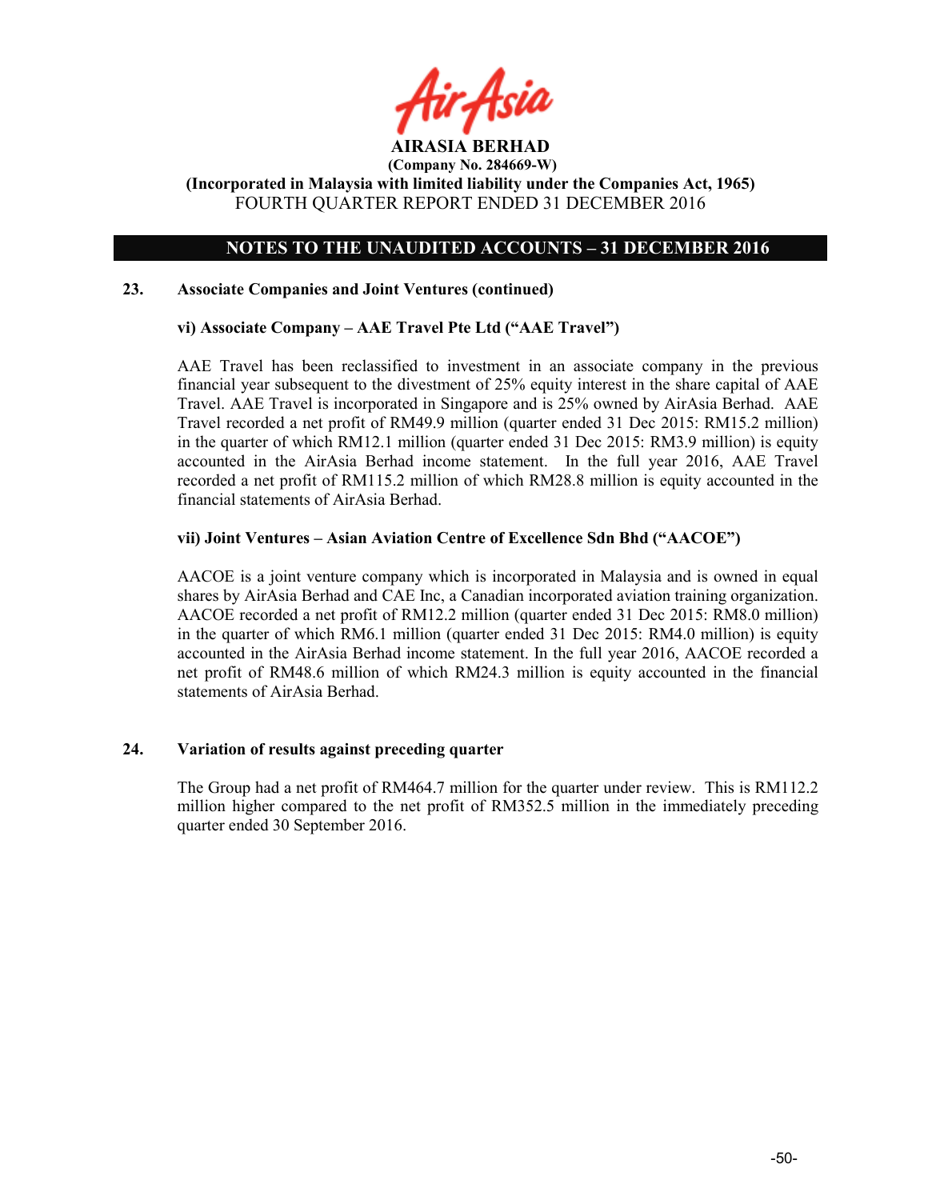**AIRASIA BERHAD**
**(Company No. 284669-W)**
**(Incorporated in Malaysia with limited liability under the Companies Act, 1965)**
FOURTH QUARTER REPORT ENDED 31 DECEMBER 2016

## NOTES TO THE UNAUDITED ACCOUNTS – 31 DECEMBER 2016

### 23. Associate Companies and Joint Ventures (continued)

**vi) Associate Company – AAE Travel Pte Ltd ("AAE Travel")**

AAE Travel has been reclassified to investment in an associate company in the previous financial year subsequent to the divestment of 25% equity interest in the share capital of AAE Travel. AAE Travel is incorporated in Singapore and is 25% owned by AirAsia Berhad. AAE Travel recorded a net profit of RM49.9 million (quarter ended 31 Dec 2015: RM15.2 million) in the quarter of which RM12.1 million (quarter ended 31 Dec 2015: RM3.9 million) is equity accounted in the AirAsia Berhad income statement. In the full year 2016, AAE Travel recorded a net profit of RM115.2 million of which RM28.8 million is equity accounted in the financial statements of AirAsia Berhad.

**vii) Joint Ventures – Asian Aviation Centre of Excellence Sdn Bhd ("AACOE")**

AACOE is a joint venture company which is incorporated in Malaysia and is owned in equal shares by AirAsia Berhad and CAE Inc, a Canadian incorporated aviation training organization. AACOE recorded a net profit of RM12.2 million (quarter ended 31 Dec 2015: RM8.0 million) in the quarter of which RM6.1 million (quarter ended 31 Dec 2015: RM4.0 million) is equity accounted in the AirAsia Berhad income statement. In the full year 2016, AACOE recorded a net profit of RM48.6 million of which RM24.3 million is equity accounted in the financial statements of AirAsia Berhad.

### 24. Variation of results against preceding quarter

The Group had a net profit of RM464.7 million for the quarter under review. This is RM112.2 million higher compared to the net profit of RM352.5 million in the immediately preceding quarter ended 30 September 2016.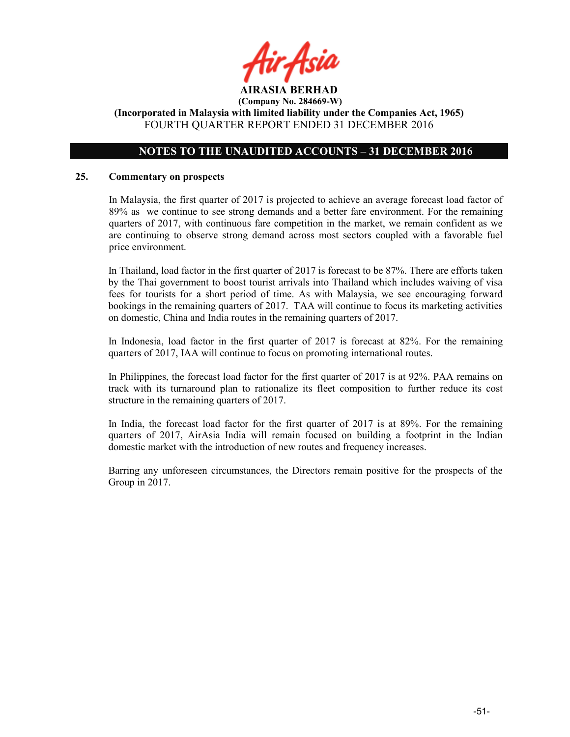**AIRASIA BERHAD**
**(Company No. 284669-W)**
**(Incorporated in Malaysia with limited liability under the Companies Act, 1965)**
FOURTH QUARTER REPORT ENDED 31 DECEMBER 2016

## NOTES TO THE UNAUDITED ACCOUNTS – 31 DECEMBER 2016

### 25. Commentary on prospects

In Malaysia, the first quarter of 2017 is projected to achieve an average forecast load factor of 89% as we continue to see strong demands and a better fare environment. For the remaining quarters of 2017, with continuous fare competition in the market, we remain confident as we are continuing to observe strong demand across most sectors coupled with a favorable fuel price environment.

In Thailand, load factor in the first quarter of 2017 is forecast to be 87%. There are efforts taken by the Thai government to boost tourist arrivals into Thailand which includes waiving of visa fees for tourists for a short period of time. As with Malaysia, we see encouraging forward bookings in the remaining quarters of 2017. TAA will continue to focus its marketing activities on domestic, China and India routes in the remaining quarters of 2017.

In Indonesia, load factor in the first quarter of 2017 is forecast at 82%. For the remaining quarters of 2017, IAA will continue to focus on promoting international routes.

In Philippines, the forecast load factor for the first quarter of 2017 is at 92%. PAA remains on track with its turnaround plan to rationalize its fleet composition to further reduce its cost structure in the remaining quarters of 2017.

In India, the forecast load factor for the first quarter of 2017 is at 89%. For the remaining quarters of 2017, AirAsia India will remain focused on building a footprint in the Indian domestic market with the introduction of new routes and frequency increases.

Barring any unforeseen circumstances, the Directors remain positive for the prospects of the Group in 2017.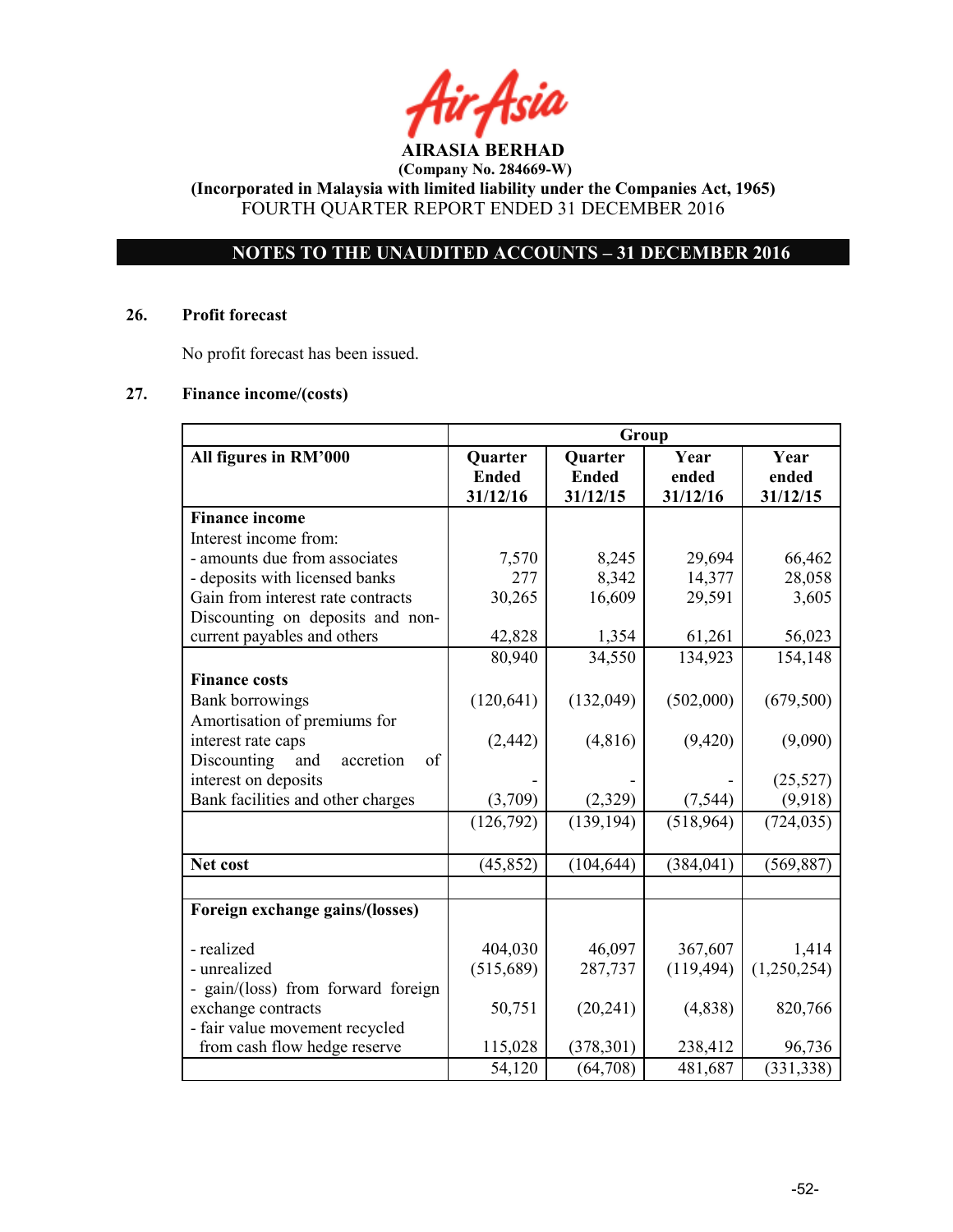**AIRASIA BERHAD**
**(Company No. 284669-W)**
**(Incorporated in Malaysia with limited liability under the Companies Act, 1965)**
FOURTH QUARTER REPORT ENDED 31 DECEMBER 2016

## NOTES TO THE UNAUDITED ACCOUNTS – 31 DECEMBER 2016

### 26. Profit forecast

No profit forecast has been issued.

### 27. Finance income/(costs)

| | Group | | | |
|---|---|---|---|---|
| **All figures in RM'000** | **Quarter Ended 31/12/16** | **Quarter Ended 31/12/15** | **Year ended 31/12/16** | **Year ended 31/12/15** |
| **Finance income** | | | | |
| Interest income from: | | | | |
| - amounts due from associates | 7,570 | 8,245 | 29,694 | 66,462 |
| - deposits with licensed banks | 277 | 8,342 | 14,377 | 28,058 |
| Gain from interest rate contracts | 30,265 | 16,609 | 29,591 | 3,605 |
| Discounting on deposits and non-current payables and others | 42,828 | 1,354 | 61,261 | 56,023 |
| | 80,940 | 34,550 | 134,923 | 154,148 |
| **Finance costs** | | | | |
| Bank borrowings | (120,641) | (132,049) | (502,000) | (679,500) |
| Amortisation of premiums for interest rate caps | (2,442) | (4,816) | (9,420) | (9,090) |
| Discounting and accretion of interest on deposits | - | - | - | (25,527) |
| Bank facilities and other charges | (3,709) | (2,329) | (7,544) | (9,918) |
| | (126,792) | (139,194) | (518,964) | (724,035) |
| | | | | |
| **Net cost** | (45,852) | (104,644) | (384,041) | (569,887) |
| | | | | |
| **Foreign exchange gains/(losses)** | | | | |
| - realized | 404,030 | 46,097 | 367,607 | 1,414 |
| - unrealized | (515,689) | 287,737 | (119,494) | (1,250,254) |
| - gain/(loss) from forward foreign exchange contracts | 50,751 | (20,241) | (4,838) | 820,766 |
| - fair value movement recycled from cash flow hedge reserve | 115,028 | (378,301) | 238,412 | 96,736 |
| | 54,120 | (64,708) | 481,687 | (331,338) |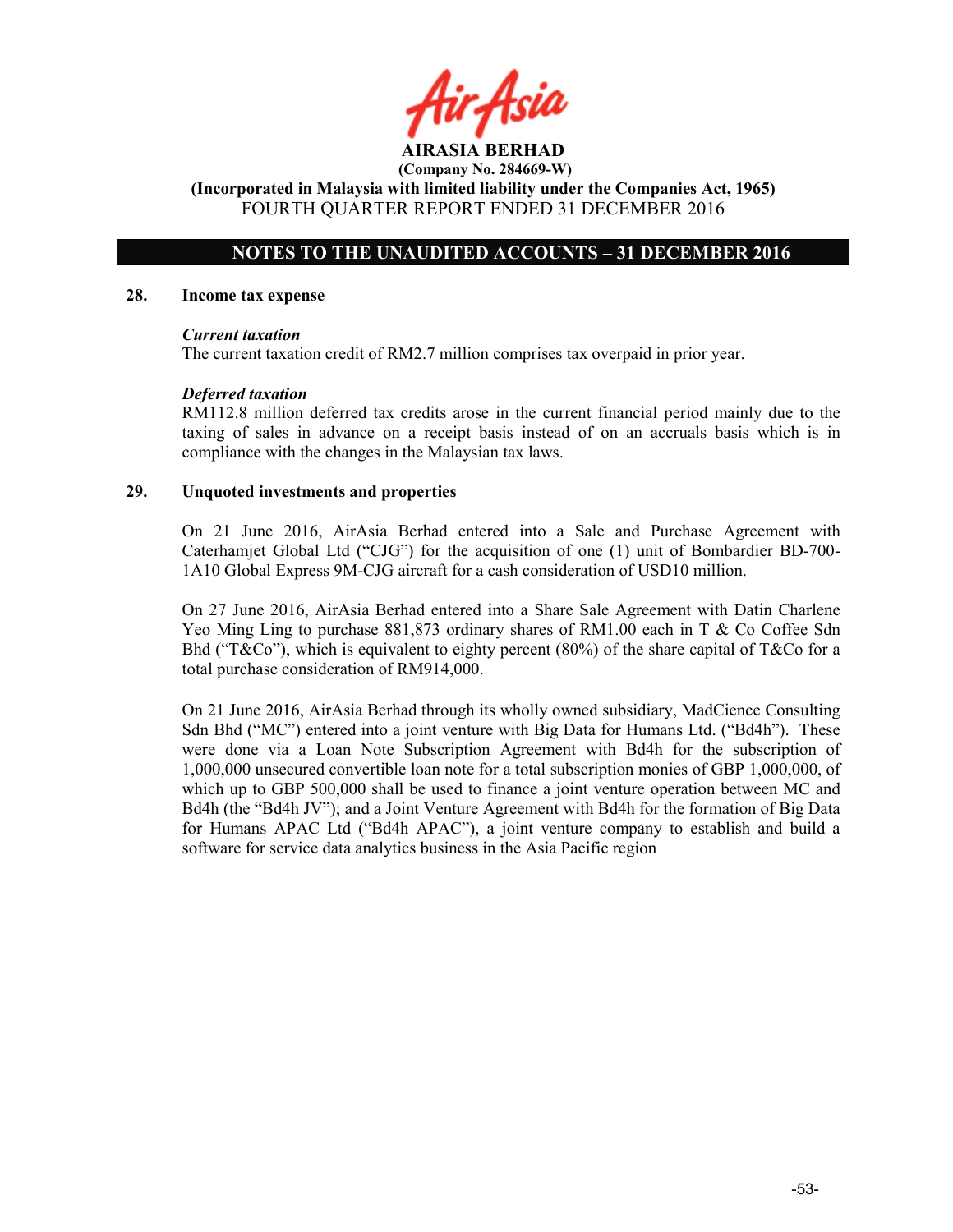**AIRASIA BERHAD**

**(Company No. 284669-W)**

**(Incorporated in Malaysia with limited liability under the Companies Act, 1965)**

FOURTH QUARTER REPORT ENDED 31 DECEMBER 2016

## NOTES TO THE UNAUDITED ACCOUNTS – 31 DECEMBER 2016

### 28. Income tax expense

***Current taxation***

The current taxation credit of RM2.7 million comprises tax overpaid in prior year.

***Deferred taxation***

RM112.8 million deferred tax credits arose in the current financial period mainly due to the taxing of sales in advance on a receipt basis instead of on an accruals basis which is in compliance with the changes in the Malaysian tax laws.

### 29. Unquoted investments and properties

On 21 June 2016, AirAsia Berhad entered into a Sale and Purchase Agreement with Caterhamjet Global Ltd ("CJG") for the acquisition of one (1) unit of Bombardier BD-700-1A10 Global Express 9M-CJG aircraft for a cash consideration of USD10 million.

On 27 June 2016, AirAsia Berhad entered into a Share Sale Agreement with Datin Charlene Yeo Ming Ling to purchase 881,873 ordinary shares of RM1.00 each in T & Co Coffee Sdn Bhd ("T&Co"), which is equivalent to eighty percent (80%) of the share capital of T&Co for a total purchase consideration of RM914,000.

On 21 June 2016, AirAsia Berhad through its wholly owned subsidiary, MadCience Consulting Sdn Bhd ("MC") entered into a joint venture with Big Data for Humans Ltd. ("Bd4h"). These were done via a Loan Note Subscription Agreement with Bd4h for the subscription of 1,000,000 unsecured convertible loan note for a total subscription monies of GBP 1,000,000, of which up to GBP 500,000 shall be used to finance a joint venture operation between MC and Bd4h (the "Bd4h JV"); and a Joint Venture Agreement with Bd4h for the formation of Big Data for Humans APAC Ltd ("Bd4h APAC"), a joint venture company to establish and build a software for service data analytics business in the Asia Pacific region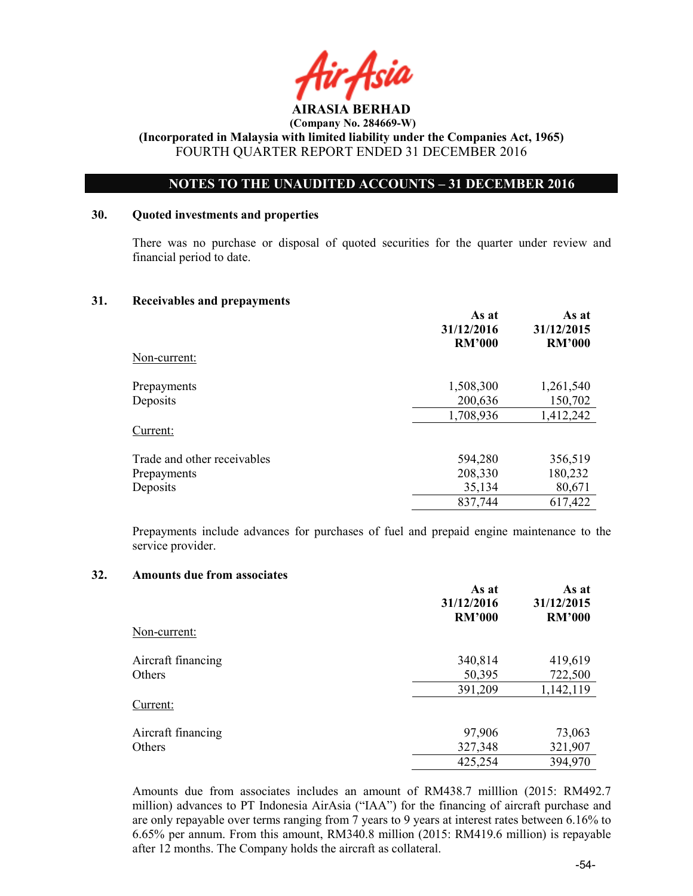**AIRASIA BERHAD**
**(Company No. 284669-W)**
**(Incorporated in Malaysia with limited liability under the Companies Act, 1965)**
FOURTH QUARTER REPORT ENDED 31 DECEMBER 2016

## NOTES TO THE UNAUDITED ACCOUNTS – 31 DECEMBER 2016

### 30. Quoted investments and properties

There was no purchase or disposal of quoted securities for the quarter under review and financial period to date.

### 31. Receivables and prepayments

| | As at 31/12/2016 RM'000 | As at 31/12/2015 RM'000 |
|---|---|---|
| Non-current: | | |
| Prepayments | 1,508,300 | 1,261,540 |
| Deposits | 200,636 | 150,702 |
| | 1,708,936 | 1,412,242 |
| Current: | | |
| Trade and other receivables | 594,280 | 356,519 |
| Prepayments | 208,330 | 180,232 |
| Deposits | 35,134 | 80,671 |
| | 837,744 | 617,422 |

Prepayments include advances for purchases of fuel and prepaid engine maintenance to the service provider.

### 32. Amounts due from associates

| | As at 31/12/2016 RM'000 | As at 31/12/2015 RM'000 |
|---|---|---|
| Non-current: | | |
| Aircraft financing | 340,814 | 419,619 |
| Others | 50,395 | 722,500 |
| | 391,209 | 1,142,119 |
| Current: | | |
| Aircraft financing | 97,906 | 73,063 |
| Others | 327,348 | 321,907 |
| | 425,254 | 394,970 |

Amounts due from associates includes an amount of RM438.7 milllion (2015: RM492.7 million) advances to PT Indonesia AirAsia ("IAA") for the financing of aircraft purchase and are only repayable over terms ranging from 7 years to 9 years at interest rates between 6.16% to 6.65% per annum. From this amount, RM340.8 million (2015: RM419.6 million) is repayable after 12 months. The Company holds the aircraft as collateral.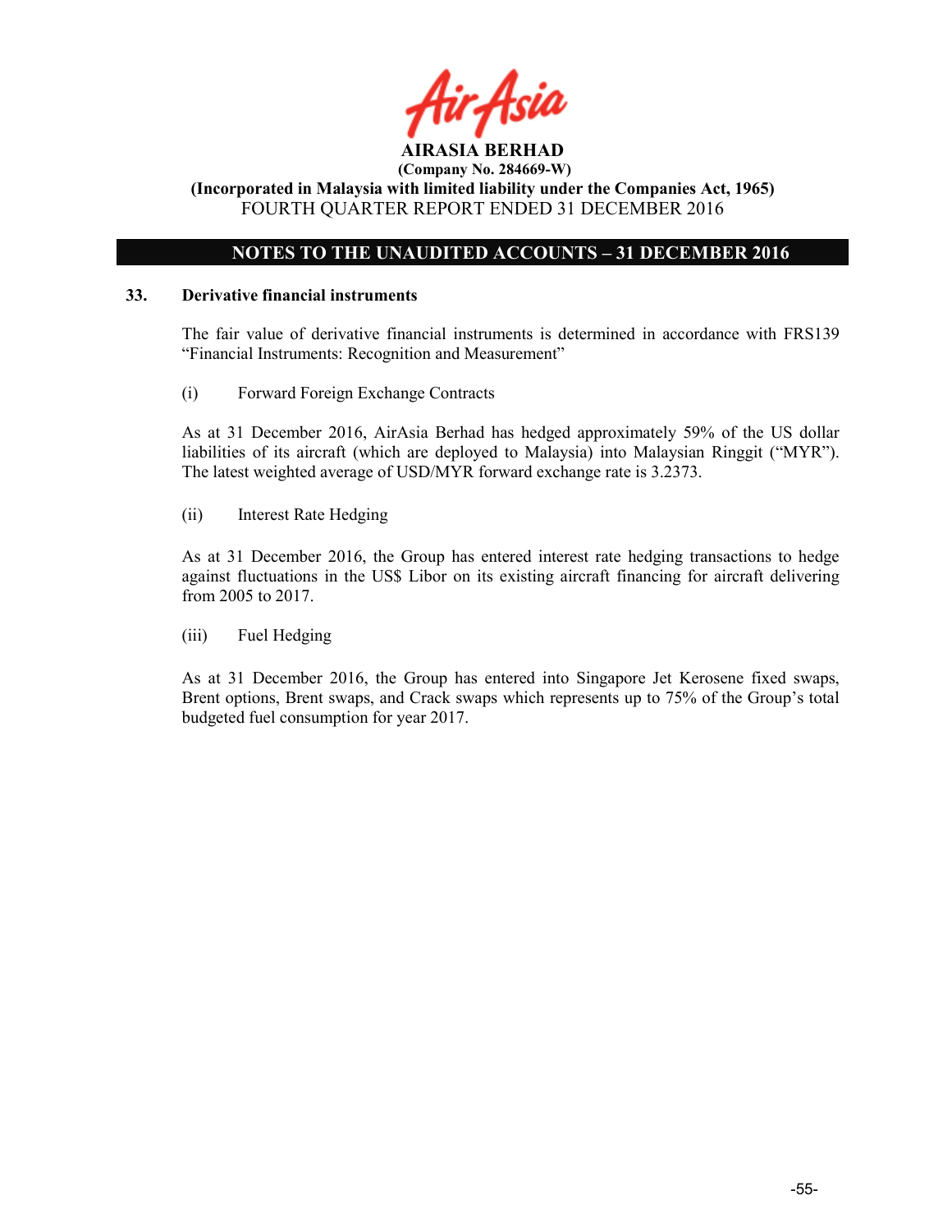**AIRASIA BERHAD**
**(Company No. 284669-W)**
**(Incorporated in Malaysia with limited liability under the Companies Act, 1965)**
FOURTH QUARTER REPORT ENDED 31 DECEMBER 2016

## NOTES TO THE UNAUDITED ACCOUNTS – 31 DECEMBER 2016

### 33. Derivative financial instruments

The fair value of derivative financial instruments is determined in accordance with FRS139 "Financial Instruments: Recognition and Measurement"

(i) Forward Foreign Exchange Contracts

As at 31 December 2016, AirAsia Berhad has hedged approximately 59% of the US dollar liabilities of its aircraft (which are deployed to Malaysia) into Malaysian Ringgit ("MYR"). The latest weighted average of USD/MYR forward exchange rate is 3.2373.

(ii) Interest Rate Hedging

As at 31 December 2016, the Group has entered interest rate hedging transactions to hedge against fluctuations in the US$ Libor on its existing aircraft financing for aircraft delivering from 2005 to 2017.

(iii) Fuel Hedging

As at 31 December 2016, the Group has entered into Singapore Jet Kerosene fixed swaps, Brent options, Brent swaps, and Crack swaps which represents up to 75% of the Group's total budgeted fuel consumption for year 2017.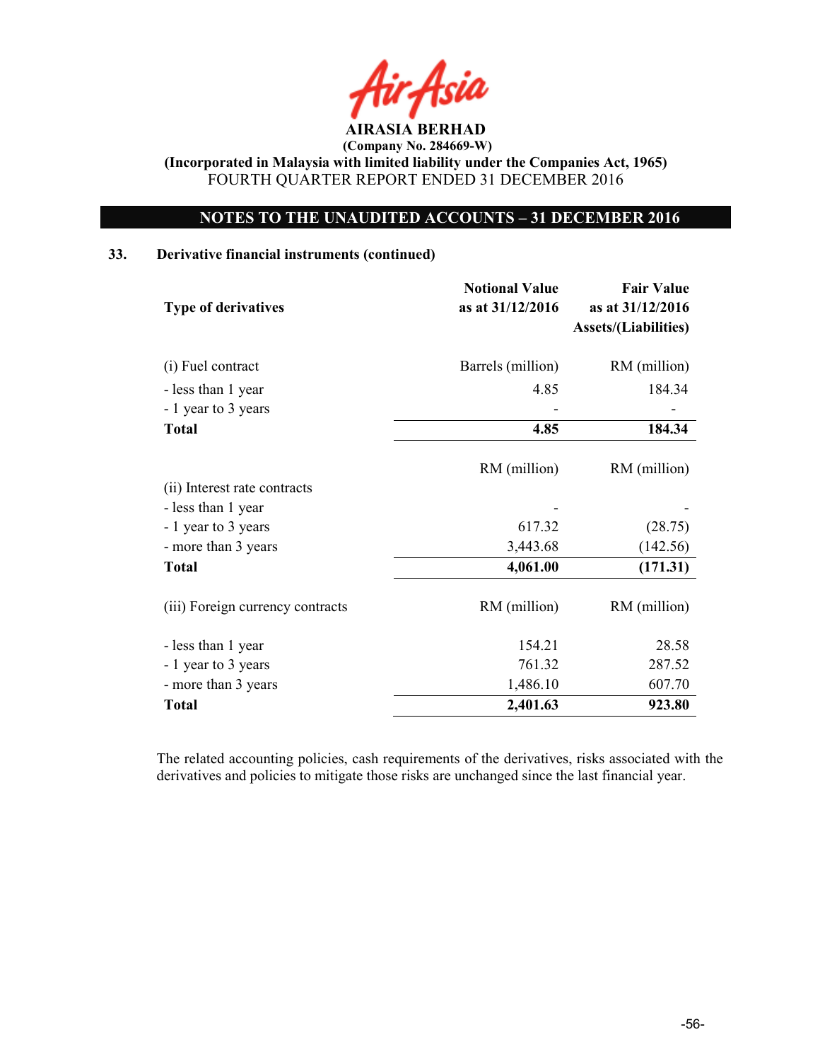**AIRASIA BERHAD**

**(Company No. 284669-W)**

**(Incorporated in Malaysia with limited liability under the Companies Act, 1965)**

FOURTH QUARTER REPORT ENDED 31 DECEMBER 2016

## NOTES TO THE UNAUDITED ACCOUNTS – 31 DECEMBER 2016

### 33. Derivative financial instruments (continued)

| Type of derivatives | Notional Value as at 31/12/2016 | Fair Value as at 31/12/2016 Assets/(Liabilities) |
|---|---|---|
| (i) Fuel contract | Barrels (million) | RM (million) |
| - less than 1 year | 4.85 | 184.34 |
| - 1 year to 3 years | - | - |
| **Total** | **4.85** | **184.34** |
| | RM (million) | RM (million) |
| (ii) Interest rate contracts | | |
| - less than 1 year | - | - |
| - 1 year to 3 years | 617.32 | (28.75) |
| - more than 3 years | 3,443.68 | (142.56) |
| **Total** | **4,061.00** | **(171.31)** |
| (iii) Foreign currency contracts | RM (million) | RM (million) |
| - less than 1 year | 154.21 | 28.58 |
| - 1 year to 3 years | 761.32 | 287.52 |
| - more than 3 years | 1,486.10 | 607.70 |
| **Total** | **2,401.63** | **923.80** |

The related accounting policies, cash requirements of the derivatives, risks associated with the derivatives and policies to mitigate those risks are unchanged since the last financial year.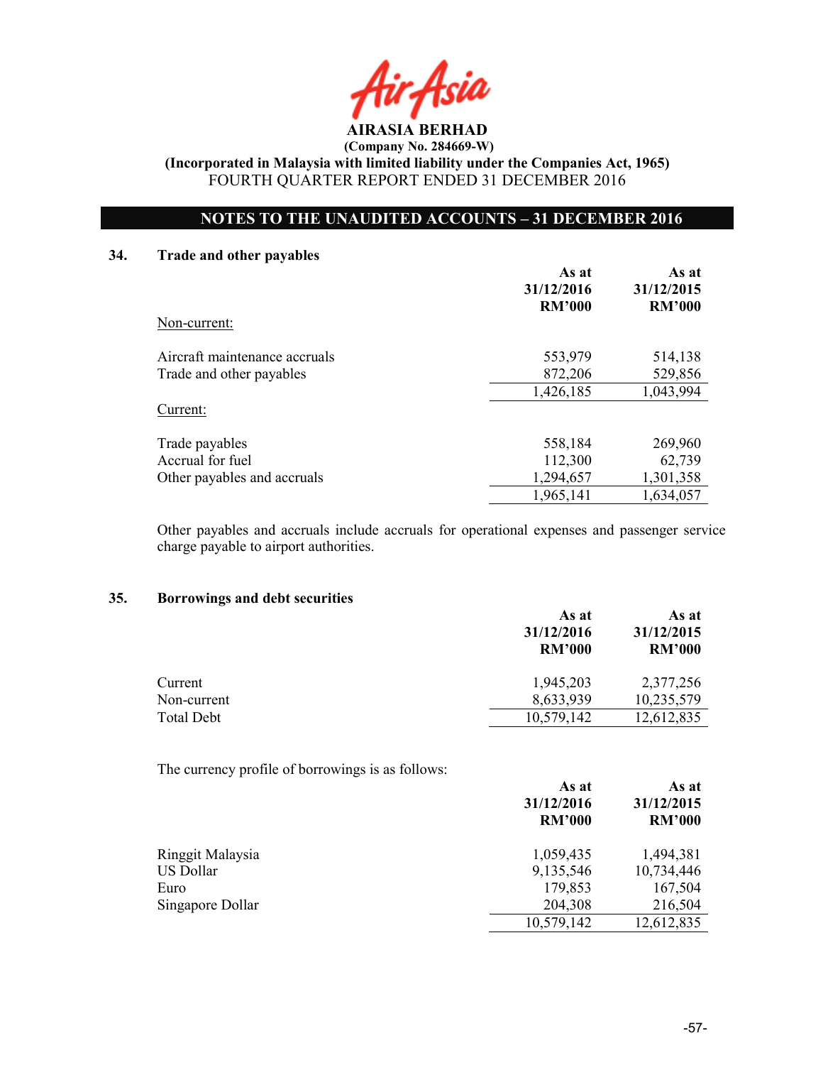**AIRASIA BERHAD**
**(Company No. 284669-W)**
**(Incorporated in Malaysia with limited liability under the Companies Act, 1965)**
FOURTH QUARTER REPORT ENDED 31 DECEMBER 2016

## NOTES TO THE UNAUDITED ACCOUNTS – 31 DECEMBER 2016

### 34. Trade and other payables

| | As at 31/12/2016 RM'000 | As at 31/12/2015 RM'000 |
|---|---|---|
| Non-current: | | |
| Aircraft maintenance accruals | 553,979 | 514,138 |
| Trade and other payables | 872,206 | 529,856 |
| | 1,426,185 | 1,043,994 |
| Current: | | |
| Trade payables | 558,184 | 269,960 |
| Accrual for fuel | 112,300 | 62,739 |
| Other payables and accruals | 1,294,657 | 1,301,358 |
| | 1,965,141 | 1,634,057 |

Other payables and accruals include accruals for operational expenses and passenger service charge payable to airport authorities.

### 35. Borrowings and debt securities

| | As at 31/12/2016 RM'000 | As at 31/12/2015 RM'000 |
|---|---|---|
| Current | 1,945,203 | 2,377,256 |
| Non-current | 8,633,939 | 10,235,579 |
| Total Debt | 10,579,142 | 12,612,835 |

The currency profile of borrowings is as follows:

| | As at 31/12/2016 RM'000 | As at 31/12/2015 RM'000 |
|---|---|---|
| Ringgit Malaysia | 1,059,435 | 1,494,381 |
| US Dollar | 9,135,546 | 10,734,446 |
| Euro | 179,853 | 167,504 |
| Singapore Dollar | 204,308 | 216,504 |
| | 10,579,142 | 12,612,835 |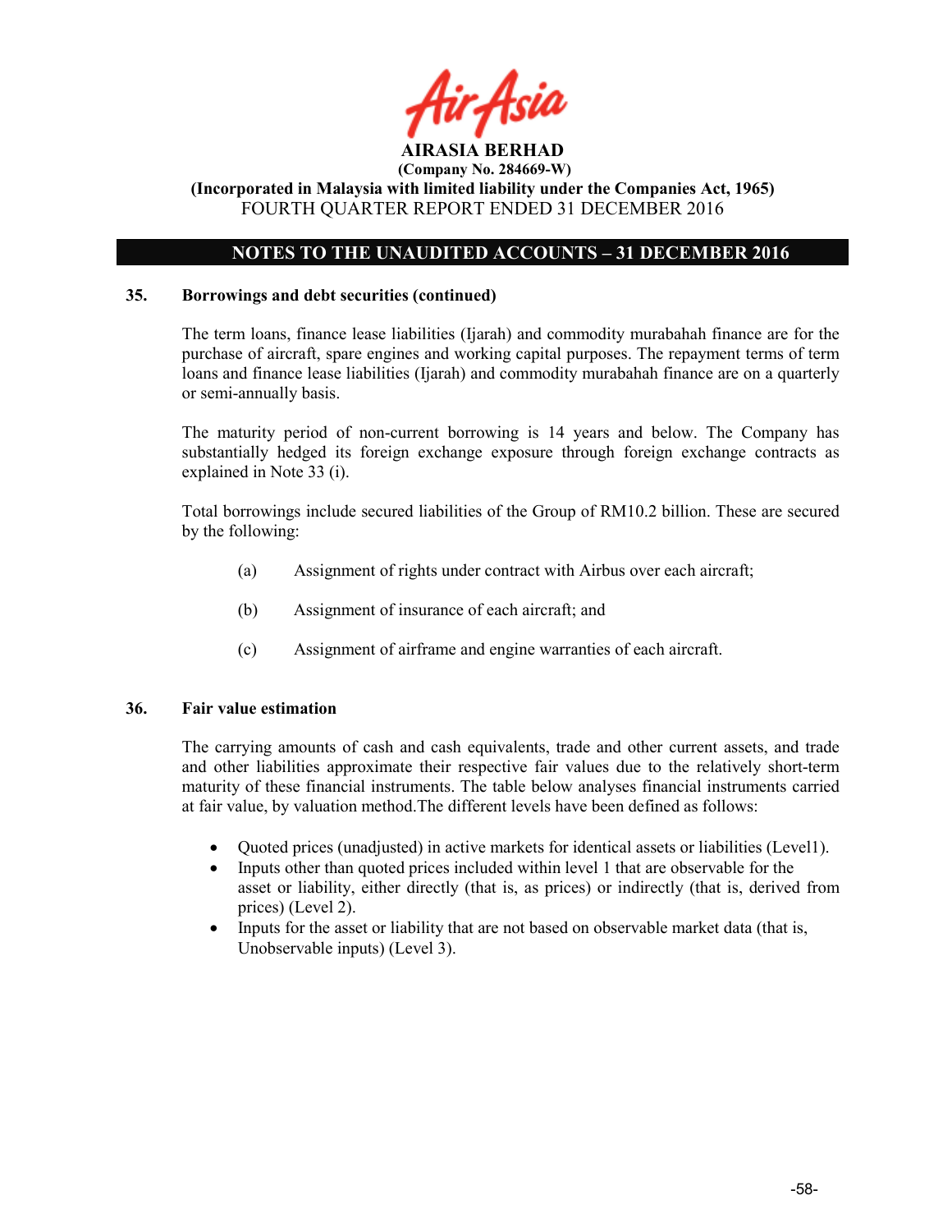**AIRASIA BERHAD**
**(Company No. 284669-W)**
**(Incorporated in Malaysia with limited liability under the Companies Act, 1965)**
FOURTH QUARTER REPORT ENDED 31 DECEMBER 2016

## NOTES TO THE UNAUDITED ACCOUNTS – 31 DECEMBER 2016

### 35. Borrowings and debt securities (continued)

The term loans, finance lease liabilities (Ijarah) and commodity murabahah finance are for the purchase of aircraft, spare engines and working capital purposes. The repayment terms of term loans and finance lease liabilities (Ijarah) and commodity murabahah finance are on a quarterly or semi-annually basis.

The maturity period of non-current borrowing is 14 years and below. The Company has substantially hedged its foreign exchange exposure through foreign exchange contracts as explained in Note 33 (i).

Total borrowings include secured liabilities of the Group of RM10.2 billion. These are secured by the following:

(a) Assignment of rights under contract with Airbus over each aircraft;

(b) Assignment of insurance of each aircraft; and

(c) Assignment of airframe and engine warranties of each aircraft.

### 36. Fair value estimation

The carrying amounts of cash and cash equivalents, trade and other current assets, and trade and other liabilities approximate their respective fair values due to the relatively short-term maturity of these financial instruments. The table below analyses financial instruments carried at fair value, by valuation method.The different levels have been defined as follows:

- Quoted prices (unadjusted) in active markets for identical assets or liabilities (Level1).
- Inputs other than quoted prices included within level 1 that are observable for the asset or liability, either directly (that is, as prices) or indirectly (that is, derived from prices) (Level 2).
- Inputs for the asset or liability that are not based on observable market data (that is, Unobservable inputs) (Level 3).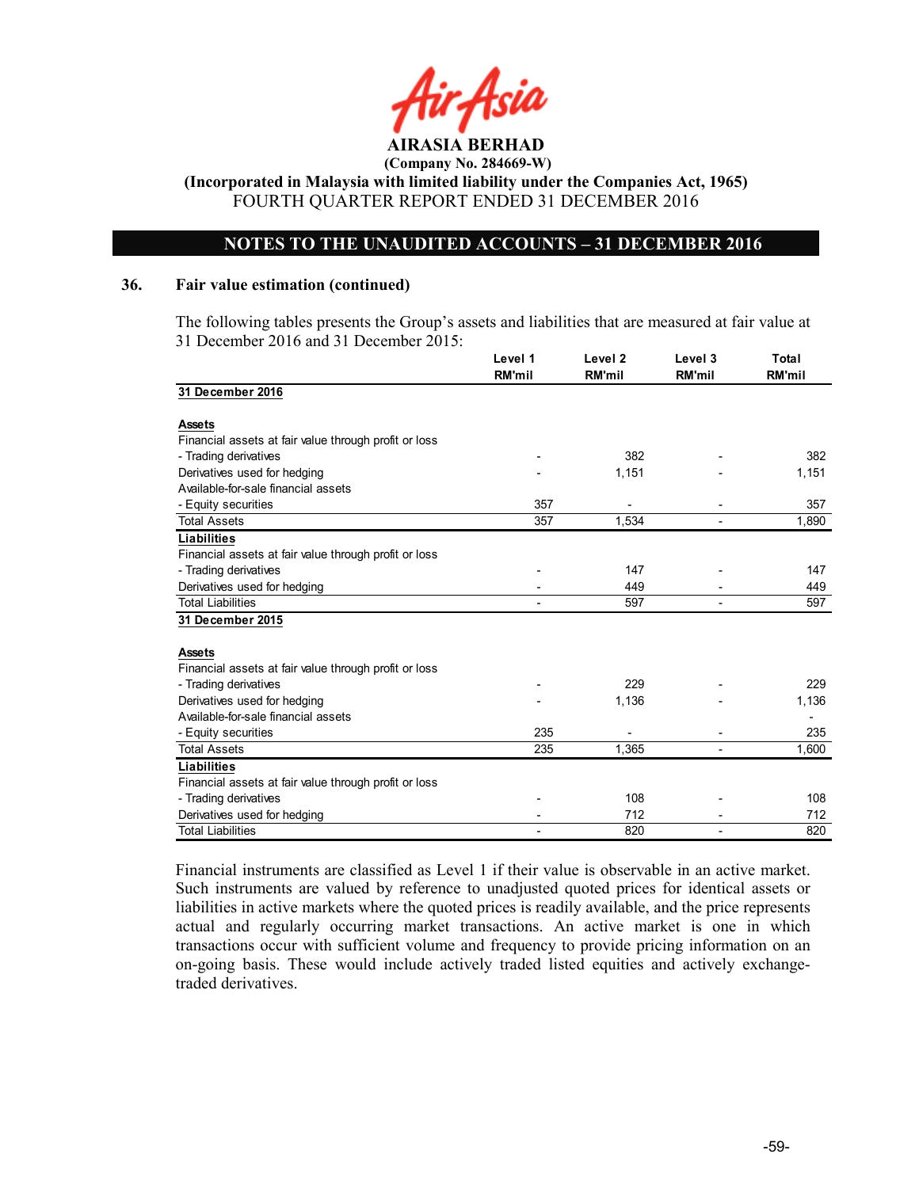AIRASIA BERHAD

(Company No. 284669-W)

(Incorporated in Malaysia with limited liability under the Companies Act, 1965)

FOURTH QUARTER REPORT ENDED 31 DECEMBER 2016

## NOTES TO THE UNAUDITED ACCOUNTS – 31 DECEMBER 2016

### 36. Fair value estimation (continued)

The following tables presents the Group's assets and liabilities that are measured at fair value at 31 December 2016 and 31 December 2015:

| | Level 1 RM'mil | Level 2 RM'mil | Level 3 RM'mil | Total RM'mil |
|---|---|---|---|---|
| **31 December 2016** | | | | |
| **Assets** | | | | |
| Financial assets at fair value through profit or loss | | | | |
| - Trading derivatives | - | 382 | - | 382 |
| Derivatives used for hedging | - | 1,151 | - | 1,151 |
| Available-for-sale financial assets | | | | |
| - Equity securities | 357 | - | - | 357 |
| Total Assets | 357 | 1,534 | - | 1,890 |
| **Liabilities** | | | | |
| Financial assets at fair value through profit or loss | | | | |
| - Trading derivatives | - | 147 | - | 147 |
| Derivatives used for hedging | - | 449 | - | 449 |
| Total Liabilities | - | 597 | - | 597 |
| **31 December 2015** | | | | |
| **Assets** | | | | |
| Financial assets at fair value through profit or loss | | | | |
| - Trading derivatives | - | 229 | - | 229 |
| Derivatives used for hedging | - | 1,136 | - | 1,136 |
| Available-for-sale financial assets | | | | - |
| - Equity securities | 235 | - | - | 235 |
| Total Assets | 235 | 1,365 | - | 1,600 |
| **Liabilities** | | | | |
| Financial assets at fair value through profit or loss | | | | |
| - Trading derivatives | - | 108 | - | 108 |
| Derivatives used for hedging | - | 712 | - | 712 |
| Total Liabilities | - | 820 | - | 820 |

Financial instruments are classified as Level 1 if their value is observable in an active market. Such instruments are valued by reference to unadjusted quoted prices for identical assets or liabilities in active markets where the quoted prices is readily available, and the price represents actual and regularly occurring market transactions. An active market is one in which transactions occur with sufficient volume and frequency to provide pricing information on an on-going basis. These would include actively traded listed equities and actively exchange-traded derivatives.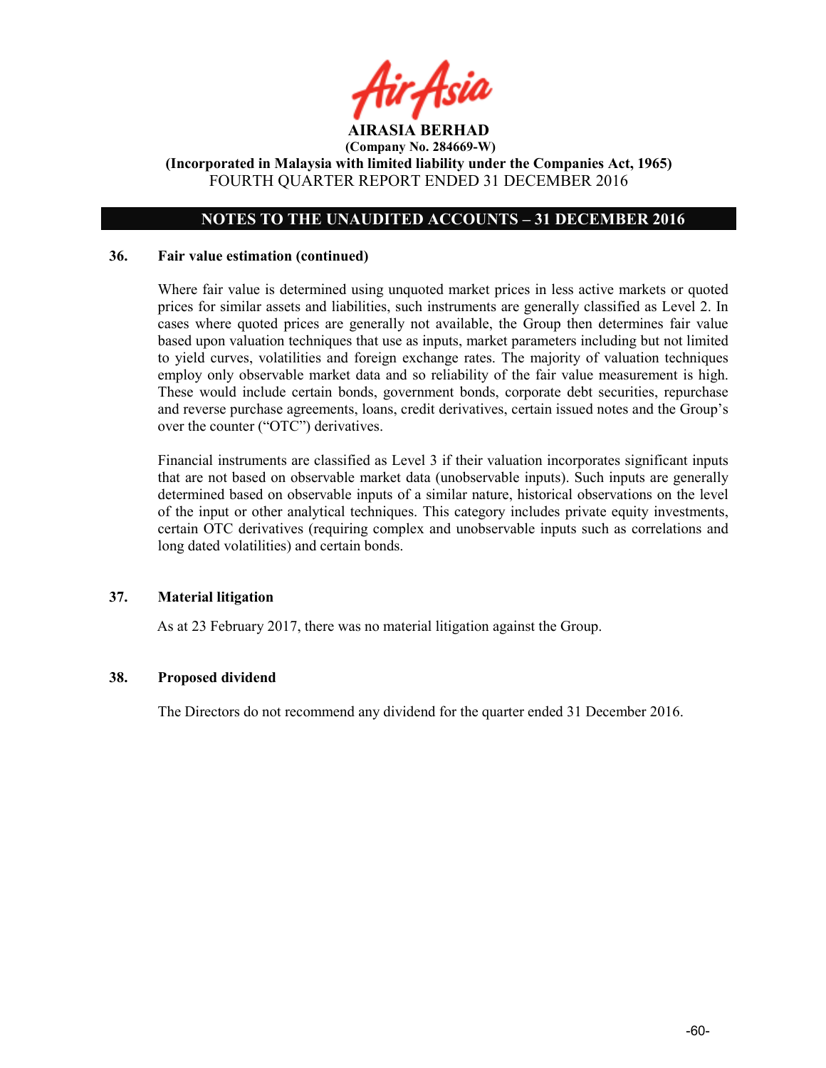## 36. Fair value estimation (continued)

Where fair value is determined using unquoted market prices in less active markets or quoted prices for similar assets and liabilities, such instruments are generally classified as Level 2. In cases where quoted prices are generally not available, the Group then determines fair value based upon valuation techniques that use as inputs, market parameters including but not limited to yield curves, volatilities and foreign exchange rates. The majority of valuation techniques employ only observable market data and so reliability of the fair value measurement is high. These would include certain bonds, government bonds, corporate debt securities, repurchase and reverse purchase agreements, loans, credit derivatives, certain issued notes and the Group's over the counter ("OTC") derivatives.

Financial instruments are classified as Level 3 if their valuation incorporates significant inputs that are not based on observable market data (unobservable inputs). Such inputs are generally determined based on observable inputs of a similar nature, historical observations on the level of the input or other analytical techniques. This category includes private equity investments, certain OTC derivatives (requiring complex and unobservable inputs such as correlations and long dated volatilities) and certain bonds.

## 37. Material litigation

As at 23 February 2017, there was no material litigation against the Group.

## 38. Proposed dividend

The Directors do not recommend any dividend for the quarter ended 31 December 2016.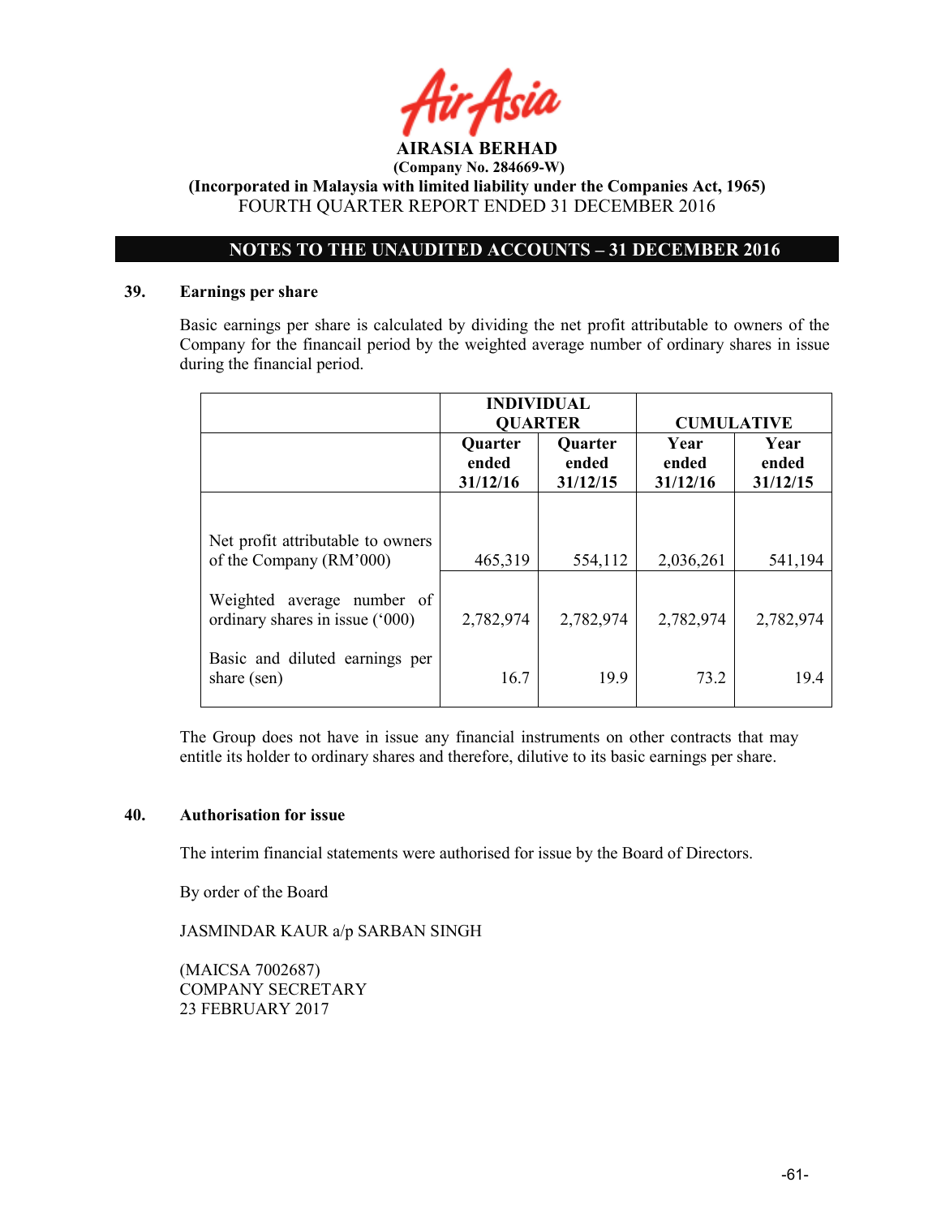# AIRASIA BERHAD

**(Company No. 284669-W)**

**(Incorporated in Malaysia with limited liability under the Companies Act, 1965)**

FOURTH QUARTER REPORT ENDED 31 DECEMBER 2016

## NOTES TO THE UNAUDITED ACCOUNTS – 31 DECEMBER 2016

### 39. Earnings per share

Basic earnings per share is calculated by dividing the net profit attributable to owners of the Company for the financail period by the weighted average number of ordinary shares in issue during the financial period.

| | INDIVIDUAL QUARTER | | CUMULATIVE | |
|---|---|---|---|---|
| | Quarter ended 31/12/16 | Quarter ended 31/12/15 | Year ended 31/12/16 | Year ended 31/12/15 |
| Net profit attributable to owners of the Company (RM'000) | 465,319 | 554,112 | 2,036,261 | 541,194 |
| Weighted average number of ordinary shares in issue ('000) | 2,782,974 | 2,782,974 | 2,782,974 | 2,782,974 |
| Basic and diluted earnings per share (sen) | 16.7 | 19.9 | 73.2 | 19.4 |

The Group does not have in issue any financial instruments on other contracts that may entitle its holder to ordinary shares and therefore, dilutive to its basic earnings per share.

### 40. Authorisation for issue

The interim financial statements were authorised for issue by the Board of Directors.

By order of the Board

JASMINDAR KAUR a/p SARBAN SINGH

(MAICSA 7002687)
COMPANY SECRETARY
23 FEBRUARY 2017